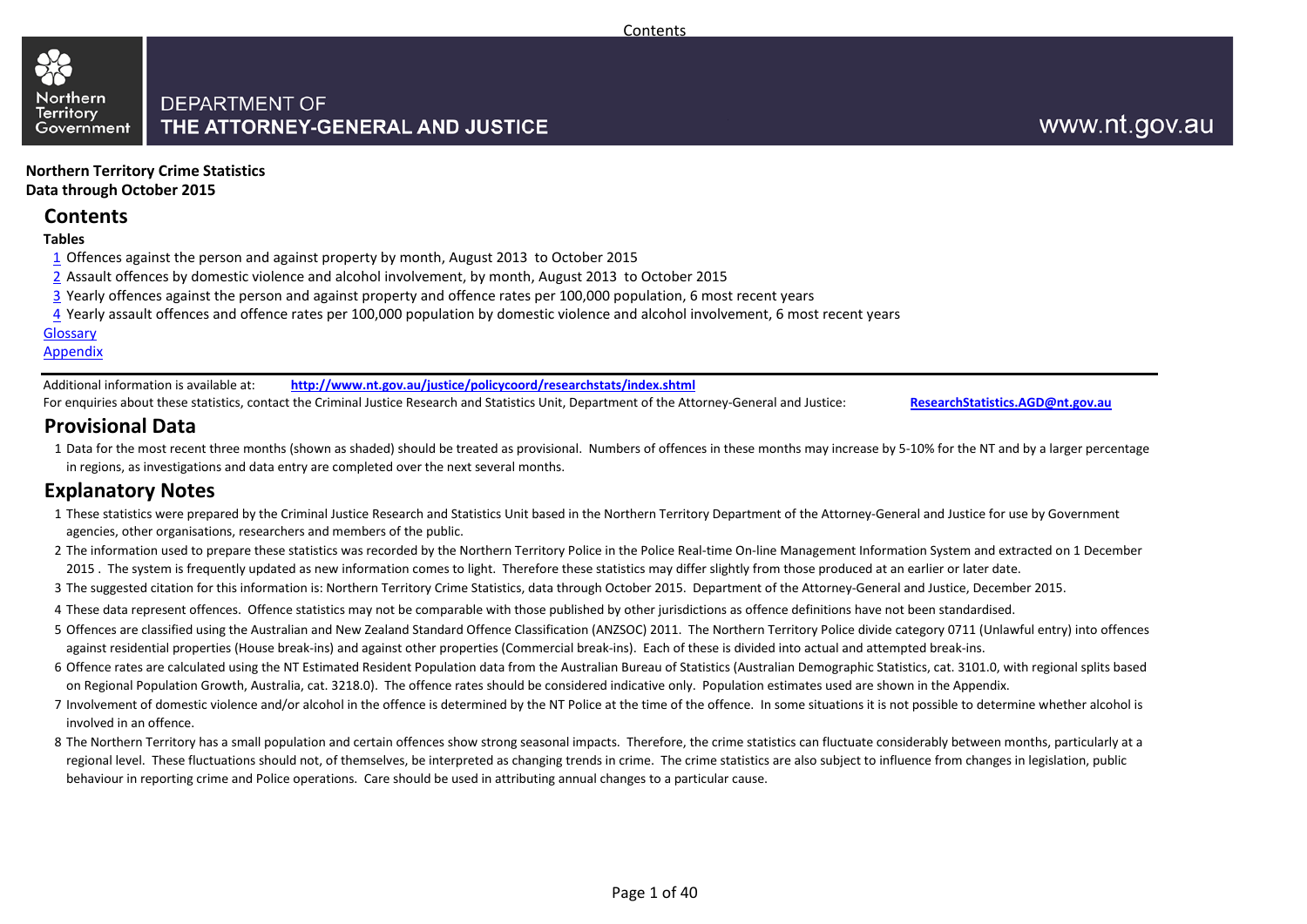Northern Territory Government

DEPARTMENT OF
THE ATTORNEY-GENERAL AND JUSTICE

www.nt.gov.au

**Northern Territory Crime Statistics**
**Data through October 2015**

## Contents

**Tables**

1 Offences against the person and against property by month, August 2013 to October 2015
2 Assault offences by domestic violence and alcohol involvement, by month, August 2013 to October 2015
3 Yearly offences against the person and against property and offence rates per 100,000 population, 6 most recent years
4 Yearly assault offences and offence rates per 100,000 population by domestic violence and alcohol involvement, 6 most recent years

Glossary
Appendix

Additional information is available at: **http://www.nt.gov.au/justice/policycoord/researchstats/index.shtml**
For enquiries about these statistics, contact the Criminal Justice Research and Statistics Unit, Department of the Attorney-General and Justice: **ResearchStatistics.AGD@nt.gov.au**

## Provisional Data

1 Data for the most recent three months (shown as shaded) should be treated as provisional. Numbers of offences in these months may increase by 5-10% for the NT and by a larger percentage in regions, as investigations and data entry are completed over the next several months.

## Explanatory Notes

1 These statistics were prepared by the Criminal Justice Research and Statistics Unit based in the Northern Territory Department of the Attorney-General and Justice for use by Government agencies, other organisations, researchers and members of the public.
2 The information used to prepare these statistics was recorded by the Northern Territory Police in the Police Real-time On-line Management Information System and extracted on 1 December 2015 . The system is frequently updated as new information comes to light. Therefore these statistics may differ slightly from those produced at an earlier or later date.
3 The suggested citation for this information is: Northern Territory Crime Statistics, data through October 2015. Department of the Attorney-General and Justice, December 2015.
4 These data represent offences. Offence statistics may not be comparable with those published by other jurisdictions as offence definitions have not been standardised.
5 Offences are classified using the Australian and New Zealand Standard Offence Classification (ANZSOC) 2011. The Northern Territory Police divide category 0711 (Unlawful entry) into offences against residential properties (House break-ins) and against other properties (Commercial break-ins). Each of these is divided into actual and attempted break-ins.
6 Offence rates are calculated using the NT Estimated Resident Population data from the Australian Bureau of Statistics (Australian Demographic Statistics, cat. 3101.0, with regional splits based on Regional Population Growth, Australia, cat. 3218.0). The offence rates should be considered indicative only. Population estimates used are shown in the Appendix.
7 Involvement of domestic violence and/or alcohol in the offence is determined by the NT Police at the time of the offence. In some situations it is not possible to determine whether alcohol is involved in an offence.
8 The Northern Territory has a small population and certain offences show strong seasonal impacts. Therefore, the crime statistics can fluctuate considerably between months, particularly at a regional level. These fluctuations should not, of themselves, be interpreted as changing trends in crime. The crime statistics are also subject to influence from changes in legislation, public behaviour in reporting crime and Police operations. Care should be used in attributing annual changes to a particular cause.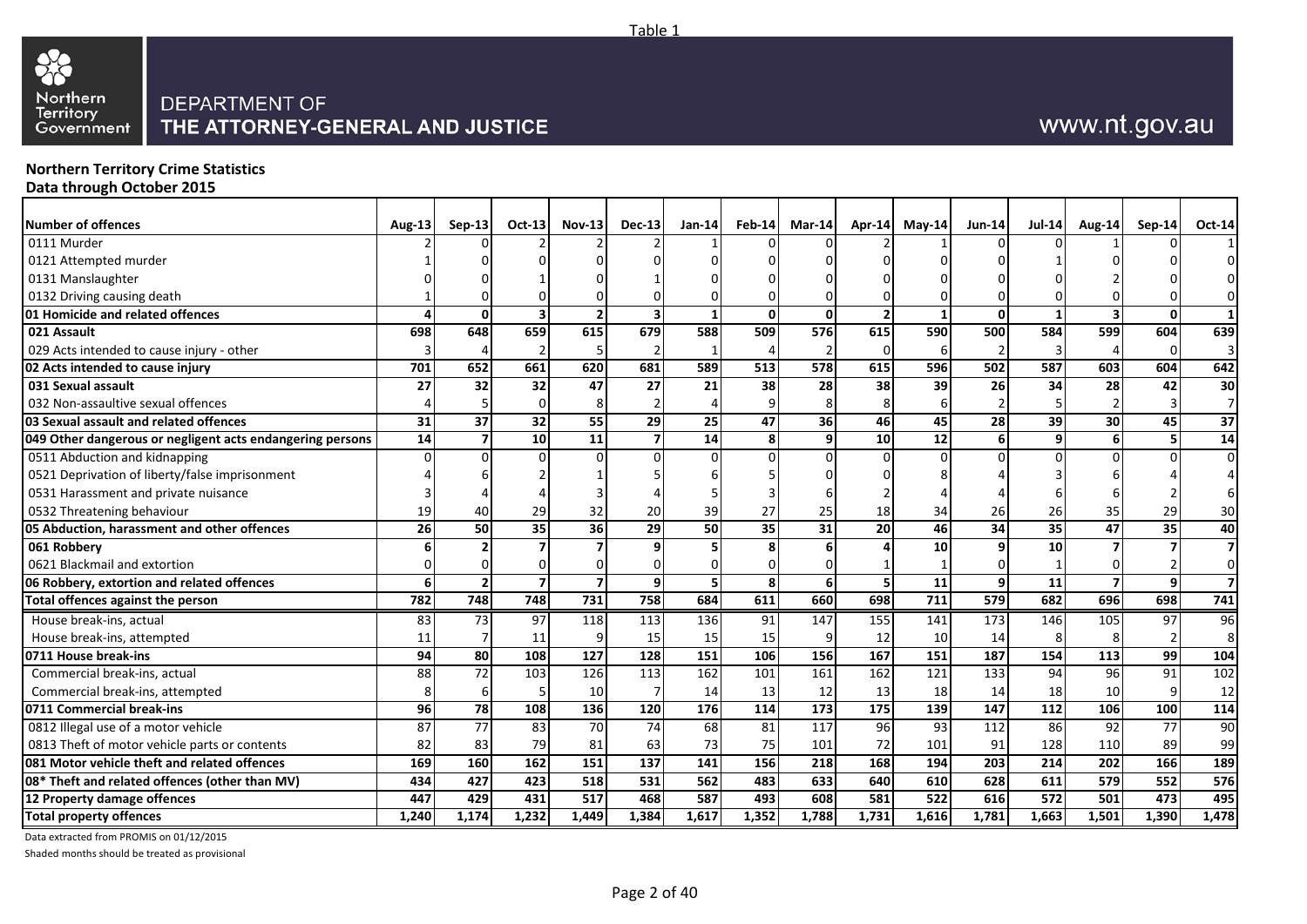Table 1

DEPARTMENT OF
THE ATTORNEY-GENERAL AND JUSTICE

www.nt.gov.au

**Northern Territory Crime Statistics**
**Data through October 2015**

| Number of offences | Aug-13 | Sep-13 | Oct-13 | Nov-13 | Dec-13 | Jan-14 | Feb-14 | Mar-14 | Apr-14 | May-14 | Jun-14 | Jul-14 | Aug-14 | Sep-14 | Oct-14 |
|---|---|---|---|---|---|---|---|---|---|---|---|---|---|---|---|
| 0111 Murder | 2 | 0 | 2 | 2 | 2 | 1 | 0 | 0 | 2 | 1 | 0 | 0 | 1 | 0 | 1 |
| 0121 Attempted murder | 1 | 0 | 0 | 0 | 0 | 0 | 0 | 0 | 0 | 0 | 0 | 1 | 0 | 0 | 0 |
| 0131 Manslaughter | 0 | 0 | 1 | 0 | 1 | 0 | 0 | 0 | 0 | 0 | 0 | 0 | 2 | 0 | 0 |
| 0132 Driving causing death | 1 | 0 | 0 | 0 | 0 | 0 | 0 | 0 | 0 | 0 | 0 | 0 | 0 | 0 | 0 |
| **01 Homicide and related offences** | **4** | **0** | **3** | **2** | **3** | **1** | **0** | **0** | **2** | **1** | **0** | **1** | **3** | **0** | **1** |
| **021 Assault** | **698** | **648** | **659** | **615** | **679** | **588** | **509** | **576** | **615** | **590** | **500** | **584** | **599** | **604** | **639** |
| 029 Acts intended to cause injury - other | 3 | 4 | 2 | 5 | 2 | 1 | 4 | 2 | 0 | 6 | 2 | 3 | 4 | 0 | 3 |
| **02 Acts intended to cause injury** | **701** | **652** | **661** | **620** | **681** | **589** | **513** | **578** | **615** | **596** | **502** | **587** | **603** | **604** | **642** |
| **031 Sexual assault** | **27** | **32** | **32** | **47** | **27** | **21** | **38** | **28** | **38** | **39** | **26** | **34** | **28** | **42** | **30** |
| 032 Non-assaultive sexual offences | 4 | 5 | 0 | 8 | 2 | 4 | 9 | 8 | 8 | 6 | 2 | 5 | 2 | 3 | 7 |
| **03 Sexual assault and related offences** | **31** | **37** | **32** | **55** | **29** | **25** | **47** | **36** | **46** | **45** | **28** | **39** | **30** | **45** | **37** |
| **049 Other dangerous or negligent acts endangering persons** | **14** | **7** | **10** | **11** | **7** | **14** | **8** | **9** | **10** | **12** | **6** | **9** | **6** | **5** | **14** |
| 0511 Abduction and kidnapping | 0 | 0 | 0 | 0 | 0 | 0 | 0 | 0 | 0 | 0 | 0 | 0 | 0 | 0 | 0 |
| 0521 Deprivation of liberty/false imprisonment | 4 | 6 | 2 | 1 | 5 | 6 | 5 | 0 | 0 | 8 | 4 | 3 | 6 | 4 | 4 |
| 0531 Harassment and private nuisance | 3 | 4 | 4 | 3 | 4 | 5 | 3 | 6 | 2 | 4 | 4 | 6 | 6 | 2 | 6 |
| 0532 Threatening behaviour | 19 | 40 | 29 | 32 | 20 | 39 | 27 | 25 | 18 | 34 | 26 | 26 | 35 | 29 | 30 |
| **05 Abduction, harassment and other offences** | **26** | **50** | **35** | **36** | **29** | **50** | **35** | **31** | **20** | **46** | **34** | **35** | **47** | **35** | **40** |
| **061 Robbery** | **6** | **2** | **7** | **7** | **9** | **5** | **8** | **6** | **4** | **10** | **9** | **10** | **7** | **7** | **7** |
| 0621 Blackmail and extortion | 0 | 0 | 0 | 0 | 0 | 0 | 0 | 0 | 1 | 1 | 0 | 1 | 0 | 2 | 0 |
| **06 Robbery, extortion and related offences** | **6** | **2** | **7** | **7** | **9** | **5** | **8** | **6** | **5** | **11** | **9** | **11** | **7** | **9** | **7** |
| **Total offences against the person** | **782** | **748** | **748** | **731** | **758** | **684** | **611** | **660** | **698** | **711** | **579** | **682** | **696** | **698** | **741** |
| House break-ins, actual | 83 | 73 | 97 | 118 | 113 | 136 | 91 | 147 | 155 | 141 | 173 | 146 | 105 | 97 | 96 |
| House break-ins, attempted | 11 | 7 | 11 | 9 | 15 | 15 | 15 | 9 | 12 | 10 | 14 | 8 | 8 | 2 | 8 |
| **0711 House break-ins** | **94** | **80** | **108** | **127** | **128** | **151** | **106** | **156** | **167** | **151** | **187** | **154** | **113** | **99** | **104** |
| Commercial break-ins, actual | 88 | 72 | 103 | 126 | 113 | 162 | 101 | 161 | 162 | 121 | 133 | 94 | 96 | 91 | 102 |
| Commercial break-ins, attempted | 8 | 6 | 5 | 10 | 7 | 14 | 13 | 12 | 13 | 18 | 14 | 18 | 10 | 9 | 12 |
| **0711 Commercial break-ins** | **96** | **78** | **108** | **136** | **120** | **176** | **114** | **173** | **175** | **139** | **147** | **112** | **106** | **100** | **114** |
| 0812 Illegal use of a motor vehicle | 87 | 77 | 83 | 70 | 74 | 68 | 81 | 117 | 96 | 93 | 112 | 86 | 92 | 77 | 90 |
| 0813 Theft of motor vehicle parts or contents | 82 | 83 | 79 | 81 | 63 | 73 | 75 | 101 | 72 | 101 | 91 | 128 | 110 | 89 | 99 |
| **081 Motor vehicle theft and related offences** | **169** | **160** | **162** | **151** | **137** | **141** | **156** | **218** | **168** | **194** | **203** | **214** | **202** | **166** | **189** |
| **08* Theft and related offences (other than MV)** | **434** | **427** | **423** | **518** | **531** | **562** | **483** | **633** | **640** | **610** | **628** | **611** | **579** | **552** | **576** |
| **12 Property damage offences** | **447** | **429** | **431** | **517** | **468** | **587** | **493** | **608** | **581** | **522** | **616** | **572** | **501** | **473** | **495** |
| **Total property offences** | **1,240** | **1,174** | **1,232** | **1,449** | **1,384** | **1,617** | **1,352** | **1,788** | **1,731** | **1,616** | **1,781** | **1,663** | **1,501** | **1,390** | **1,478** |

Data extracted from PROMIS on 01/12/2015

Shaded months should be treated as provisional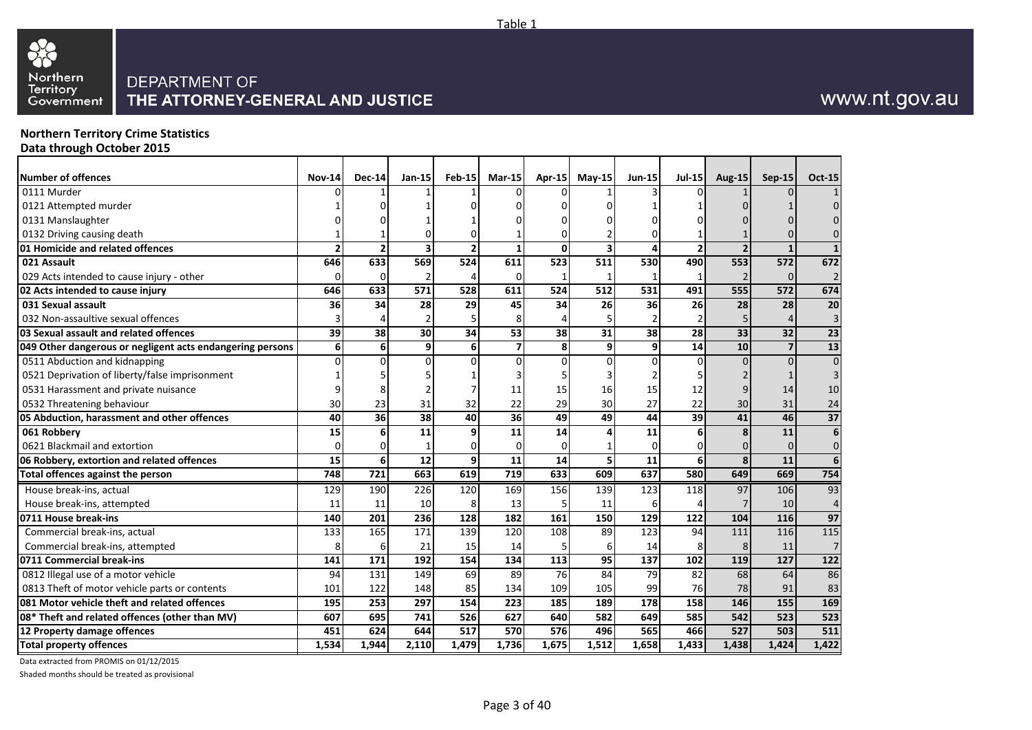Table 1

DEPARTMENT OF
**THE ATTORNEY-GENERAL AND JUSTICE**

www.nt.gov.au

**Northern Territory Crime Statistics**
**Data through October 2015**

| Number of offences | Nov-14 | Dec-14 | Jan-15 | Feb-15 | Mar-15 | Apr-15 | May-15 | Jun-15 | Jul-15 | Aug-15 | Sep-15 | Oct-15 |
|---|---|---|---|---|---|---|---|---|---|---|---|---|
| 0111 Murder | 0 | 1 | 1 | 1 | 0 | 0 | 1 | 3 | 0 | 1 | 0 | 1 |
| 0121 Attempted murder | 1 | 0 | 1 | 0 | 0 | 0 | 0 | 1 | 1 | 0 | 1 | 0 |
| 0131 Manslaughter | 0 | 0 | 1 | 1 | 0 | 0 | 0 | 0 | 0 | 0 | 0 | 0 |
| 0132 Driving causing death | 1 | 1 | 0 | 0 | 1 | 0 | 2 | 0 | 1 | 1 | 0 | 0 |
| **01 Homicide and related offences** | **2** | **2** | **3** | **2** | **1** | **0** | **3** | **4** | **2** | **2** | **1** | **1** |
| **021 Assault** | **646** | **633** | **569** | **524** | **611** | **523** | **511** | **530** | **490** | **553** | **572** | **672** |
| 029 Acts intended to cause injury - other | 0 | 0 | 2 | 4 | 0 | 1 | 1 | 1 | 1 | 2 | 0 | 2 |
| **02 Acts intended to cause injury** | **646** | **633** | **571** | **528** | **611** | **524** | **512** | **531** | **491** | **555** | **572** | **674** |
| **031 Sexual assault** | **36** | **34** | **28** | **29** | **45** | **34** | **26** | **36** | **26** | **28** | **28** | **20** |
| 032 Non-assaultive sexual offences | 3 | 4 | 2 | 5 | 8 | 4 | 5 | 2 | 2 | 5 | 4 | 3 |
| **03 Sexual assault and related offences** | **39** | **38** | **30** | **34** | **53** | **38** | **31** | **38** | **28** | **33** | **32** | **23** |
| **049 Other dangerous or negligent acts endangering persons** | **6** | **6** | **9** | **6** | **7** | **8** | **9** | **9** | **14** | **10** | **7** | **13** |
| 0511 Abduction and kidnapping | 0 | 0 | 0 | 0 | 0 | 0 | 0 | 0 | 0 | 0 | 0 | 0 |
| 0521 Deprivation of liberty/false imprisonment | 1 | 5 | 5 | 1 | 3 | 5 | 3 | 2 | 5 | 2 | 1 | 3 |
| 0531 Harassment and private nuisance | 9 | 8 | 2 | 7 | 11 | 15 | 16 | 15 | 12 | 9 | 14 | 10 |
| 0532 Threatening behaviour | 30 | 23 | 31 | 32 | 22 | 29 | 30 | 27 | 22 | 30 | 31 | 24 |
| **05 Abduction, harassment and other offences** | **40** | **36** | **38** | **40** | **36** | **49** | **49** | **44** | **39** | **41** | **46** | **37** |
| **061 Robbery** | **15** | **6** | **11** | **9** | **11** | **14** | **4** | **11** | **6** | **8** | **11** | **6** |
| 0621 Blackmail and extortion | 0 | 0 | 1 | 0 | 0 | 0 | 1 | 0 | 0 | 0 | 0 | 0 |
| **06 Robbery, extortion and related offences** | **15** | **6** | **12** | **9** | **11** | **14** | **5** | **11** | **6** | **8** | **11** | **6** |
| **Total offences against the person** | **748** | **721** | **663** | **619** | **719** | **633** | **609** | **637** | **580** | **649** | **669** | **754** |
| House break-ins, actual | 129 | 190 | 226 | 120 | 169 | 156 | 139 | 123 | 118 | 97 | 106 | 93 |
| House break-ins, attempted | 11 | 11 | 10 | 8 | 13 | 5 | 11 | 6 | 4 | 7 | 10 | 4 |
| **0711 House break-ins** | **140** | **201** | **236** | **128** | **182** | **161** | **150** | **129** | **122** | **104** | **116** | **97** |
| Commercial break-ins, actual | 133 | 165 | 171 | 139 | 120 | 108 | 89 | 123 | 94 | 111 | 116 | 115 |
| Commercial break-ins, attempted | 8 | 6 | 21 | 15 | 14 | 5 | 6 | 14 | 8 | 8 | 11 | 7 |
| **0711 Commercial break-ins** | **141** | **171** | **192** | **154** | **134** | **113** | **95** | **137** | **102** | **119** | **127** | **122** |
| 0812 Illegal use of a motor vehicle | 94 | 131 | 149 | 69 | 89 | 76 | 84 | 79 | 82 | 68 | 64 | 86 |
| 0813 Theft of motor vehicle parts or contents | 101 | 122 | 148 | 85 | 134 | 109 | 105 | 99 | 76 | 78 | 91 | 83 |
| **081 Motor vehicle theft and related offences** | **195** | **253** | **297** | **154** | **223** | **185** | **189** | **178** | **158** | **146** | **155** | **169** |
| **08* Theft and related offences (other than MV)** | **607** | **695** | **741** | **526** | **627** | **640** | **582** | **649** | **585** | **542** | **523** | **523** |
| **12 Property damage offences** | **451** | **624** | **644** | **517** | **570** | **576** | **496** | **565** | **466** | **527** | **503** | **511** |
| **Total property offences** | **1,534** | **1,944** | **2,110** | **1,479** | **1,736** | **1,675** | **1,512** | **1,658** | **1,433** | **1,438** | **1,424** | **1,422** |

Data extracted from PROMIS on 01/12/2015

Shaded months should be treated as provisional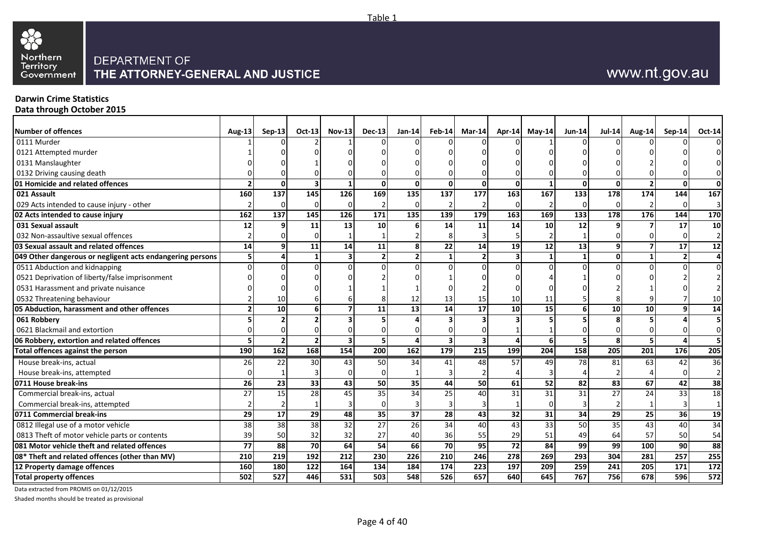Table 1

DEPARTMENT OF
THE ATTORNEY-GENERAL AND JUSTICE

www.nt.gov.au

**Darwin Crime Statistics**
**Data through October 2015**

| Number of offences | Aug-13 | Sep-13 | Oct-13 | Nov-13 | Dec-13 | Jan-14 | Feb-14 | Mar-14 | Apr-14 | May-14 | Jun-14 | Jul-14 | Aug-14 | Sep-14 | Oct-14 |
|---|---|---|---|---|---|---|---|---|---|---|---|---|---|---|---|
| 0111 Murder | 1 | 0 | 2 | 1 | 0 | 0 | 0 | 0 | 0 | 1 | 0 | 0 | 0 | 0 | 0 |
| 0121 Attempted murder | 1 | 0 | 0 | 0 | 0 | 0 | 0 | 0 | 0 | 0 | 0 | 0 | 0 | 0 | 0 |
| 0131 Manslaughter | 0 | 0 | 1 | 0 | 0 | 0 | 0 | 0 | 0 | 0 | 0 | 0 | 2 | 0 | 0 |
| 0132 Driving causing death | 0 | 0 | 0 | 0 | 0 | 0 | 0 | 0 | 0 | 0 | 0 | 0 | 0 | 0 | 0 |
| **01 Homicide and related offences** | **2** | **0** | **3** | **1** | **0** | **0** | **0** | **0** | **0** | **1** | **0** | **0** | **2** | **0** | **0** |
| **021 Assault** | **160** | **137** | **145** | **126** | **169** | **135** | **137** | **177** | **163** | **167** | **133** | **178** | **174** | **144** | **167** |
| 029 Acts intended to cause injury - other | 2 | 0 | 0 | 0 | 2 | 0 | 2 | 2 | 0 | 2 | 0 | 0 | 2 | 0 | 3 |
| **02 Acts intended to cause injury** | **162** | **137** | **145** | **126** | **171** | **135** | **139** | **179** | **163** | **169** | **133** | **178** | **176** | **144** | **170** |
| **031 Sexual assault** | **12** | **9** | **11** | **13** | **10** | **6** | **14** | **11** | **14** | **10** | **12** | **9** | **7** | **17** | **10** |
| 032 Non-assaultive sexual offences | 2 | 0 | 0 | 1 | 1 | 2 | 8 | 3 | 5 | 2 | 1 | 0 | 0 | 0 | 2 |
| **03 Sexual assault and related offences** | **14** | **9** | **11** | **14** | **11** | **8** | **22** | **14** | **19** | **12** | **13** | **9** | **7** | **17** | **12** |
| **049 Other dangerous or negligent acts endangering persons** | **5** | **4** | **1** | **3** | **2** | **2** | **1** | **2** | **3** | **1** | **1** | **0** | **1** | **2** | **4** |
| 0511 Abduction and kidnapping | 0 | 0 | 0 | 0 | 0 | 0 | 0 | 0 | 0 | 0 | 0 | 0 | 0 | 0 | 0 |
| 0521 Deprivation of liberty/false imprisonment | 0 | 0 | 0 | 0 | 2 | 0 | 1 | 0 | 0 | 4 | 1 | 0 | 0 | 2 | 2 |
| 0531 Harassment and private nuisance | 0 | 0 | 0 | 1 | 1 | 1 | 0 | 2 | 0 | 0 | 0 | 2 | 1 | 0 | 2 |
| 0532 Threatening behaviour | 2 | 10 | 6 | 6 | 8 | 12 | 13 | 15 | 10 | 11 | 5 | 8 | 9 | 7 | 10 |
| **05 Abduction, harassment and other offences** | **2** | **10** | **6** | **7** | **11** | **13** | **14** | **17** | **10** | **15** | **6** | **10** | **10** | **9** | **14** |
| **061 Robbery** | **5** | **2** | **2** | **3** | **5** | **4** | **3** | **3** | **3** | **5** | **5** | **8** | **5** | **4** | **5** |
| 0621 Blackmail and extortion | 0 | 0 | 0 | 0 | 0 | 0 | 0 | 0 | 1 | 1 | 0 | 0 | 0 | 0 | 0 |
| **06 Robbery, extortion and related offences** | **5** | **2** | **2** | **3** | **5** | **4** | **3** | **3** | **4** | **6** | **5** | **8** | **5** | **4** | **5** |
| **Total offences against the person** | **190** | **162** | **168** | **154** | **200** | **162** | **179** | **215** | **199** | **204** | **158** | **205** | **201** | **176** | **205** |
| House break-ins, actual | 26 | 22 | 30 | 43 | 50 | 34 | 41 | 48 | 57 | 49 | 78 | 81 | 63 | 42 | 36 |
| House break-ins, attempted | 0 | 1 | 3 | 0 | 0 | 1 | 3 | 2 | 4 | 3 | 4 | 2 | 4 | 0 | 2 |
| **0711 House break-ins** | **26** | **23** | **33** | **43** | **50** | **35** | **44** | **50** | **61** | **52** | **82** | **83** | **67** | **42** | **38** |
| Commercial break-ins, actual | 27 | 15 | 28 | 45 | 35 | 34 | 25 | 40 | 31 | 31 | 31 | 27 | 24 | 33 | 18 |
| Commercial break-ins, attempted | 2 | 2 | 1 | 3 | 0 | 3 | 3 | 3 | 1 | 0 | 3 | 2 | 1 | 3 | 1 |
| **0711 Commercial break-ins** | **29** | **17** | **29** | **48** | **35** | **37** | **28** | **43** | **32** | **31** | **34** | **29** | **25** | **36** | **19** |
| 0812 Illegal use of a motor vehicle | 38 | 38 | 38 | 32 | 27 | 26 | 34 | 40 | 43 | 33 | 50 | 35 | 43 | 40 | 34 |
| 0813 Theft of motor vehicle parts or contents | 39 | 50 | 32 | 32 | 27 | 40 | 36 | 55 | 29 | 51 | 49 | 64 | 57 | 50 | 54 |
| **081 Motor vehicle theft and related offences** | **77** | **88** | **70** | **64** | **54** | **66** | **70** | **95** | **72** | **84** | **99** | **99** | **100** | **90** | **88** |
| **08* Theft and related offences (other than MV)** | **210** | **219** | **192** | **212** | **230** | **226** | **210** | **246** | **278** | **269** | **293** | **304** | **281** | **257** | **255** |
| **12 Property damage offences** | **160** | **180** | **122** | **164** | **134** | **184** | **174** | **223** | **197** | **209** | **259** | **241** | **205** | **171** | **172** |
| **Total property offences** | **502** | **527** | **446** | **531** | **503** | **548** | **526** | **657** | **640** | **645** | **767** | **756** | **678** | **596** | **572** |

Data extracted from PROMIS on 01/12/2015

Shaded months should be treated as provisional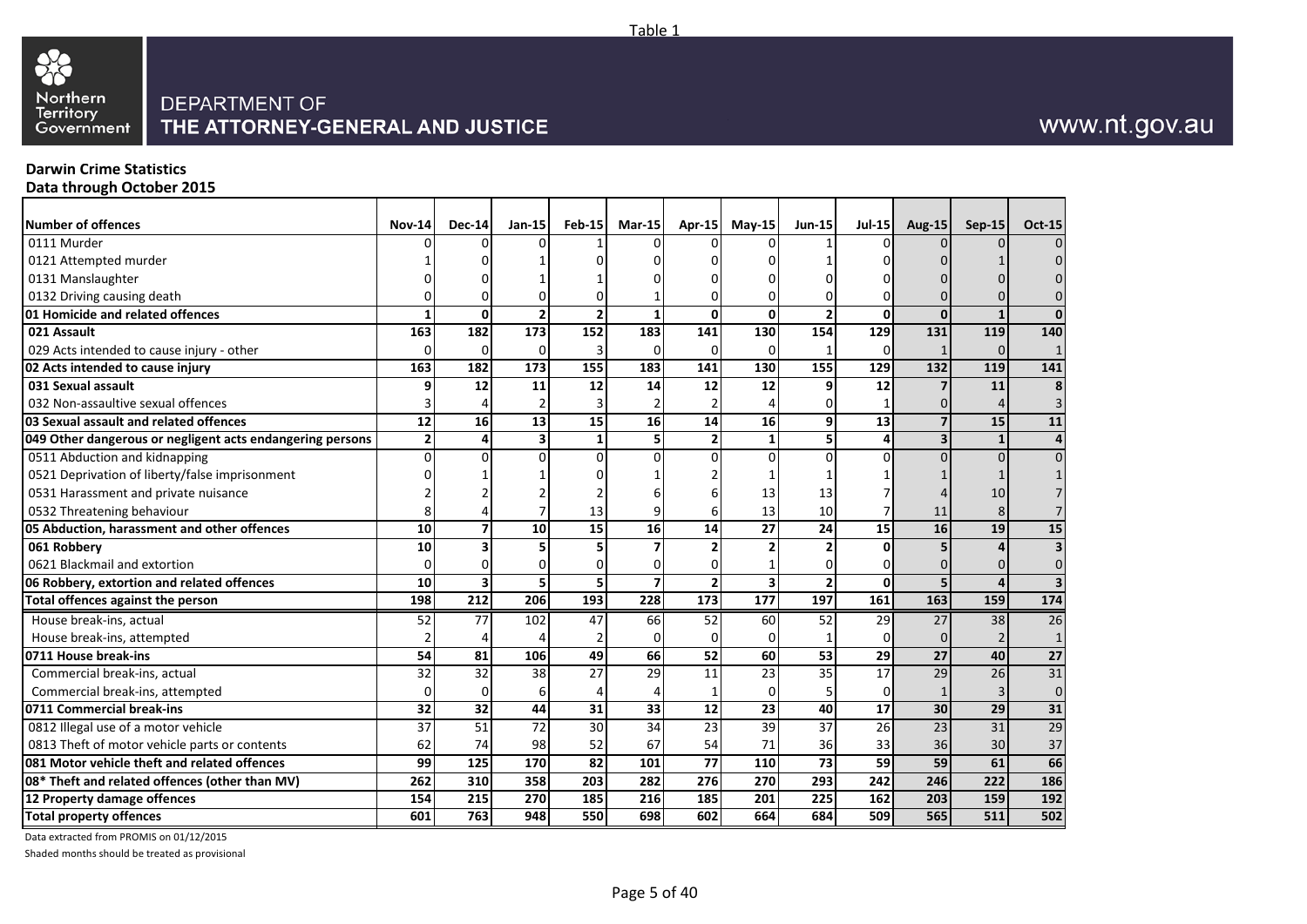Table 1

DEPARTMENT OF
THE ATTORNEY-GENERAL AND JUSTICE

www.nt.gov.au

**Darwin Crime Statistics**
**Data through October 2015**

| Number of offences | Nov-14 | Dec-14 | Jan-15 | Feb-15 | Mar-15 | Apr-15 | May-15 | Jun-15 | Jul-15 | Aug-15 | Sep-15 | Oct-15 |
|---|---|---|---|---|---|---|---|---|---|---|---|---|
| 0111 Murder | 0 | 0 | 0 | 1 | 0 | 0 | 0 | 1 | 0 | 0 | 0 | 0 |
| 0121 Attempted murder | 1 | 0 | 1 | 0 | 0 | 0 | 0 | 1 | 0 | 0 | 1 | 0 |
| 0131 Manslaughter | 0 | 0 | 1 | 1 | 0 | 0 | 0 | 0 | 0 | 0 | 0 | 0 |
| 0132 Driving causing death | 0 | 0 | 0 | 0 | 1 | 0 | 0 | 0 | 0 | 0 | 0 | 0 |
| **01 Homicide and related offences** | **1** | **0** | **2** | **2** | **1** | **0** | **0** | **2** | **0** | **0** | **1** | **0** |
| **021 Assault** | **163** | **182** | **173** | **152** | **183** | **141** | **130** | **154** | **129** | **131** | **119** | **140** |
| 029 Acts intended to cause injury - other | 0 | 0 | 0 | 3 | 0 | 0 | 0 | 1 | 0 | 1 | 0 | 1 |
| **02 Acts intended to cause injury** | **163** | **182** | **173** | **155** | **183** | **141** | **130** | **155** | **129** | **132** | **119** | **141** |
| **031 Sexual assault** | **9** | **12** | **11** | **12** | **14** | **12** | **12** | **9** | **12** | **7** | **11** | **8** |
| 032 Non-assaultive sexual offences | 3 | 4 | 2 | 3 | 2 | 2 | 4 | 0 | 1 | 0 | 4 | 3 |
| **03 Sexual assault and related offences** | **12** | **16** | **13** | **15** | **16** | **14** | **16** | **9** | **13** | **7** | **15** | **11** |
| **049 Other dangerous or negligent acts endangering persons** | **2** | **4** | **3** | **1** | **5** | **2** | **1** | **5** | **4** | **3** | **1** | **4** |
| 0511 Abduction and kidnapping | 0 | 0 | 0 | 0 | 0 | 0 | 0 | 0 | 0 | 0 | 0 | 0 |
| 0521 Deprivation of liberty/false imprisonment | 0 | 1 | 1 | 0 | 1 | 2 | 1 | 1 | 1 | 1 | 1 | 1 |
| 0531 Harassment and private nuisance | 2 | 2 | 2 | 2 | 6 | 6 | 13 | 13 | 7 | 4 | 10 | 7 |
| 0532 Threatening behaviour | 8 | 4 | 7 | 13 | 9 | 6 | 13 | 10 | 7 | 11 | 8 | 7 |
| **05 Abduction, harassment and other offences** | **10** | **7** | **10** | **15** | **16** | **14** | **27** | **24** | **15** | **16** | **19** | **15** |
| **061 Robbery** | **10** | **3** | **5** | **5** | **7** | **2** | **2** | **2** | **0** | **5** | **4** | **3** |
| 0621 Blackmail and extortion | 0 | 0 | 0 | 0 | 0 | 0 | 1 | 0 | 0 | 0 | 0 | 0 |
| **06 Robbery, extortion and related offences** | **10** | **3** | **5** | **5** | **7** | **2** | **3** | **2** | **0** | **5** | **4** | **3** |
| **Total offences against the person** | **198** | **212** | **206** | **193** | **228** | **173** | **177** | **197** | **161** | **163** | **159** | **174** |
| House break-ins, actual | 52 | 77 | 102 | 47 | 66 | 52 | 60 | 52 | 29 | 27 | 38 | 26 |
| House break-ins, attempted | 2 | 4 | 4 | 2 | 0 | 0 | 0 | 1 | 0 | 0 | 2 | 1 |
| **0711 House break-ins** | **54** | **81** | **106** | **49** | **66** | **52** | **60** | **53** | **29** | **27** | **40** | **27** |
| Commercial break-ins, actual | 32 | 32 | 38 | 27 | 29 | 11 | 23 | 35 | 17 | 29 | 26 | 31 |
| Commercial break-ins, attempted | 0 | 0 | 6 | 4 | 4 | 1 | 0 | 5 | 0 | 1 | 3 | 0 |
| **0711 Commercial break-ins** | **32** | **32** | **44** | **31** | **33** | **12** | **23** | **40** | **17** | **30** | **29** | **31** |
| 0812 Illegal use of a motor vehicle | 37 | 51 | 72 | 30 | 34 | 23 | 39 | 37 | 26 | 23 | 31 | 29 |
| 0813 Theft of motor vehicle parts or contents | 62 | 74 | 98 | 52 | 67 | 54 | 71 | 36 | 33 | 36 | 30 | 37 |
| **081 Motor vehicle theft and related offences** | **99** | **125** | **170** | **82** | **101** | **77** | **110** | **73** | **59** | **59** | **61** | **66** |
| **08* Theft and related offences (other than MV)** | **262** | **310** | **358** | **203** | **282** | **276** | **270** | **293** | **242** | **246** | **222** | **186** |
| **12 Property damage offences** | **154** | **215** | **270** | **185** | **216** | **185** | **201** | **225** | **162** | **203** | **159** | **192** |
| **Total property offences** | **601** | **763** | **948** | **550** | **698** | **602** | **664** | **684** | **509** | **565** | **511** | **502** |

Data extracted from PROMIS on 01/12/2015

Shaded months should be treated as provisional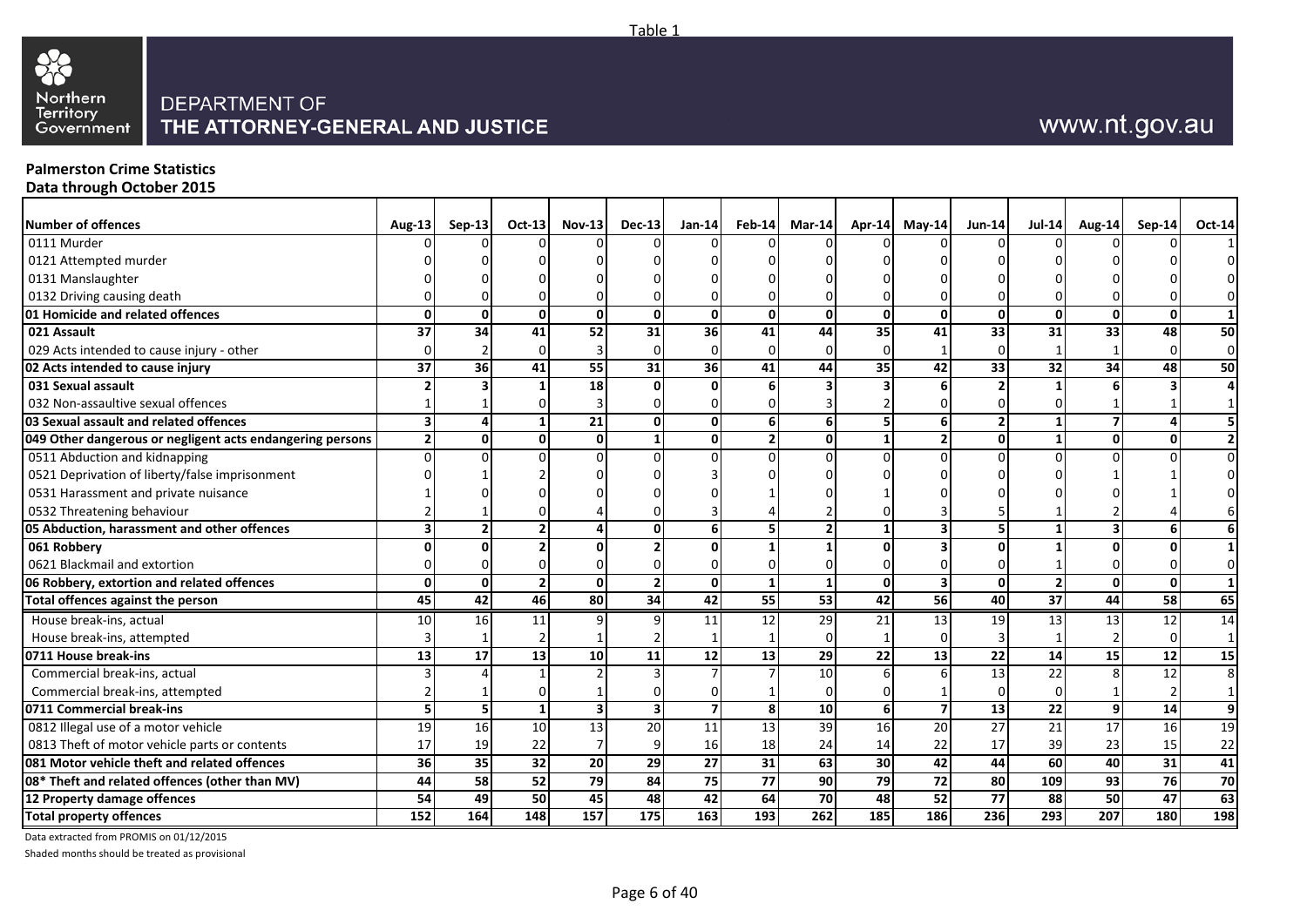Table 1

DEPARTMENT OF
**THE ATTORNEY-GENERAL AND JUSTICE**

www.nt.gov.au

**Palmerston Crime Statistics**
**Data through October 2015**

| Number of offences | Aug-13 | Sep-13 | Oct-13 | Nov-13 | Dec-13 | Jan-14 | Feb-14 | Mar-14 | Apr-14 | May-14 | Jun-14 | Jul-14 | Aug-14 | Sep-14 | Oct-14 |
|---|---|---|---|---|---|---|---|---|---|---|---|---|---|---|---|
| 0111 Murder | 0 | 0 | 0 | 0 | 0 | 0 | 0 | 0 | 0 | 0 | 0 | 0 | 0 | 0 | 1 |
| 0121 Attempted murder | 0 | 0 | 0 | 0 | 0 | 0 | 0 | 0 | 0 | 0 | 0 | 0 | 0 | 0 | 0 |
| 0131 Manslaughter | 0 | 0 | 0 | 0 | 0 | 0 | 0 | 0 | 0 | 0 | 0 | 0 | 0 | 0 | 0 |
| 0132 Driving causing death | 0 | 0 | 0 | 0 | 0 | 0 | 0 | 0 | 0 | 0 | 0 | 0 | 0 | 0 | 0 |
| **01 Homicide and related offences** | **0** | **0** | **0** | **0** | **0** | **0** | **0** | **0** | **0** | **0** | **0** | **0** | **0** | **0** | **1** |
| **021 Assault** | **37** | **34** | **41** | **52** | **31** | **36** | **41** | **44** | **35** | **41** | **33** | **31** | **33** | **48** | **50** |
| 029 Acts intended to cause injury - other | 0 | 2 | 0 | 3 | 0 | 0 | 0 | 0 | 0 | 1 | 0 | 1 | 1 | 0 | 0 |
| **02 Acts intended to cause injury** | **37** | **36** | **41** | **55** | **31** | **36** | **41** | **44** | **35** | **42** | **33** | **32** | **34** | **48** | **50** |
| **031 Sexual assault** | **2** | **3** | **1** | **18** | **0** | **0** | **6** | **3** | **3** | **6** | **2** | **1** | **6** | **3** | **4** |
| 032 Non-assaultive sexual offences | 1 | 1 | 0 | 3 | 0 | 0 | 0 | 3 | 2 | 0 | 0 | 0 | 1 | 1 | 1 |
| **03 Sexual assault and related offences** | **3** | **4** | **1** | **21** | **0** | **0** | **6** | **6** | **5** | **6** | **2** | **1** | **7** | **4** | **5** |
| **049 Other dangerous or negligent acts endangering persons** | **2** | **0** | **0** | **0** | **1** | **0** | **2** | **0** | **1** | **2** | **0** | **1** | **0** | **0** | **2** |
| 0511 Abduction and kidnapping | 0 | 0 | 0 | 0 | 0 | 0 | 0 | 0 | 0 | 0 | 0 | 0 | 0 | 0 | 0 |
| 0521 Deprivation of liberty/false imprisonment | 0 | 1 | 2 | 0 | 0 | 3 | 0 | 0 | 0 | 0 | 0 | 0 | 1 | 1 | 0 |
| 0531 Harassment and private nuisance | 1 | 0 | 0 | 0 | 0 | 0 | 1 | 0 | 1 | 0 | 0 | 0 | 0 | 1 | 0 |
| 0532 Threatening behaviour | 2 | 1 | 0 | 4 | 0 | 3 | 4 | 2 | 0 | 3 | 5 | 1 | 2 | 4 | 6 |
| **05 Abduction, harassment and other offences** | **3** | **2** | **2** | **4** | **0** | **6** | **5** | **2** | **1** | **3** | **5** | **1** | **3** | **6** | **6** |
| **061 Robbery** | **0** | **0** | **2** | **0** | **2** | **0** | **1** | **1** | **0** | **3** | **0** | **1** | **0** | **0** | **1** |
| 0621 Blackmail and extortion | 0 | 0 | 0 | 0 | 0 | 0 | 0 | 0 | 0 | 0 | 0 | 1 | 0 | 0 | 0 |
| **06 Robbery, extortion and related offences** | **0** | **0** | **2** | **0** | **2** | **0** | **1** | **1** | **0** | **3** | **0** | **2** | **0** | **0** | **1** |
| **Total offences against the person** | **45** | **42** | **46** | **80** | **34** | **42** | **55** | **53** | **42** | **56** | **40** | **37** | **44** | **58** | **65** |
| House break-ins, actual | 10 | 16 | 11 | 9 | 9 | 11 | 12 | 29 | 21 | 13 | 19 | 13 | 13 | 12 | 14 |
| House break-ins, attempted | 3 | 1 | 2 | 1 | 2 | 1 | 1 | 0 | 1 | 0 | 3 | 1 | 2 | 0 | 1 |
| **0711 House break-ins** | **13** | **17** | **13** | **10** | **11** | **12** | **13** | **29** | **22** | **13** | **22** | **14** | **15** | **12** | **15** |
| Commercial break-ins, actual | 3 | 4 | 1 | 2 | 3 | 7 | 7 | 10 | 6 | 6 | 13 | 22 | 8 | 12 | 8 |
| Commercial break-ins, attempted | 2 | 1 | 0 | 1 | 0 | 0 | 1 | 0 | 0 | 1 | 0 | 0 | 1 | 2 | 1 |
| **0711 Commercial break-ins** | **5** | **5** | **1** | **3** | **3** | **7** | **8** | **10** | **6** | **7** | **13** | **22** | **9** | **14** | **9** |
| 0812 Illegal use of a motor vehicle | 19 | 16 | 10 | 13 | 20 | 11 | 13 | 39 | 16 | 20 | 27 | 21 | 17 | 16 | 19 |
| 0813 Theft of motor vehicle parts or contents | 17 | 19 | 22 | 7 | 9 | 16 | 18 | 24 | 14 | 22 | 17 | 39 | 23 | 15 | 22 |
| **081 Motor vehicle theft and related offences** | **36** | **35** | **32** | **20** | **29** | **27** | **31** | **63** | **30** | **42** | **44** | **60** | **40** | **31** | **41** |
| **08* Theft and related offences (other than MV)** | **44** | **58** | **52** | **79** | **84** | **75** | **77** | **90** | **79** | **72** | **80** | **109** | **93** | **76** | **70** |
| **12 Property damage offences** | **54** | **49** | **50** | **45** | **48** | **42** | **64** | **70** | **48** | **52** | **77** | **88** | **50** | **47** | **63** |
| **Total property offences** | **152** | **164** | **148** | **157** | **175** | **163** | **193** | **262** | **185** | **186** | **236** | **293** | **207** | **180** | **198** |

Data extracted from PROMIS on 01/12/2015

Shaded months should be treated as provisional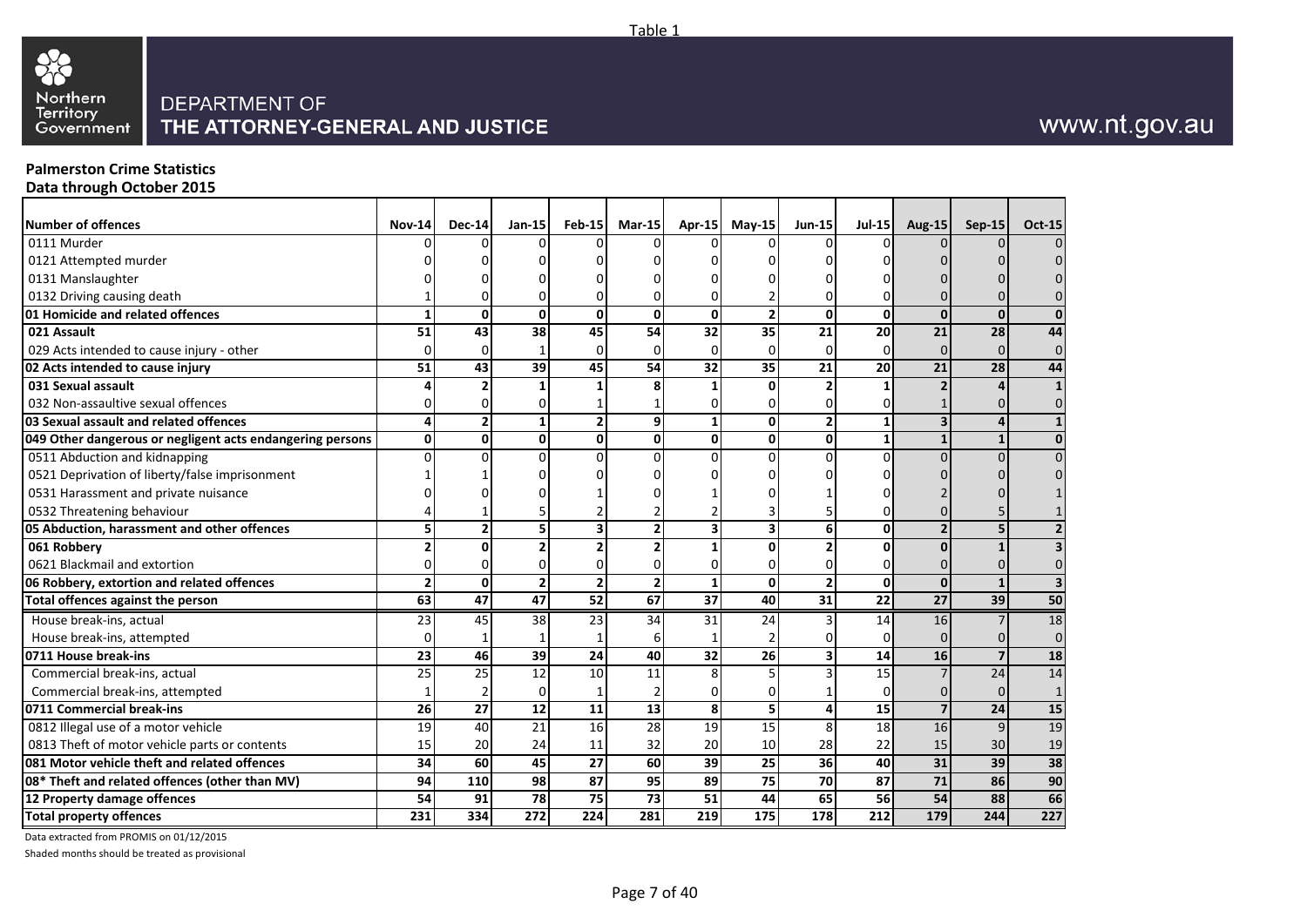Table 1

Northern Territory Government

DEPARTMENT OF THE ATTORNEY-GENERAL AND JUSTICE

www.nt.gov.au

**Palmerston Crime Statistics**
**Data through October 2015**

| Number of offences | Nov-14 | Dec-14 | Jan-15 | Feb-15 | Mar-15 | Apr-15 | May-15 | Jun-15 | Jul-15 | Aug-15 | Sep-15 | Oct-15 |
|---|---|---|---|---|---|---|---|---|---|---|---|---|
| 0111 Murder | 0 | 0 | 0 | 0 | 0 | 0 | 0 | 0 | 0 | 0 | 0 | 0 |
| 0121 Attempted murder | 0 | 0 | 0 | 0 | 0 | 0 | 0 | 0 | 0 | 0 | 0 | 0 |
| 0131 Manslaughter | 0 | 0 | 0 | 0 | 0 | 0 | 0 | 0 | 0 | 0 | 0 | 0 |
| 0132 Driving causing death | 1 | 0 | 0 | 0 | 0 | 0 | 2 | 0 | 0 | 0 | 0 | 0 |
| **01 Homicide and related offences** | **1** | **0** | **0** | **0** | **0** | **0** | **2** | **0** | **0** | **0** | **0** | **0** |
| **021 Assault** | **51** | **43** | **38** | **45** | **54** | **32** | **35** | **21** | **20** | **21** | **28** | **44** |
| 029 Acts intended to cause injury - other | 0 | 0 | 1 | 0 | 0 | 0 | 0 | 0 | 0 | 0 | 0 | 0 |
| **02 Acts intended to cause injury** | **51** | **43** | **39** | **45** | **54** | **32** | **35** | **21** | **20** | **21** | **28** | **44** |
| **031 Sexual assault** | **4** | **2** | **1** | **1** | **8** | **1** | **0** | **2** | **1** | **2** | **4** | **1** |
| 032 Non-assaultive sexual offences | 0 | 0 | 0 | 1 | 1 | 0 | 0 | 0 | 0 | 1 | 0 | 0 |
| **03 Sexual assault and related offences** | **4** | **2** | **1** | **2** | **9** | **1** | **0** | **2** | **1** | **3** | **4** | **1** |
| **049 Other dangerous or negligent acts endangering persons** | **0** | **0** | **0** | **0** | **0** | **0** | **0** | **0** | **1** | **1** | **1** | **0** |
| 0511 Abduction and kidnapping | 0 | 0 | 0 | 0 | 0 | 0 | 0 | 0 | 0 | 0 | 0 | 0 |
| 0521 Deprivation of liberty/false imprisonment | 1 | 1 | 0 | 0 | 0 | 0 | 0 | 0 | 0 | 0 | 0 | 0 |
| 0531 Harassment and private nuisance | 0 | 0 | 0 | 1 | 0 | 1 | 0 | 1 | 0 | 2 | 0 | 1 |
| 0532 Threatening behaviour | 4 | 1 | 5 | 2 | 2 | 2 | 3 | 5 | 0 | 0 | 5 | 1 |
| **05 Abduction, harassment and other offences** | **5** | **2** | **5** | **3** | **2** | **3** | **3** | **6** | **0** | **2** | **5** | **2** |
| **061 Robbery** | **2** | **0** | **2** | **2** | **2** | **1** | **0** | **2** | **0** | **0** | **1** | **3** |
| 0621 Blackmail and extortion | 0 | 0 | 0 | 0 | 0 | 0 | 0 | 0 | 0 | 0 | 0 | 0 |
| **06 Robbery, extortion and related offences** | **2** | **0** | **2** | **2** | **2** | **1** | **0** | **2** | **0** | **0** | **1** | **3** |
| **Total offences against the person** | **63** | **47** | **47** | **52** | **67** | **37** | **40** | **31** | **22** | **27** | **39** | **50** |
| House break-ins, actual | 23 | 45 | 38 | 23 | 34 | 31 | 24 | 3 | 14 | 16 | 7 | 18 |
| House break-ins, attempted | 0 | 1 | 1 | 1 | 6 | 1 | 2 | 0 | 0 | 0 | 0 | 0 |
| **0711 House break-ins** | **23** | **46** | **39** | **24** | **40** | **32** | **26** | **3** | **14** | **16** | **7** | **18** |
| Commercial break-ins, actual | 25 | 25 | 12 | 10 | 11 | 8 | 5 | 3 | 15 | 7 | 24 | 14 |
| Commercial break-ins, attempted | 1 | 2 | 0 | 1 | 2 | 0 | 0 | 1 | 0 | 0 | 0 | 1 |
| **0711 Commercial break-ins** | **26** | **27** | **12** | **11** | **13** | **8** | **5** | **4** | **15** | **7** | **24** | **15** |
| 0812 Illegal use of a motor vehicle | 19 | 40 | 21 | 16 | 28 | 19 | 15 | 8 | 18 | 16 | 9 | 19 |
| 0813 Theft of motor vehicle parts or contents | 15 | 20 | 24 | 11 | 32 | 20 | 10 | 28 | 22 | 15 | 30 | 19 |
| **081 Motor vehicle theft and related offences** | **34** | **60** | **45** | **27** | **60** | **39** | **25** | **36** | **40** | **31** | **39** | **38** |
| **08* Theft and related offences (other than MV)** | **94** | **110** | **98** | **87** | **95** | **89** | **75** | **70** | **87** | **71** | **86** | **90** |
| **12 Property damage offences** | **54** | **91** | **78** | **75** | **73** | **51** | **44** | **65** | **56** | **54** | **88** | **66** |
| **Total property offences** | **231** | **334** | **272** | **224** | **281** | **219** | **175** | **178** | **212** | **179** | **244** | **227** |

Data extracted from PROMIS on 01/12/2015

Shaded months should be treated as provisional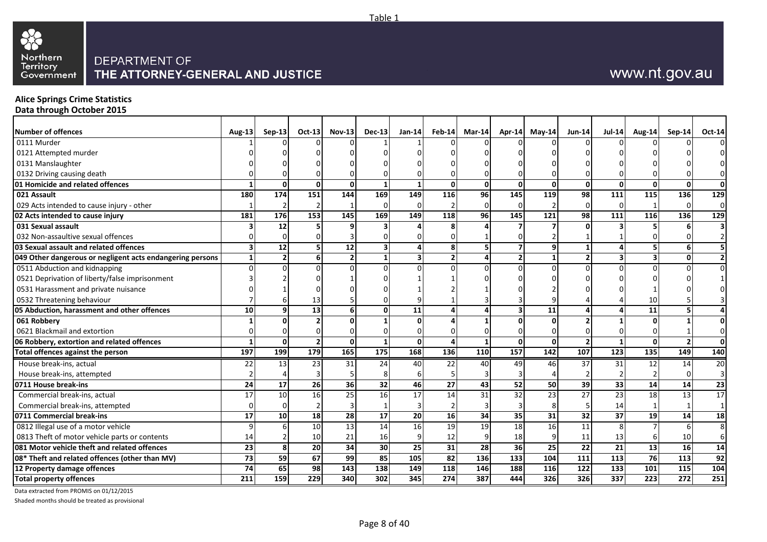Table 1

DEPARTMENT OF
THE ATTORNEY-GENERAL AND JUSTICE

www.nt.gov.au

**Alice Springs Crime Statistics**
**Data through October 2015**

| Number of offences | Aug-13 | Sep-13 | Oct-13 | Nov-13 | Dec-13 | Jan-14 | Feb-14 | Mar-14 | Apr-14 | May-14 | Jun-14 | Jul-14 | Aug-14 | Sep-14 | Oct-14 |
|---|---|---|---|---|---|---|---|---|---|---|---|---|---|---|---|
| 0111 Murder | 1 | 0 | 0 | 0 | 1 | 1 | 0 | 0 | 0 | 0 | 0 | 0 | 0 | 0 | 0 |
| 0121 Attempted murder | 0 | 0 | 0 | 0 | 0 | 0 | 0 | 0 | 0 | 0 | 0 | 0 | 0 | 0 | 0 |
| 0131 Manslaughter | 0 | 0 | 0 | 0 | 0 | 0 | 0 | 0 | 0 | 0 | 0 | 0 | 0 | 0 | 0 |
| 0132 Driving causing death | 0 | 0 | 0 | 0 | 0 | 0 | 0 | 0 | 0 | 0 | 0 | 0 | 0 | 0 | 0 |
| **01 Homicide and related offences** | **1** | **0** | **0** | **0** | **1** | **1** | **0** | **0** | **0** | **0** | **0** | **0** | **0** | **0** | **0** |
| **021 Assault** | **180** | **174** | **151** | **144** | **169** | **149** | **116** | **96** | **145** | **119** | **98** | **111** | **115** | **136** | **129** |
| 029 Acts intended to cause injury - other | 1 | 2 | 2 | 1 | 0 | 0 | 2 | 0 | 0 | 2 | 0 | 0 | 1 | 0 | 0 |
| **02 Acts intended to cause injury** | **181** | **176** | **153** | **145** | **169** | **149** | **118** | **96** | **145** | **121** | **98** | **111** | **116** | **136** | **129** |
| **031 Sexual assault** | **3** | **12** | **5** | **9** | **3** | **4** | **8** | **4** | **7** | **7** | **0** | **3** | **5** | **6** | **3** |
| 032 Non-assaultive sexual offences | 0 | 0 | 0 | 3 | 0 | 0 | 0 | 1 | 0 | 2 | 1 | 1 | 0 | 0 | 2 |
| **03 Sexual assault and related offences** | **3** | **12** | **5** | **12** | **3** | **4** | **8** | **5** | **7** | **9** | **1** | **4** | **5** | **6** | **5** |
| **049 Other dangerous or negligent acts endangering persons** | **1** | **2** | **6** | **2** | **1** | **3** | **2** | **4** | **2** | **1** | **2** | **3** | **3** | **0** | **2** |
| 0511 Abduction and kidnapping | 0 | 0 | 0 | 0 | 0 | 0 | 0 | 0 | 0 | 0 | 0 | 0 | 0 | 0 | 0 |
| 0521 Deprivation of liberty/false imprisonment | 3 | 2 | 0 | 1 | 0 | 1 | 1 | 0 | 0 | 0 | 0 | 0 | 0 | 0 | 1 |
| 0531 Harassment and private nuisance | 0 | 1 | 0 | 0 | 0 | 1 | 2 | 1 | 0 | 2 | 0 | 0 | 1 | 0 | 0 |
| 0532 Threatening behaviour | 7 | 6 | 13 | 5 | 0 | 9 | 1 | 3 | 3 | 9 | 4 | 4 | 10 | 5 | 3 |
| **05 Abduction, harassment and other offences** | **10** | **9** | **13** | **6** | **0** | **11** | **4** | **4** | **3** | **11** | **4** | **4** | **11** | **5** | **4** |
| **061 Robbery** | **1** | **0** | **2** | **0** | **1** | **0** | **4** | **1** | **0** | **0** | **2** | **1** | **0** | **1** | **0** |
| 0621 Blackmail and extortion | 0 | 0 | 0 | 0 | 0 | 0 | 0 | 0 | 0 | 0 | 0 | 0 | 0 | 1 | 0 |
| **06 Robbery, extortion and related offences** | **1** | **0** | **2** | **0** | **1** | **0** | **4** | **1** | **0** | **0** | **2** | **1** | **0** | **2** | **0** |
| **Total offences against the person** | **197** | **199** | **179** | **165** | **175** | **168** | **136** | **110** | **157** | **142** | **107** | **123** | **135** | **149** | **140** |
| House break-ins, actual | 22 | 13 | 23 | 31 | 24 | 40 | 22 | 40 | 49 | 46 | 37 | 31 | 12 | 14 | 20 |
| House break-ins, attempted | 2 | 4 | 3 | 5 | 8 | 6 | 5 | 3 | 3 | 4 | 2 | 2 | 2 | 0 | 3 |
| **0711 House break-ins** | **24** | **17** | **26** | **36** | **32** | **46** | **27** | **43** | **52** | **50** | **39** | **33** | **14** | **14** | **23** |
| Commercial break-ins, actual | 17 | 10 | 16 | 25 | 16 | 17 | 14 | 31 | 32 | 23 | 27 | 23 | 18 | 13 | 17 |
| Commercial break-ins, attempted | 0 | 0 | 2 | 3 | 1 | 3 | 2 | 3 | 3 | 8 | 5 | 14 | 1 | 1 | 1 |
| **0711 Commercial break-ins** | **17** | **10** | **18** | **28** | **17** | **20** | **16** | **34** | **35** | **31** | **32** | **37** | **19** | **14** | **18** |
| 0812 Illegal use of a motor vehicle | 9 | 6 | 10 | 13 | 14 | 16 | 19 | 19 | 18 | 16 | 11 | 8 | 7 | 6 | 8 |
| 0813 Theft of motor vehicle parts or contents | 14 | 2 | 10 | 21 | 16 | 9 | 12 | 9 | 18 | 9 | 11 | 13 | 6 | 10 | 6 |
| **081 Motor vehicle theft and related offences** | **23** | **8** | **20** | **34** | **30** | **25** | **31** | **28** | **36** | **25** | **22** | **21** | **13** | **16** | **14** |
| **08* Theft and related offences (other than MV)** | **73** | **59** | **67** | **99** | **85** | **105** | **82** | **136** | **133** | **104** | **111** | **113** | **76** | **113** | **92** |
| **12 Property damage offences** | **74** | **65** | **98** | **143** | **138** | **149** | **118** | **146** | **188** | **116** | **122** | **133** | **101** | **115** | **104** |
| **Total property offences** | **211** | **159** | **229** | **340** | **302** | **345** | **274** | **387** | **444** | **326** | **326** | **337** | **223** | **272** | **251** |

Data extracted from PROMIS on 01/12/2015

Shaded months should be treated as provisional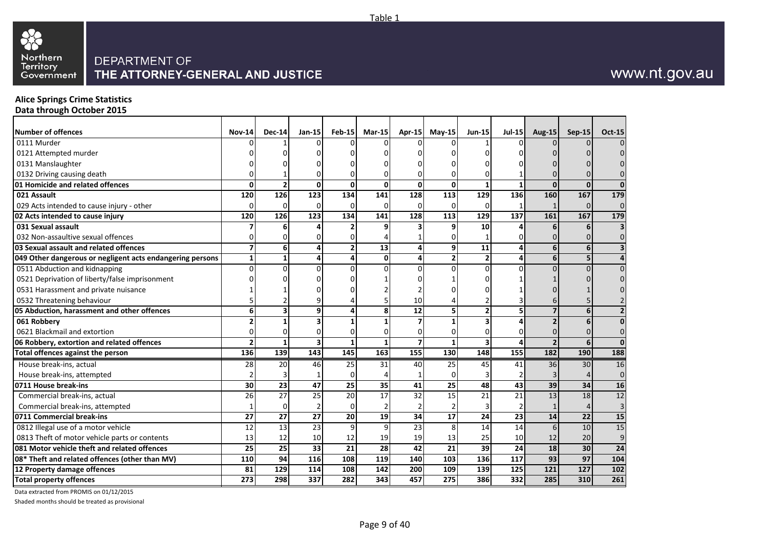Table 1

DEPARTMENT OF
THE ATTORNEY-GENERAL AND JUSTICE

www.nt.gov.au

**Alice Springs Crime Statistics**
**Data through October 2015**

| Number of offences | Nov-14 | Dec-14 | Jan-15 | Feb-15 | Mar-15 | Apr-15 | May-15 | Jun-15 | Jul-15 | Aug-15 | Sep-15 | Oct-15 |
|---|---|---|---|---|---|---|---|---|---|---|---|---|
| 0111 Murder | 0 | 1 | 0 | 0 | 0 | 0 | 0 | 1 | 0 | 0 | 0 | 0 |
| 0121 Attempted murder | 0 | 0 | 0 | 0 | 0 | 0 | 0 | 0 | 0 | 0 | 0 | 0 |
| 0131 Manslaughter | 0 | 0 | 0 | 0 | 0 | 0 | 0 | 0 | 0 | 0 | 0 | 0 |
| 0132 Driving causing death | 0 | 1 | 0 | 0 | 0 | 0 | 0 | 0 | 1 | 0 | 0 | 0 |
| **01 Homicide and related offences** | **0** | **2** | **0** | **0** | **0** | **0** | **0** | **1** | **1** | **0** | **0** | **0** |
| **021 Assault** | **120** | **126** | **123** | **134** | **141** | **128** | **113** | **129** | **136** | **160** | **167** | **179** |
| 029 Acts intended to cause injury - other | 0 | 0 | 0 | 0 | 0 | 0 | 0 | 0 | 1 | 1 | 0 | 0 |
| **02 Acts intended to cause injury** | **120** | **126** | **123** | **134** | **141** | **128** | **113** | **129** | **137** | **161** | **167** | **179** |
| **031 Sexual assault** | **7** | **6** | **4** | **2** | **9** | **3** | **9** | **10** | **4** | **6** | **6** | **3** |
| 032 Non-assaultive sexual offences | 0 | 0 | 0 | 0 | 4 | 1 | 0 | 1 | 0 | 0 | 0 | 0 |
| **03 Sexual assault and related offences** | **7** | **6** | **4** | **2** | **13** | **4** | **9** | **11** | **4** | **6** | **6** | **3** |
| **049 Other dangerous or negligent acts endangering persons** | **1** | **1** | **4** | **4** | **0** | **4** | **2** | **2** | **4** | **6** | **5** | **4** |
| 0511 Abduction and kidnapping | 0 | 0 | 0 | 0 | 0 | 0 | 0 | 0 | 0 | 0 | 0 | 0 |
| 0521 Deprivation of liberty/false imprisonment | 0 | 0 | 0 | 0 | 1 | 0 | 1 | 0 | 1 | 1 | 0 | 0 |
| 0531 Harassment and private nuisance | 1 | 1 | 0 | 0 | 2 | 2 | 0 | 0 | 1 | 0 | 1 | 0 |
| 0532 Threatening behaviour | 5 | 2 | 9 | 4 | 5 | 10 | 4 | 2 | 3 | 6 | 5 | 2 |
| **05 Abduction, harassment and other offences** | **6** | **3** | **9** | **4** | **8** | **12** | **5** | **2** | **5** | **7** | **6** | **2** |
| **061 Robbery** | **2** | **1** | **3** | **1** | **1** | **7** | **1** | **3** | **4** | **2** | **6** | **0** |
| 0621 Blackmail and extortion | 0 | 0 | 0 | 0 | 0 | 0 | 0 | 0 | 0 | 0 | 0 | 0 |
| **06 Robbery, extortion and related offences** | **2** | **1** | **3** | **1** | **1** | **7** | **1** | **3** | **4** | **2** | **6** | **0** |
| **Total offences against the person** | **136** | **139** | **143** | **145** | **163** | **155** | **130** | **148** | **155** | **182** | **190** | **188** |
| House break-ins, actual | 28 | 20 | 46 | 25 | 31 | 40 | 25 | 45 | 41 | 36 | 30 | 16 |
| House break-ins, attempted | 2 | 3 | 1 | 0 | 4 | 1 | 0 | 3 | 2 | 3 | 4 | 0 |
| **0711 House break-ins** | **30** | **23** | **47** | **25** | **35** | **41** | **25** | **48** | **43** | **39** | **34** | **16** |
| Commercial break-ins, actual | 26 | 27 | 25 | 20 | 17 | 32 | 15 | 21 | 21 | 13 | 18 | 12 |
| Commercial break-ins, attempted | 1 | 0 | 2 | 0 | 2 | 2 | 2 | 3 | 2 | 1 | 4 | 3 |
| **0711 Commercial break-ins** | **27** | **27** | **27** | **20** | **19** | **34** | **17** | **24** | **23** | **14** | **22** | **15** |
| 0812 Illegal use of a motor vehicle | 12 | 13 | 23 | 9 | 9 | 23 | 8 | 14 | 14 | 6 | 10 | 15 |
| 0813 Theft of motor vehicle parts or contents | 13 | 12 | 10 | 12 | 19 | 19 | 13 | 25 | 10 | 12 | 20 | 9 |
| **081 Motor vehicle theft and related offences** | **25** | **25** | **33** | **21** | **28** | **42** | **21** | **39** | **24** | **18** | **30** | **24** |
| **08* Theft and related offences (other than MV)** | **110** | **94** | **116** | **108** | **119** | **140** | **103** | **136** | **117** | **93** | **97** | **104** |
| **12 Property damage offences** | **81** | **129** | **114** | **108** | **142** | **200** | **109** | **139** | **125** | **121** | **127** | **102** |
| **Total property offences** | **273** | **298** | **337** | **282** | **343** | **457** | **275** | **386** | **332** | **285** | **310** | **261** |

Data extracted from PROMIS on 01/12/2015

Shaded months should be treated as provisional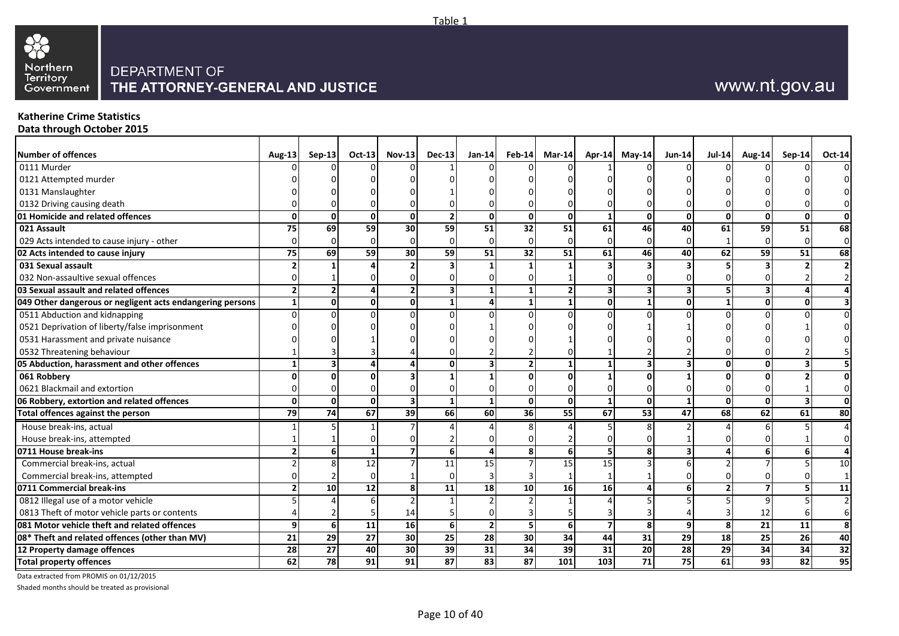Table 1

DEPARTMENT OF
THE ATTORNEY-GENERAL AND JUSTICE

www.nt.gov.au

**Katherine Crime Statistics**
**Data through October 2015**

| Number of offences | Aug-13 | Sep-13 | Oct-13 | Nov-13 | Dec-13 | Jan-14 | Feb-14 | Mar-14 | Apr-14 | May-14 | Jun-14 | Jul-14 | Aug-14 | Sep-14 | Oct-14 |
|---|---|---|---|---|---|---|---|---|---|---|---|---|---|---|---|
| 0111 Murder | 0 | 0 | 0 | 0 | 1 | 0 | 0 | 0 | 1 | 0 | 0 | 0 | 0 | 0 | 0 |
| 0121 Attempted murder | 0 | 0 | 0 | 0 | 0 | 0 | 0 | 0 | 0 | 0 | 0 | 0 | 0 | 0 | 0 |
| 0131 Manslaughter | 0 | 0 | 0 | 0 | 1 | 0 | 0 | 0 | 0 | 0 | 0 | 0 | 0 | 0 | 0 |
| 0132 Driving causing death | 0 | 0 | 0 | 0 | 0 | 0 | 0 | 0 | 0 | 0 | 0 | 0 | 0 | 0 | 0 |
| **01 Homicide and related offences** | **0** | **0** | **0** | **0** | **2** | **0** | **0** | **0** | **1** | **0** | **0** | **0** | **0** | **0** | **0** |
| **021 Assault** | **75** | **69** | **59** | **30** | **59** | **51** | **32** | **51** | **61** | **46** | **40** | **61** | **59** | **51** | **68** |
| 029 Acts intended to cause injury - other | 0 | 0 | 0 | 0 | 0 | 0 | 0 | 0 | 0 | 0 | 0 | 1 | 0 | 0 | 0 |
| **02 Acts intended to cause injury** | **75** | **69** | **59** | **30** | **59** | **51** | **32** | **51** | **61** | **46** | **40** | **62** | **59** | **51** | **68** |
| **031 Sexual assault** | **2** | **1** | **4** | **2** | **3** | **1** | **1** | **1** | **3** | **3** | **3** | **5** | **3** | **2** | **2** |
| 032 Non-assaultive sexual offences | 0 | 1 | 0 | 0 | 0 | 0 | 0 | 1 | 0 | 0 | 0 | 0 | 0 | 2 | 2 |
| **03 Sexual assault and related offences** | **2** | **2** | **4** | **2** | **3** | **1** | **1** | **2** | **3** | **3** | **3** | **5** | **3** | **4** | **4** |
| **049 Other dangerous or negligent acts endangering persons** | **1** | **0** | **0** | **0** | **1** | **4** | **1** | **1** | **0** | **1** | **0** | **1** | **0** | **0** | **3** |
| 0511 Abduction and kidnapping | 0 | 0 | 0 | 0 | 0 | 0 | 0 | 0 | 0 | 0 | 0 | 0 | 0 | 0 | 0 |
| 0521 Deprivation of liberty/false imprisonment | 0 | 0 | 0 | 0 | 0 | 1 | 0 | 0 | 0 | 1 | 1 | 0 | 0 | 1 | 0 |
| 0531 Harassment and private nuisance | 0 | 0 | 1 | 0 | 0 | 0 | 0 | 1 | 0 | 0 | 0 | 0 | 0 | 0 | 0 |
| 0532 Threatening behaviour | 1 | 3 | 3 | 4 | 0 | 2 | 2 | 0 | 1 | 2 | 2 | 0 | 0 | 2 | 5 |
| **05 Abduction, harassment and other offences** | **1** | **3** | **4** | **4** | **0** | **3** | **2** | **1** | **1** | **3** | **3** | **0** | **0** | **3** | **5** |
| **061 Robbery** | **0** | **0** | **0** | **3** | **1** | **1** | **0** | **0** | **1** | **0** | **1** | **0** | **0** | **2** | **0** |
| 0621 Blackmail and extortion | 0 | 0 | 0 | 0 | 0 | 0 | 0 | 0 | 0 | 0 | 0 | 0 | 0 | 1 | 0 |
| **06 Robbery, extortion and related offences** | **0** | **0** | **0** | **3** | **1** | **1** | **0** | **0** | **1** | **0** | **1** | **0** | **0** | **3** | **0** |
| **Total offences against the person** | **79** | **74** | **67** | **39** | **66** | **60** | **36** | **55** | **67** | **53** | **47** | **68** | **62** | **61** | **80** |
| House break-ins, actual | 1 | 5 | 1 | 7 | 4 | 4 | 8 | 4 | 5 | 8 | 2 | 4 | 6 | 5 | 4 |
| House break-ins, attempted | 1 | 1 | 0 | 0 | 2 | 0 | 0 | 2 | 0 | 0 | 1 | 0 | 0 | 1 | 0 |
| **0711 House break-ins** | **2** | **6** | **1** | **7** | **6** | **4** | **8** | **6** | **5** | **8** | **3** | **4** | **6** | **6** | **4** |
| Commercial break-ins, actual | 2 | 8 | 12 | 7 | 11 | 15 | 7 | 15 | 15 | 3 | 6 | 2 | 7 | 5 | 10 |
| Commercial break-ins, attempted | 0 | 2 | 0 | 1 | 0 | 3 | 3 | 1 | 1 | 1 | 0 | 0 | 0 | 0 | 1 |
| **0711 Commercial break-ins** | **2** | **10** | **12** | **8** | **11** | **18** | **10** | **16** | **16** | **4** | **6** | **2** | **7** | **5** | **11** |
| 0812 Illegal use of a motor vehicle | 5 | 4 | 6 | 2 | 1 | 2 | 2 | 1 | 4 | 5 | 5 | 5 | 9 | 5 | 2 |
| 0813 Theft of motor vehicle parts or contents | 4 | 2 | 5 | 14 | 5 | 0 | 3 | 5 | 3 | 3 | 4 | 3 | 12 | 6 | 6 |
| **081 Motor vehicle theft and related offences** | **9** | **6** | **11** | **16** | **6** | **2** | **5** | **6** | **7** | **8** | **9** | **8** | **21** | **11** | **8** |
| **08* Theft and related offences (other than MV)** | **21** | **29** | **27** | **30** | **25** | **28** | **30** | **34** | **44** | **31** | **29** | **18** | **25** | **26** | **40** |
| **12 Property damage offences** | **28** | **27** | **40** | **30** | **39** | **31** | **34** | **39** | **31** | **20** | **28** | **29** | **34** | **34** | **32** |
| **Total property offences** | **62** | **78** | **91** | **91** | **87** | **83** | **87** | **101** | **103** | **71** | **75** | **61** | **93** | **82** | **95** |

Data extracted from PROMIS on 01/12/2015

Shaded months should be treated as provisional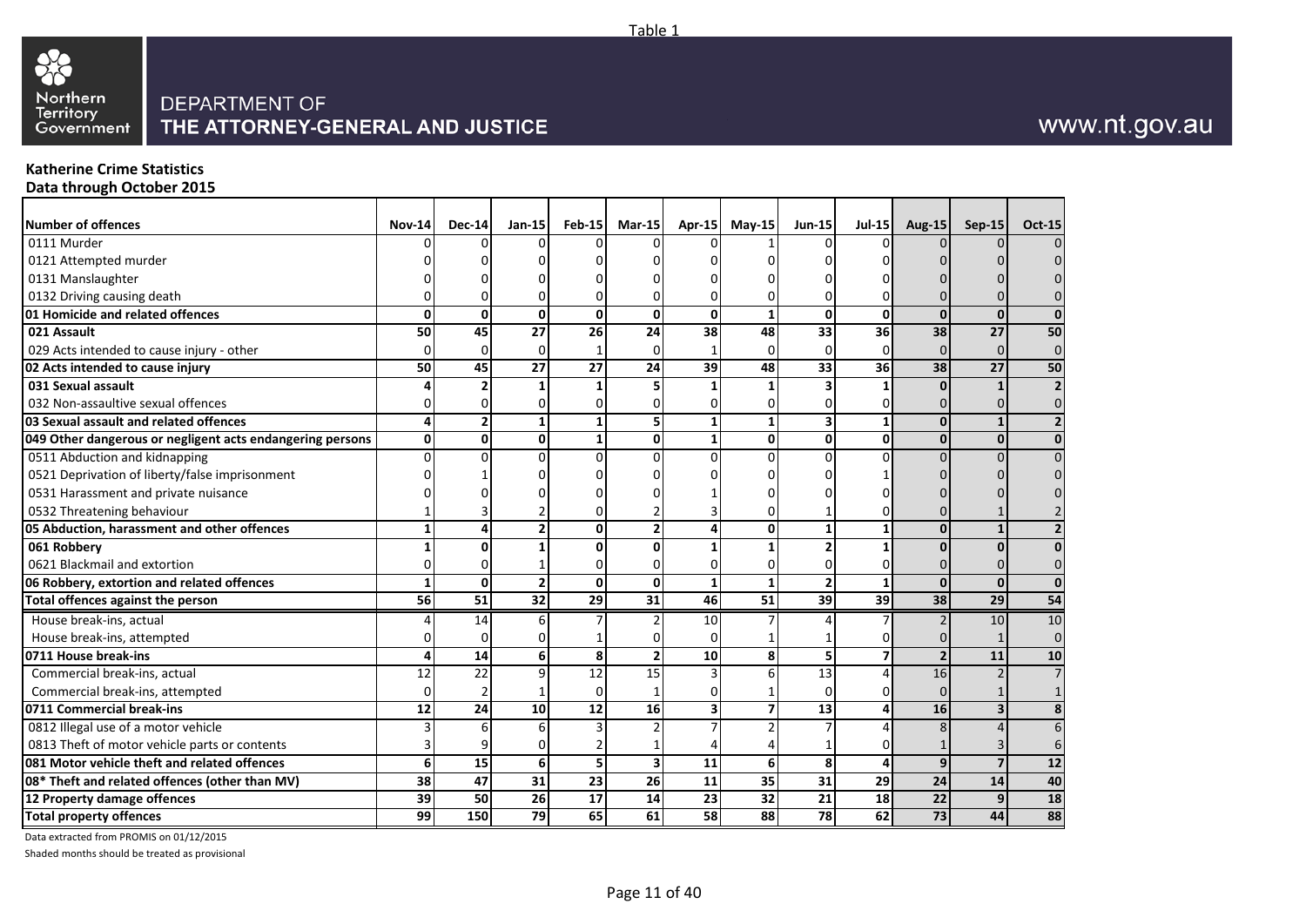Table 1

**DEPARTMENT OF**
**THE ATTORNEY-GENERAL AND JUSTICE**

www.nt.gov.au

**Katherine Crime Statistics**
**Data through October 2015**

| Number of offences | Nov-14 | Dec-14 | Jan-15 | Feb-15 | Mar-15 | Apr-15 | May-15 | Jun-15 | Jul-15 | Aug-15 | Sep-15 | Oct-15 |
|---|---|---|---|---|---|---|---|---|---|---|---|---|
| 0111 Murder | 0 | 0 | 0 | 0 | 0 | 0 | 1 | 0 | 0 | 0 | 0 | 0 |
| 0121 Attempted murder | 0 | 0 | 0 | 0 | 0 | 0 | 0 | 0 | 0 | 0 | 0 | 0 |
| 0131 Manslaughter | 0 | 0 | 0 | 0 | 0 | 0 | 0 | 0 | 0 | 0 | 0 | 0 |
| 0132 Driving causing death | 0 | 0 | 0 | 0 | 0 | 0 | 0 | 0 | 0 | 0 | 0 | 0 |
| **01 Homicide and related offences** | **0** | **0** | **0** | **0** | **0** | **0** | **1** | **0** | **0** | **0** | **0** | **0** |
| **021 Assault** | **50** | **45** | **27** | **26** | **24** | **38** | **48** | **33** | **36** | **38** | **27** | **50** |
| 029 Acts intended to cause injury - other | 0 | 0 | 0 | 1 | 0 | 1 | 0 | 0 | 0 | 0 | 0 | 0 |
| **02 Acts intended to cause injury** | **50** | **45** | **27** | **27** | **24** | **39** | **48** | **33** | **36** | **38** | **27** | **50** |
| **031 Sexual assault** | **4** | **2** | **1** | **1** | **5** | **1** | **1** | **3** | **1** | **0** | **1** | **2** |
| 032 Non-assaultive sexual offences | 0 | 0 | 0 | 0 | 0 | 0 | 0 | 0 | 0 | 0 | 0 | 0 |
| **03 Sexual assault and related offences** | **4** | **2** | **1** | **1** | **5** | **1** | **1** | **3** | **1** | **0** | **1** | **2** |
| **049 Other dangerous or negligent acts endangering persons** | **0** | **0** | **0** | **1** | **0** | **1** | **0** | **0** | **0** | **0** | **0** | **0** |
| 0511 Abduction and kidnapping | 0 | 0 | 0 | 0 | 0 | 0 | 0 | 0 | 0 | 0 | 0 | 0 |
| 0521 Deprivation of liberty/false imprisonment | 0 | 1 | 0 | 0 | 0 | 0 | 0 | 0 | 1 | 0 | 0 | 0 |
| 0531 Harassment and private nuisance | 0 | 0 | 0 | 0 | 0 | 1 | 0 | 0 | 0 | 0 | 0 | 0 |
| 0532 Threatening behaviour | 1 | 3 | 2 | 0 | 2 | 3 | 0 | 1 | 0 | 0 | 1 | 2 |
| **05 Abduction, harassment and other offences** | **1** | **4** | **2** | **0** | **2** | **4** | **0** | **1** | **1** | **0** | **1** | **2** |
| **061 Robbery** | **1** | **0** | **1** | **0** | **0** | **1** | **1** | **2** | **1** | **0** | **0** | **0** |
| 0621 Blackmail and extortion | 0 | 0 | 1 | 0 | 0 | 0 | 0 | 0 | 0 | 0 | 0 | 0 |
| **06 Robbery, extortion and related offences** | **1** | **0** | **2** | **0** | **0** | **1** | **1** | **2** | **1** | **0** | **0** | **0** |
| **Total offences against the person** | **56** | **51** | **32** | **29** | **31** | **46** | **51** | **39** | **39** | **38** | **29** | **54** |
| House break-ins, actual | 4 | 14 | 6 | 7 | 2 | 10 | 7 | 4 | 7 | 2 | 10 | 10 |
| House break-ins, attempted | 0 | 0 | 0 | 1 | 0 | 0 | 1 | 1 | 0 | 0 | 1 | 0 |
| **0711 House break-ins** | **4** | **14** | **6** | **8** | **2** | **10** | **8** | **5** | **7** | **2** | **11** | **10** |
| Commercial break-ins, actual | 12 | 22 | 9 | 12 | 15 | 3 | 6 | 13 | 4 | 16 | 2 | 7 |
| Commercial break-ins, attempted | 0 | 2 | 1 | 0 | 1 | 0 | 1 | 0 | 0 | 0 | 1 | 1 |
| **0711 Commercial break-ins** | **12** | **24** | **10** | **12** | **16** | **3** | **7** | **13** | **4** | **16** | **3** | **8** |
| 0812 Illegal use of a motor vehicle | 3 | 6 | 6 | 3 | 2 | 7 | 2 | 7 | 4 | 8 | 4 | 6 |
| 0813 Theft of motor vehicle parts or contents | 3 | 9 | 0 | 2 | 1 | 4 | 4 | 1 | 0 | 1 | 3 | 6 |
| **081 Motor vehicle theft and related offences** | **6** | **15** | **6** | **5** | **3** | **11** | **6** | **8** | **4** | **9** | **7** | **12** |
| **08* Theft and related offences (other than MV)** | **38** | **47** | **31** | **23** | **26** | **11** | **35** | **31** | **29** | **24** | **14** | **40** |
| **12 Property damage offences** | **39** | **50** | **26** | **17** | **14** | **23** | **32** | **21** | **18** | **22** | **9** | **18** |
| **Total property offences** | **99** | **150** | **79** | **65** | **61** | **58** | **88** | **78** | **62** | **73** | **44** | **88** |

Data extracted from PROMIS on 01/12/2015

Shaded months should be treated as provisional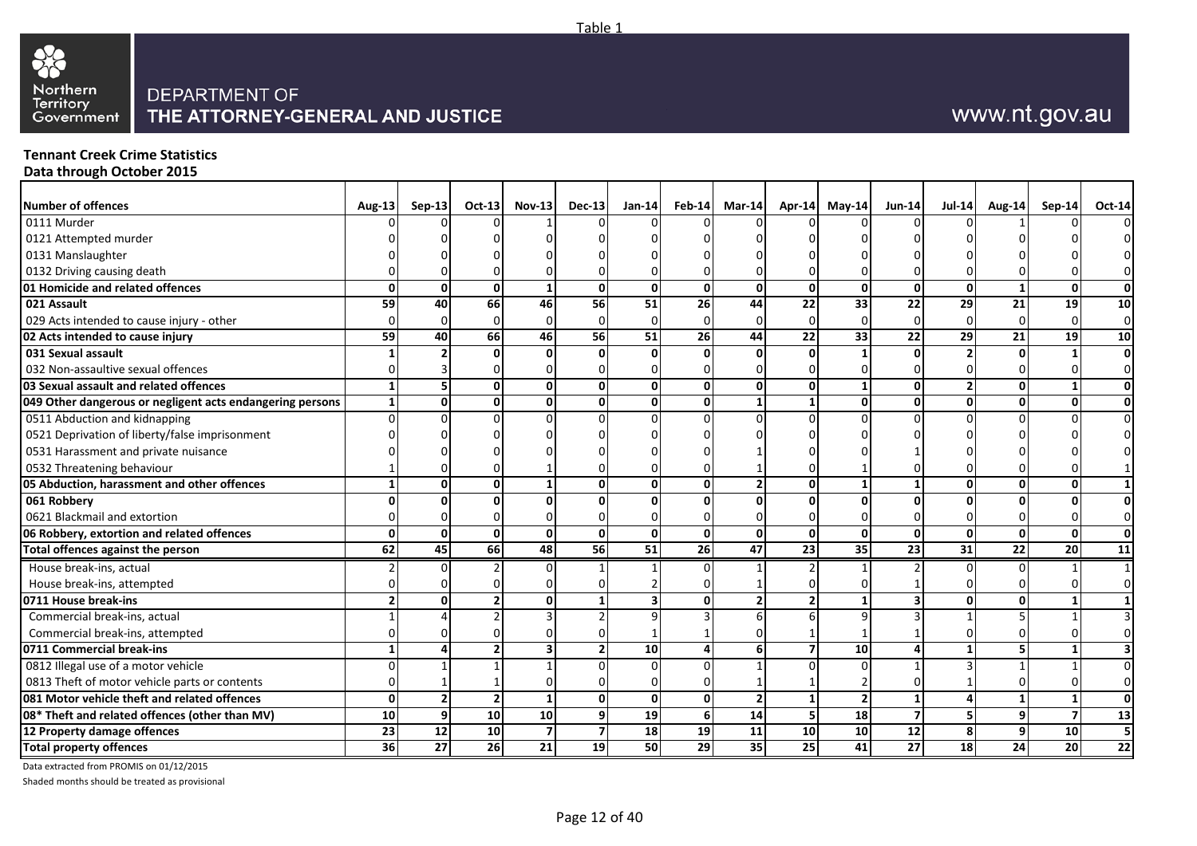Table 1

Northern Territory Government

DEPARTMENT OF
THE ATTORNEY-GENERAL AND JUSTICE

www.nt.gov.au

**Tennant Creek Crime Statistics**
**Data through October 2015**

| Number of offences | Aug-13 | Sep-13 | Oct-13 | Nov-13 | Dec-13 | Jan-14 | Feb-14 | Mar-14 | Apr-14 | May-14 | Jun-14 | Jul-14 | Aug-14 | Sep-14 | Oct-14 |
|---|---|---|---|---|---|---|---|---|---|---|---|---|---|---|---|
| 0111 Murder | 0 | 0 | 0 | 1 | 0 | 0 | 0 | 0 | 0 | 0 | 0 | 0 | 1 | 0 | 0 |
| 0121 Attempted murder | 0 | 0 | 0 | 0 | 0 | 0 | 0 | 0 | 0 | 0 | 0 | 0 | 0 | 0 | 0 |
| 0131 Manslaughter | 0 | 0 | 0 | 0 | 0 | 0 | 0 | 0 | 0 | 0 | 0 | 0 | 0 | 0 | 0 |
| 0132 Driving causing death | 0 | 0 | 0 | 0 | 0 | 0 | 0 | 0 | 0 | 0 | 0 | 0 | 0 | 0 | 0 |
| **01 Homicide and related offences** | **0** | **0** | **0** | **1** | **0** | **0** | **0** | **0** | **0** | **0** | **0** | **0** | **1** | **0** | **0** |
| **021 Assault** | **59** | **40** | **66** | **46** | **56** | **51** | **26** | **44** | **22** | **33** | **22** | **29** | **21** | **19** | **10** |
| 029 Acts intended to cause injury - other | 0 | 0 | 0 | 0 | 0 | 0 | 0 | 0 | 0 | 0 | 0 | 0 | 0 | 0 | 0 |
| **02 Acts intended to cause injury** | **59** | **40** | **66** | **46** | **56** | **51** | **26** | **44** | **22** | **33** | **22** | **29** | **21** | **19** | **10** |
| **031 Sexual assault** | **1** | **2** | **0** | **0** | **0** | **0** | **0** | **0** | **0** | **1** | **0** | **2** | **0** | **1** | **0** |
| 032 Non-assaultive sexual offences | 0 | 3 | 0 | 0 | 0 | 0 | 0 | 0 | 0 | 0 | 0 | 0 | 0 | 0 | 0 |
| **03 Sexual assault and related offences** | **1** | **5** | **0** | **0** | **0** | **0** | **0** | **0** | **0** | **1** | **0** | **2** | **0** | **1** | **0** |
| **049 Other dangerous or negligent acts endangering persons** | **1** | **0** | **0** | **0** | **0** | **0** | **0** | **1** | **1** | **0** | **0** | **0** | **0** | **0** | **0** |
| 0511 Abduction and kidnapping | 0 | 0 | 0 | 0 | 0 | 0 | 0 | 0 | 0 | 0 | 0 | 0 | 0 | 0 | 0 |
| 0521 Deprivation of liberty/false imprisonment | 0 | 0 | 0 | 0 | 0 | 0 | 0 | 0 | 0 | 0 | 0 | 0 | 0 | 0 | 0 |
| 0531 Harassment and private nuisance | 0 | 0 | 0 | 0 | 0 | 0 | 0 | 1 | 0 | 0 | 1 | 0 | 0 | 0 | 0 |
| 0532 Threatening behaviour | 1 | 0 | 0 | 1 | 0 | 0 | 0 | 1 | 0 | 1 | 0 | 0 | 0 | 0 | 1 |
| **05 Abduction, harassment and other offences** | **1** | **0** | **0** | **1** | **0** | **0** | **0** | **2** | **0** | **1** | **1** | **0** | **0** | **0** | **1** |
| **061 Robbery** | **0** | **0** | **0** | **0** | **0** | **0** | **0** | **0** | **0** | **0** | **0** | **0** | **0** | **0** | **0** |
| 0621 Blackmail and extortion | 0 | 0 | 0 | 0 | 0 | 0 | 0 | 0 | 0 | 0 | 0 | 0 | 0 | 0 | 0 |
| **06 Robbery, extortion and related offences** | **0** | **0** | **0** | **0** | **0** | **0** | **0** | **0** | **0** | **0** | **0** | **0** | **0** | **0** | **0** |
| **Total offences against the person** | **62** | **45** | **66** | **48** | **56** | **51** | **26** | **47** | **23** | **35** | **23** | **31** | **22** | **20** | **11** |
| House break-ins, actual | 2 | 0 | 2 | 0 | 1 | 1 | 0 | 1 | 2 | 1 | 2 | 0 | 0 | 1 | 1 |
| House break-ins, attempted | 0 | 0 | 0 | 0 | 0 | 2 | 0 | 1 | 0 | 0 | 1 | 0 | 0 | 0 | 0 |
| **0711 House break-ins** | **2** | **0** | **2** | **0** | **1** | **3** | **0** | **2** | **2** | **1** | **3** | **0** | **0** | **1** | **1** |
| Commercial break-ins, actual | 1 | 4 | 2 | 3 | 2 | 9 | 3 | 6 | 6 | 9 | 3 | 1 | 5 | 1 | 3 |
| Commercial break-ins, attempted | 0 | 0 | 0 | 0 | 0 | 1 | 1 | 0 | 1 | 1 | 1 | 0 | 0 | 0 | 0 |
| **0711 Commercial break-ins** | **1** | **4** | **2** | **3** | **2** | **10** | **4** | **6** | **7** | **10** | **4** | **1** | **5** | **1** | **3** |
| 0812 Illegal use of a motor vehicle | 0 | 1 | 1 | 1 | 0 | 0 | 0 | 1 | 0 | 0 | 1 | 3 | 1 | 1 | 0 |
| 0813 Theft of motor vehicle parts or contents | 0 | 1 | 1 | 0 | 0 | 0 | 0 | 1 | 1 | 2 | 0 | 1 | 0 | 0 | 0 |
| **081 Motor vehicle theft and related offences** | **0** | **2** | **2** | **1** | **0** | **0** | **0** | **2** | **1** | **2** | **1** | **4** | **1** | **1** | **0** |
| **08* Theft and related offences (other than MV)** | **10** | **9** | **10** | **10** | **9** | **19** | **6** | **14** | **5** | **18** | **7** | **5** | **9** | **7** | **13** |
| **12 Property damage offences** | **23** | **12** | **10** | **7** | **7** | **18** | **19** | **11** | **10** | **10** | **12** | **8** | **9** | **10** | **5** |
| **Total property offences** | **36** | **27** | **26** | **21** | **19** | **50** | **29** | **35** | **25** | **41** | **27** | **18** | **24** | **20** | **22** |

Data extracted from PROMIS on 01/12/2015

Shaded months should be treated as provisional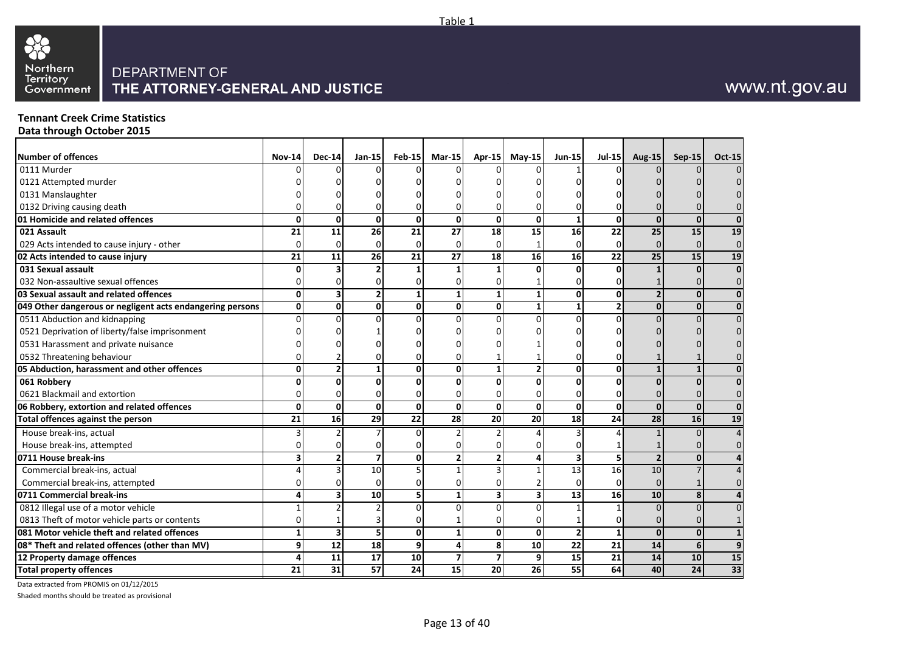Table 1

Northern Territory Government

DEPARTMENT OF
THE ATTORNEY-GENERAL AND JUSTICE

www.nt.gov.au

**Tennant Creek Crime Statistics**
**Data through October 2015**

| Number of offences | Nov-14 | Dec-14 | Jan-15 | Feb-15 | Mar-15 | Apr-15 | May-15 | Jun-15 | Jul-15 | Aug-15 | Sep-15 | Oct-15 |
|---|---|---|---|---|---|---|---|---|---|---|---|---|
| 0111 Murder | 0 | 0 | 0 | 0 | 0 | 0 | 0 | 1 | 0 | 0 | 0 | 0 |
| 0121 Attempted murder | 0 | 0 | 0 | 0 | 0 | 0 | 0 | 0 | 0 | 0 | 0 | 0 |
| 0131 Manslaughter | 0 | 0 | 0 | 0 | 0 | 0 | 0 | 0 | 0 | 0 | 0 | 0 |
| 0132 Driving causing death | 0 | 0 | 0 | 0 | 0 | 0 | 0 | 0 | 0 | 0 | 0 | 0 |
| **01 Homicide and related offences** | **0** | **0** | **0** | **0** | **0** | **0** | **0** | **1** | **0** | **0** | **0** | **0** |
| **021 Assault** | **21** | **11** | **26** | **21** | **27** | **18** | **15** | **16** | **22** | **25** | **15** | **19** |
| 029 Acts intended to cause injury - other | 0 | 0 | 0 | 0 | 0 | 0 | 1 | 0 | 0 | 0 | 0 | 0 |
| **02 Acts intended to cause injury** | **21** | **11** | **26** | **21** | **27** | **18** | **16** | **16** | **22** | **25** | **15** | **19** |
| **031 Sexual assault** | **0** | **3** | **2** | **1** | **1** | **1** | **0** | **0** | **0** | **1** | **0** | **0** |
| 032 Non-assaultive sexual offences | 0 | 0 | 0 | 0 | 0 | 0 | 1 | 0 | 0 | 1 | 0 | 0 |
| **03 Sexual assault and related offences** | **0** | **3** | **2** | **1** | **1** | **1** | **1** | **0** | **0** | **2** | **0** | **0** |
| **049 Other dangerous or negligent acts endangering persons** | **0** | **0** | **0** | **0** | **0** | **0** | **1** | **1** | **2** | **0** | **0** | **0** |
| 0511 Abduction and kidnapping | 0 | 0 | 0 | 0 | 0 | 0 | 0 | 0 | 0 | 0 | 0 | 0 |
| 0521 Deprivation of liberty/false imprisonment | 0 | 0 | 1 | 0 | 0 | 0 | 0 | 0 | 0 | 0 | 0 | 0 |
| 0531 Harassment and private nuisance | 0 | 0 | 0 | 0 | 0 | 0 | 1 | 0 | 0 | 0 | 0 | 0 |
| 0532 Threatening behaviour | 0 | 2 | 0 | 0 | 0 | 1 | 1 | 0 | 0 | 1 | 1 | 0 |
| **05 Abduction, harassment and other offences** | **0** | **2** | **1** | **0** | **0** | **1** | **2** | **0** | **0** | **1** | **1** | **0** |
| **061 Robbery** | **0** | **0** | **0** | **0** | **0** | **0** | **0** | **0** | **0** | **0** | **0** | **0** |
| 0621 Blackmail and extortion | 0 | 0 | 0 | 0 | 0 | 0 | 0 | 0 | 0 | 0 | 0 | 0 |
| **06 Robbery, extortion and related offences** | **0** | **0** | **0** | **0** | **0** | **0** | **0** | **0** | **0** | **0** | **0** | **0** |
| **Total offences against the person** | **21** | **16** | **29** | **22** | **28** | **20** | **20** | **18** | **24** | **28** | **16** | **19** |
| House break-ins, actual | 3 | 2 | 7 | 0 | 2 | 2 | 4 | 3 | 4 | 1 | 0 | 4 |
| House break-ins, attempted | 0 | 0 | 0 | 0 | 0 | 0 | 0 | 0 | 1 | 1 | 0 | 0 |
| **0711 House break-ins** | **3** | **2** | **7** | **0** | **2** | **2** | **4** | **3** | **5** | **2** | **0** | **4** |
| Commercial break-ins, actual | 4 | 3 | 10 | 5 | 1 | 3 | 1 | 13 | 16 | 10 | 7 | 4 |
| Commercial break-ins, attempted | 0 | 0 | 0 | 0 | 0 | 0 | 2 | 0 | 0 | 0 | 1 | 0 |
| **0711 Commercial break-ins** | **4** | **3** | **10** | **5** | **1** | **3** | **3** | **13** | **16** | **10** | **8** | **4** |
| 0812 Illegal use of a motor vehicle | 1 | 2 | 2 | 0 | 0 | 0 | 0 | 1 | 1 | 0 | 0 | 0 |
| 0813 Theft of motor vehicle parts or contents | 0 | 1 | 3 | 0 | 1 | 0 | 0 | 1 | 0 | 0 | 0 | 1 |
| **081 Motor vehicle theft and related offences** | **1** | **3** | **5** | **0** | **1** | **0** | **0** | **2** | **1** | **0** | **0** | **1** |
| **08* Theft and related offences (other than MV)** | **9** | **12** | **18** | **9** | **4** | **8** | **10** | **22** | **21** | **14** | **6** | **9** |
| **12 Property damage offences** | **4** | **11** | **17** | **10** | **7** | **7** | **9** | **15** | **21** | **14** | **10** | **15** |
| **Total property offences** | **21** | **31** | **57** | **24** | **15** | **20** | **26** | **55** | **64** | **40** | **24** | **33** |

Data extracted from PROMIS on 01/12/2015

Shaded months should be treated as provisional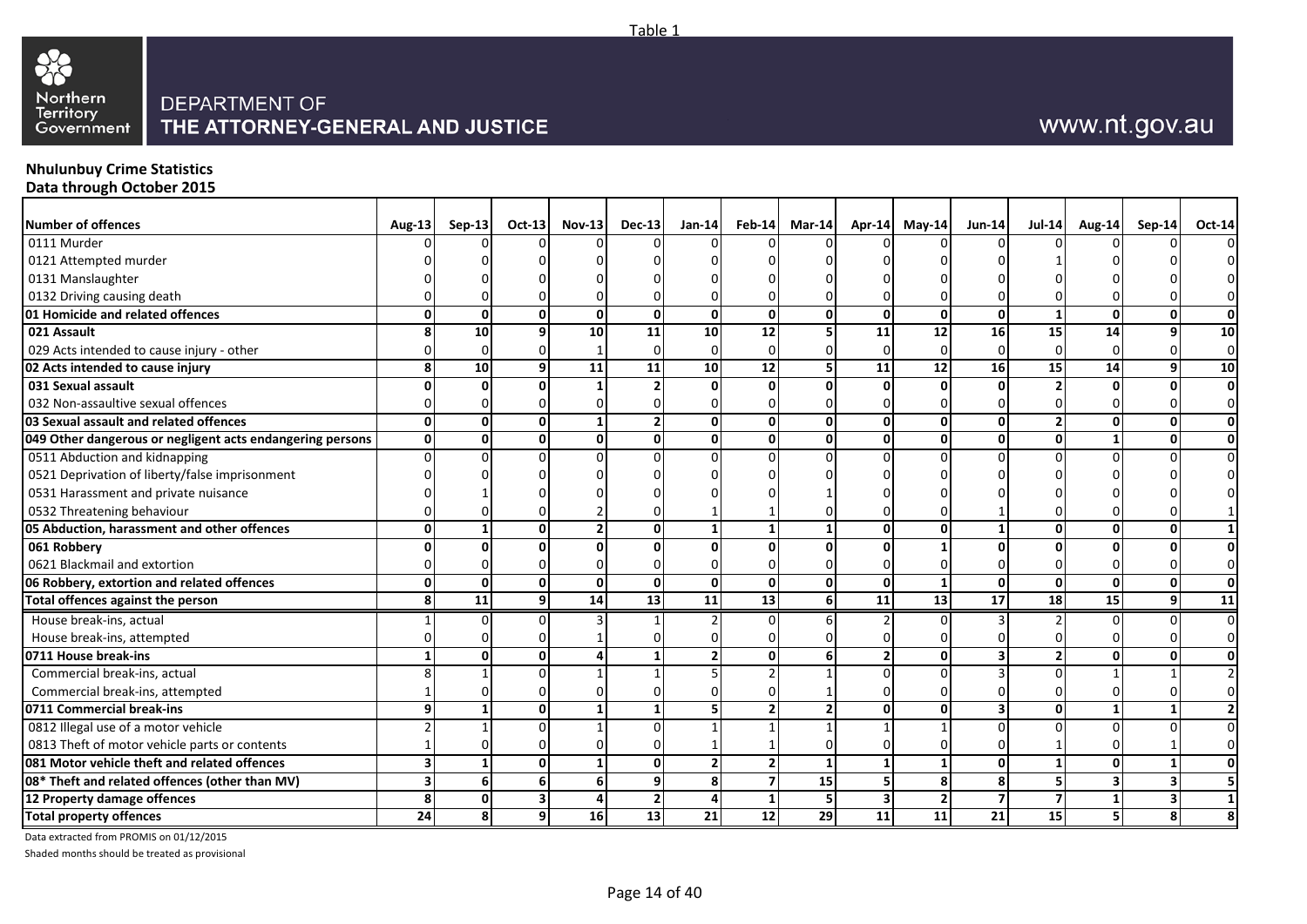Table 1

DEPARTMENT OF
THE ATTORNEY-GENERAL AND JUSTICE

www.nt.gov.au

**Nhulunbuy Crime Statistics**
**Data through October 2015**

| Number of offences | Aug-13 | Sep-13 | Oct-13 | Nov-13 | Dec-13 | Jan-14 | Feb-14 | Mar-14 | Apr-14 | May-14 | Jun-14 | Jul-14 | Aug-14 | Sep-14 | Oct-14 |
|---|---|---|---|---|---|---|---|---|---|---|---|---|---|---|---|
| 0111 Murder | 0 | 0 | 0 | 0 | 0 | 0 | 0 | 0 | 0 | 0 | 0 | 0 | 0 | 0 | 0 |
| 0121 Attempted murder | 0 | 0 | 0 | 0 | 0 | 0 | 0 | 0 | 0 | 0 | 0 | 1 | 0 | 0 | 0 |
| 0131 Manslaughter | 0 | 0 | 0 | 0 | 0 | 0 | 0 | 0 | 0 | 0 | 0 | 0 | 0 | 0 | 0 |
| 0132 Driving causing death | 0 | 0 | 0 | 0 | 0 | 0 | 0 | 0 | 0 | 0 | 0 | 0 | 0 | 0 | 0 |
| **01 Homicide and related offences** | **0** | **0** | **0** | **0** | **0** | **0** | **0** | **0** | **0** | **0** | **0** | **1** | **0** | **0** | **0** |
| **021 Assault** | **8** | **10** | **9** | **10** | **11** | **10** | **12** | **5** | **11** | **12** | **16** | **15** | **14** | **9** | **10** |
| 029 Acts intended to cause injury - other | 0 | 0 | 0 | 1 | 0 | 0 | 0 | 0 | 0 | 0 | 0 | 0 | 0 | 0 | 0 |
| **02 Acts intended to cause injury** | **8** | **10** | **9** | **11** | **11** | **10** | **12** | **5** | **11** | **12** | **16** | **15** | **14** | **9** | **10** |
| **031 Sexual assault** | **0** | **0** | **0** | **1** | **2** | **0** | **0** | **0** | **0** | **0** | **0** | **2** | **0** | **0** | **0** |
| 032 Non-assaultive sexual offences | 0 | 0 | 0 | 0 | 0 | 0 | 0 | 0 | 0 | 0 | 0 | 0 | 0 | 0 | 0 |
| **03 Sexual assault and related offences** | **0** | **0** | **0** | **1** | **2** | **0** | **0** | **0** | **0** | **0** | **0** | **2** | **0** | **0** | **0** |
| **049 Other dangerous or negligent acts endangering persons** | **0** | **0** | **0** | **0** | **0** | **0** | **0** | **0** | **0** | **0** | **0** | **0** | **1** | **0** | **0** |
| 0511 Abduction and kidnapping | 0 | 0 | 0 | 0 | 0 | 0 | 0 | 0 | 0 | 0 | 0 | 0 | 0 | 0 | 0 |
| 0521 Deprivation of liberty/false imprisonment | 0 | 0 | 0 | 0 | 0 | 0 | 0 | 0 | 0 | 0 | 0 | 0 | 0 | 0 | 0 |
| 0531 Harassment and private nuisance | 0 | 1 | 0 | 0 | 0 | 0 | 0 | 1 | 0 | 0 | 0 | 0 | 0 | 0 | 0 |
| 0532 Threatening behaviour | 0 | 0 | 0 | 2 | 0 | 1 | 1 | 0 | 0 | 0 | 1 | 0 | 0 | 0 | 1 |
| **05 Abduction, harassment and other offences** | **0** | **1** | **0** | **2** | **0** | **1** | **1** | **1** | **0** | **0** | **1** | **0** | **0** | **0** | **1** |
| **061 Robbery** | **0** | **0** | **0** | **0** | **0** | **0** | **0** | **0** | **0** | **1** | **0** | **0** | **0** | **0** | **0** |
| 0621 Blackmail and extortion | 0 | 0 | 0 | 0 | 0 | 0 | 0 | 0 | 0 | 0 | 0 | 0 | 0 | 0 | 0 |
| **06 Robbery, extortion and related offences** | **0** | **0** | **0** | **0** | **0** | **0** | **0** | **0** | **0** | **1** | **0** | **0** | **0** | **0** | **0** |
| **Total offences against the person** | **8** | **11** | **9** | **14** | **13** | **11** | **13** | **6** | **11** | **13** | **17** | **18** | **15** | **9** | **11** |
| House break-ins, actual | 1 | 0 | 0 | 3 | 1 | 2 | 0 | 6 | 2 | 0 | 3 | 2 | 0 | 0 | 0 |
| House break-ins, attempted | 0 | 0 | 0 | 1 | 0 | 0 | 0 | 0 | 0 | 0 | 0 | 0 | 0 | 0 | 0 |
| **0711 House break-ins** | **1** | **0** | **0** | **4** | **1** | **2** | **0** | **6** | **2** | **0** | **3** | **2** | **0** | **0** | **0** |
| Commercial break-ins, actual | 8 | 1 | 0 | 1 | 1 | 5 | 2 | 1 | 0 | 0 | 3 | 0 | 1 | 1 | 2 |
| Commercial break-ins, attempted | 1 | 0 | 0 | 0 | 0 | 0 | 0 | 1 | 0 | 0 | 0 | 0 | 0 | 0 | 0 |
| **0711 Commercial break-ins** | **9** | **1** | **0** | **1** | **1** | **5** | **2** | **2** | **0** | **0** | **3** | **0** | **1** | **1** | **2** |
| 0812 Illegal use of a motor vehicle | 2 | 1 | 0 | 1 | 0 | 1 | 1 | 1 | 1 | 1 | 0 | 0 | 0 | 0 | 0 |
| 0813 Theft of motor vehicle parts or contents | 1 | 0 | 0 | 0 | 0 | 1 | 1 | 0 | 0 | 0 | 0 | 1 | 0 | 1 | 0 |
| **081 Motor vehicle theft and related offences** | **3** | **1** | **0** | **1** | **0** | **2** | **2** | **1** | **1** | **1** | **0** | **1** | **0** | **1** | **0** |
| **08* Theft and related offences (other than MV)** | **3** | **6** | **6** | **6** | **9** | **8** | **7** | **15** | **5** | **8** | **8** | **5** | **3** | **3** | **5** |
| **12 Property damage offences** | **8** | **0** | **3** | **4** | **2** | **4** | **1** | **5** | **3** | **2** | **7** | **7** | **1** | **3** | **1** |
| **Total property offences** | **24** | **8** | **9** | **16** | **13** | **21** | **12** | **29** | **11** | **11** | **21** | **15** | **5** | **8** | **8** |

Data extracted from PROMIS on 01/12/2015

Shaded months should be treated as provisional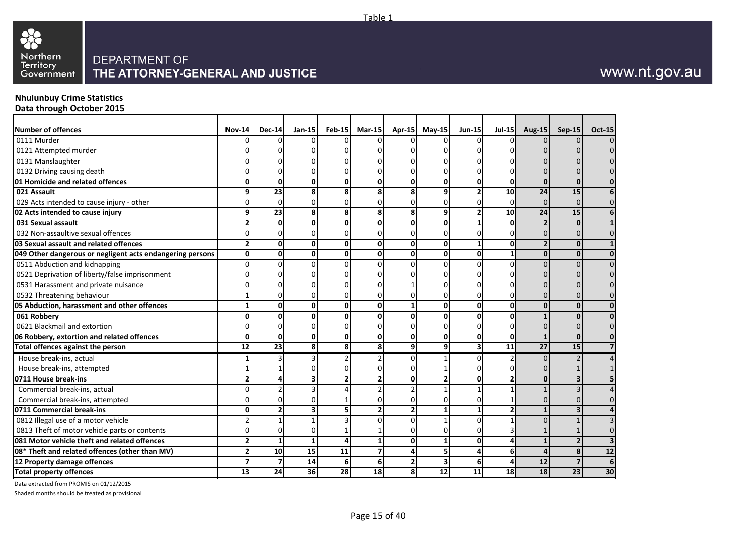Table 1

Northern Territory Government

DEPARTMENT OF
**THE ATTORNEY-GENERAL AND JUSTICE**

www.nt.gov.au

**Nhulunbuy Crime Statistics**
**Data through October 2015**

| Number of offences | Nov-14 | Dec-14 | Jan-15 | Feb-15 | Mar-15 | Apr-15 | May-15 | Jun-15 | Jul-15 | Aug-15 | Sep-15 | Oct-15 |
|---|---|---|---|---|---|---|---|---|---|---|---|---|
| 0111 Murder | 0 | 0 | 0 | 0 | 0 | 0 | 0 | 0 | 0 | 0 | 0 | 0 |
| 0121 Attempted murder | 0 | 0 | 0 | 0 | 0 | 0 | 0 | 0 | 0 | 0 | 0 | 0 |
| 0131 Manslaughter | 0 | 0 | 0 | 0 | 0 | 0 | 0 | 0 | 0 | 0 | 0 | 0 |
| 0132 Driving causing death | 0 | 0 | 0 | 0 | 0 | 0 | 0 | 0 | 0 | 0 | 0 | 0 |
| **01 Homicide and related offences** | **0** | **0** | **0** | **0** | **0** | **0** | **0** | **0** | **0** | **0** | **0** | **0** |
| **021 Assault** | **9** | **23** | **8** | **8** | **8** | **8** | **9** | **2** | **10** | **24** | **15** | **6** |
| 029 Acts intended to cause injury - other | 0 | 0 | 0 | 0 | 0 | 0 | 0 | 0 | 0 | 0 | 0 | 0 |
| **02 Acts intended to cause injury** | **9** | **23** | **8** | **8** | **8** | **8** | **9** | **2** | **10** | **24** | **15** | **6** |
| **031 Sexual assault** | **2** | **0** | **0** | **0** | **0** | **0** | **0** | **1** | **0** | **2** | **0** | **1** |
| 032 Non-assaultive sexual offences | 0 | 0 | 0 | 0 | 0 | 0 | 0 | 0 | 0 | 0 | 0 | 0 |
| **03 Sexual assault and related offences** | **2** | **0** | **0** | **0** | **0** | **0** | **0** | **1** | **0** | **2** | **0** | **1** |
| **049 Other dangerous or negligent acts endangering persons** | **0** | **0** | **0** | **0** | **0** | **0** | **0** | **0** | **1** | **0** | **0** | **0** |
| 0511 Abduction and kidnapping | 0 | 0 | 0 | 0 | 0 | 0 | 0 | 0 | 0 | 0 | 0 | 0 |
| 0521 Deprivation of liberty/false imprisonment | 0 | 0 | 0 | 0 | 0 | 0 | 0 | 0 | 0 | 0 | 0 | 0 |
| 0531 Harassment and private nuisance | 0 | 0 | 0 | 0 | 0 | 1 | 0 | 0 | 0 | 0 | 0 | 0 |
| 0532 Threatening behaviour | 1 | 0 | 0 | 0 | 0 | 0 | 0 | 0 | 0 | 0 | 0 | 0 |
| **05 Abduction, harassment and other offences** | **1** | **0** | **0** | **0** | **0** | **1** | **0** | **0** | **0** | **0** | **0** | **0** |
| **061 Robbery** | **0** | **0** | **0** | **0** | **0** | **0** | **0** | **0** | **0** | **1** | **0** | **0** |
| 0621 Blackmail and extortion | 0 | 0 | 0 | 0 | 0 | 0 | 0 | 0 | 0 | 0 | 0 | 0 |
| **06 Robbery, extortion and related offences** | **0** | **0** | **0** | **0** | **0** | **0** | **0** | **0** | **0** | **1** | **0** | **0** |
| **Total offences against the person** | **12** | **23** | **8** | **8** | **8** | **9** | **9** | **3** | **11** | **27** | **15** | **7** |
| House break-ins, actual | 1 | 3 | 3 | 2 | 2 | 0 | 1 | 0 | 2 | 0 | 2 | 4 |
| House break-ins, attempted | 1 | 1 | 0 | 0 | 0 | 0 | 1 | 0 | 0 | 0 | 1 | 1 |
| **0711 House break-ins** | **2** | **4** | **3** | **2** | **2** | **0** | **2** | **0** | **2** | **0** | **3** | **5** |
| Commercial break-ins, actual | 0 | 2 | 3 | 4 | 2 | 2 | 1 | 1 | 1 | 1 | 3 | 4 |
| Commercial break-ins, attempted | 0 | 0 | 0 | 1 | 0 | 0 | 0 | 0 | 1 | 0 | 0 | 0 |
| **0711 Commercial break-ins** | **0** | **2** | **3** | **5** | **2** | **2** | **1** | **1** | **2** | **1** | **3** | **4** |
| 0812 Illegal use of a motor vehicle | 2 | 1 | 1 | 3 | 0 | 0 | 1 | 0 | 1 | 0 | 1 | 3 |
| 0813 Theft of motor vehicle parts or contents | 0 | 0 | 0 | 1 | 1 | 0 | 0 | 0 | 3 | 1 | 1 | 0 |
| **081 Motor vehicle theft and related offences** | **2** | **1** | **1** | **4** | **1** | **0** | **1** | **0** | **4** | **1** | **2** | **3** |
| **08* Theft and related offences (other than MV)** | **2** | **10** | **15** | **11** | **7** | **4** | **5** | **4** | **6** | **4** | **8** | **12** |
| **12 Property damage offences** | **7** | **7** | **14** | **6** | **6** | **2** | **3** | **6** | **4** | **12** | **7** | **6** |
| **Total property offences** | **13** | **24** | **36** | **28** | **18** | **8** | **12** | **11** | **18** | **18** | **23** | **30** |

Data extracted from PROMIS on 01/12/2015

Shaded months should be treated as provisional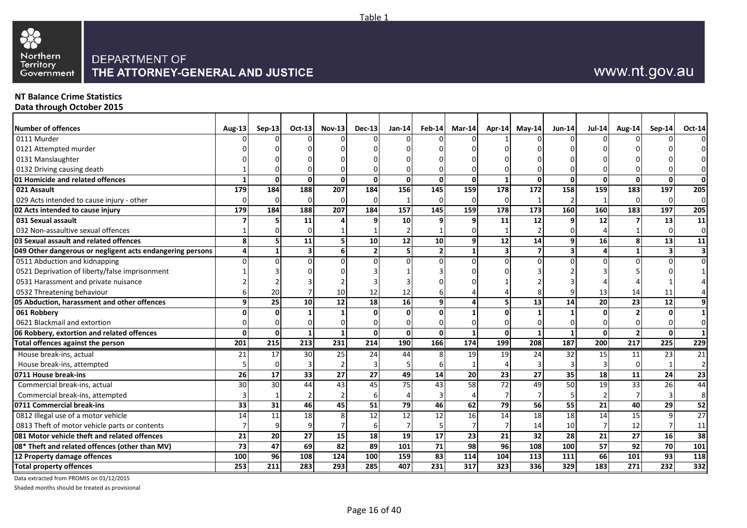Table 1

DEPARTMENT OF
**THE ATTORNEY-GENERAL AND JUSTICE**

www.nt.gov.au

**NT Balance Crime Statistics**
**Data through October 2015**

| Number of offences | Aug-13 | Sep-13 | Oct-13 | Nov-13 | Dec-13 | Jan-14 | Feb-14 | Mar-14 | Apr-14 | May-14 | Jun-14 | Jul-14 | Aug-14 | Sep-14 | Oct-14 |
|---|---|---|---|---|---|---|---|---|---|---|---|---|---|---|---|
| 0111 Murder | 0 | 0 | 0 | 0 | 0 | 0 | 0 | 0 | 1 | 0 | 0 | 0 | 0 | 0 | 0 |
| 0121 Attempted murder | 0 | 0 | 0 | 0 | 0 | 0 | 0 | 0 | 0 | 0 | 0 | 0 | 0 | 0 | 0 |
| 0131 Manslaughter | 0 | 0 | 0 | 0 | 0 | 0 | 0 | 0 | 0 | 0 | 0 | 0 | 0 | 0 | 0 |
| 0132 Driving causing death | 1 | 0 | 0 | 0 | 0 | 0 | 0 | 0 | 0 | 0 | 0 | 0 | 0 | 0 | 0 |
| **01 Homicide and related offences** | **1** | **0** | **0** | **0** | **0** | **0** | **0** | **0** | **1** | **0** | **0** | **0** | **0** | **0** | **0** |
| **021 Assault** | **179** | **184** | **188** | **207** | **184** | **156** | **145** | **159** | **178** | **172** | **158** | **159** | **183** | **197** | **205** |
| 029 Acts intended to cause injury - other | 0 | 0 | 0 | 0 | 0 | 1 | 0 | 0 | 0 | 1 | 2 | 1 | 0 | 0 | 0 |
| **02 Acts intended to cause injury** | **179** | **184** | **188** | **207** | **184** | **157** | **145** | **159** | **178** | **173** | **160** | **160** | **183** | **197** | **205** |
| **031 Sexual assault** | **7** | **5** | **11** | **4** | **9** | **10** | **9** | **9** | **11** | **12** | **9** | **12** | **7** | **13** | **11** |
| 032 Non-assaultive sexual offences | 1 | 0 | 0 | 1 | 1 | 2 | 1 | 0 | 1 | 2 | 0 | 4 | 1 | 0 | 0 |
| **03 Sexual assault and related offences** | **8** | **5** | **11** | **5** | **10** | **12** | **10** | **9** | **12** | **14** | **9** | **16** | **8** | **13** | **11** |
| **049 Other dangerous or negligent acts endangering persons** | **4** | **1** | **3** | **6** | **2** | **5** | **2** | **1** | **3** | **7** | **3** | **4** | **1** | **3** | **3** |
| 0511 Abduction and kidnapping | 0 | 0 | 0 | 0 | 0 | 0 | 0 | 0 | 0 | 0 | 0 | 0 | 0 | 0 | 0 |
| 0521 Deprivation of liberty/false imprisonment | 1 | 3 | 0 | 0 | 3 | 1 | 3 | 0 | 0 | 3 | 2 | 3 | 5 | 0 | 1 |
| 0531 Harassment and private nuisance | 2 | 2 | 3 | 2 | 3 | 3 | 0 | 0 | 1 | 2 | 3 | 4 | 4 | 1 | 4 |
| 0532 Threatening behaviour | 6 | 20 | 7 | 10 | 12 | 12 | 6 | 4 | 4 | 8 | 9 | 13 | 14 | 11 | 4 |
| **05 Abduction, harassment and other offences** | **9** | **25** | **10** | **12** | **18** | **16** | **9** | **4** | **5** | **13** | **14** | **20** | **23** | **12** | **9** |
| **061 Robbery** | **0** | **0** | **1** | **1** | **0** | **0** | **0** | **1** | **0** | **1** | **1** | **0** | **2** | **0** | **1** |
| 0621 Blackmail and extortion | 0 | 0 | 0 | 0 | 0 | 0 | 0 | 0 | 0 | 0 | 0 | 0 | 0 | 0 | 0 |
| **06 Robbery, extortion and related offences** | **0** | **0** | **1** | **1** | **0** | **0** | **0** | **1** | **0** | **1** | **1** | **0** | **2** | **0** | **1** |
| **Total offences against the person** | **201** | **215** | **213** | **231** | **214** | **190** | **166** | **174** | **199** | **208** | **187** | **200** | **217** | **225** | **229** |
| House break-ins, actual | 21 | 17 | 30 | 25 | 24 | 44 | 8 | 19 | 19 | 24 | 32 | 15 | 11 | 23 | 21 |
| House break-ins, attempted | 5 | 0 | 3 | 2 | 3 | 5 | 6 | 1 | 4 | 3 | 3 | 3 | 0 | 1 | 2 |
| **0711 House break-ins** | **26** | **17** | **33** | **27** | **27** | **49** | **14** | **20** | **23** | **27** | **35** | **18** | **11** | **24** | **23** |
| Commercial break-ins, actual | 30 | 30 | 44 | 43 | 45 | 75 | 43 | 58 | 72 | 49 | 50 | 19 | 33 | 26 | 44 |
| Commercial break-ins, attempted | 3 | 1 | 2 | 2 | 6 | 4 | 3 | 4 | 7 | 7 | 5 | 2 | 7 | 3 | 8 |
| **0711 Commercial break-ins** | **33** | **31** | **46** | **45** | **51** | **79** | **46** | **62** | **79** | **56** | **55** | **21** | **40** | **29** | **52** |
| 0812 Illegal use of a motor vehicle | 14 | 11 | 18 | 8 | 12 | 12 | 12 | 16 | 14 | 18 | 18 | 14 | 15 | 9 | 27 |
| 0813 Theft of motor vehicle parts or contents | 7 | 9 | 9 | 7 | 6 | 7 | 5 | 7 | 7 | 14 | 10 | 7 | 12 | 7 | 11 |
| **081 Motor vehicle theft and related offences** | **21** | **20** | **27** | **15** | **18** | **19** | **17** | **23** | **21** | **32** | **28** | **21** | **27** | **16** | **38** |
| **08* Theft and related offences (other than MV)** | **73** | **47** | **69** | **82** | **89** | **101** | **71** | **98** | **96** | **108** | **100** | **57** | **92** | **70** | **101** |
| **12 Property damage offences** | **100** | **96** | **108** | **124** | **100** | **159** | **83** | **114** | **104** | **113** | **111** | **66** | **101** | **93** | **118** |
| **Total property offences** | **253** | **211** | **283** | **293** | **285** | **407** | **231** | **317** | **323** | **336** | **329** | **183** | **271** | **232** | **332** |

Data extracted from PROMIS on 01/12/2015

Shaded months should be treated as provisional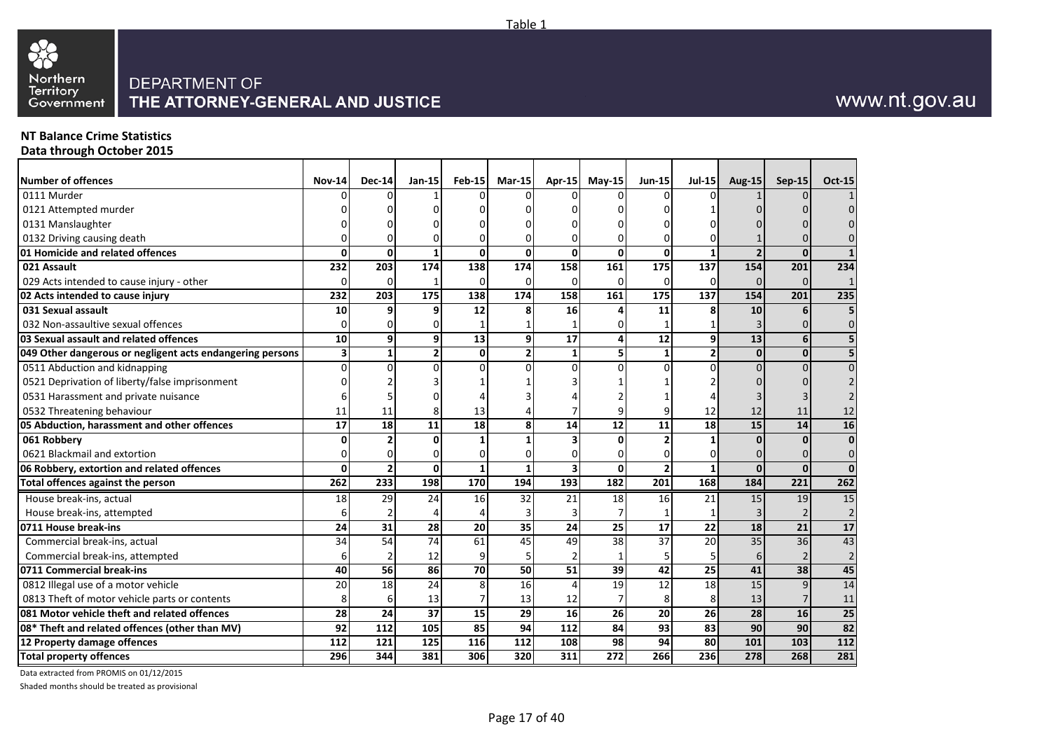Table 1

DEPARTMENT OF
THE ATTORNEY-GENERAL AND JUSTICE

www.nt.gov.au

**NT Balance Crime Statistics**
**Data through October 2015**

| Number of offences | Nov-14 | Dec-14 | Jan-15 | Feb-15 | Mar-15 | Apr-15 | May-15 | Jun-15 | Jul-15 | Aug-15 | Sep-15 | Oct-15 |
|---|---|---|---|---|---|---|---|---|---|---|---|---|
| 0111 Murder | 0 | 0 | 1 | 0 | 0 | 0 | 0 | 0 | 0 | 1 | 0 | 1 |
| 0121 Attempted murder | 0 | 0 | 0 | 0 | 0 | 0 | 0 | 0 | 1 | 0 | 0 | 0 |
| 0131 Manslaughter | 0 | 0 | 0 | 0 | 0 | 0 | 0 | 0 | 0 | 0 | 0 | 0 |
| 0132 Driving causing death | 0 | 0 | 0 | 0 | 0 | 0 | 0 | 0 | 0 | 1 | 0 | 0 |
| **01 Homicide and related offences** | **0** | **0** | **1** | **0** | **0** | **0** | **0** | **0** | **1** | **2** | **0** | **1** |
| **021 Assault** | **232** | **203** | **174** | **138** | **174** | **158** | **161** | **175** | **137** | **154** | **201** | **234** |
| 029 Acts intended to cause injury - other | 0 | 0 | 1 | 0 | 0 | 0 | 0 | 0 | 0 | 0 | 0 | 1 |
| **02 Acts intended to cause injury** | **232** | **203** | **175** | **138** | **174** | **158** | **161** | **175** | **137** | **154** | **201** | **235** |
| **031 Sexual assault** | **10** | **9** | **9** | **12** | **8** | **16** | **4** | **11** | **8** | **10** | **6** | **5** |
| 032 Non-assaultive sexual offences | 0 | 0 | 0 | 1 | 1 | 1 | 0 | 1 | 1 | 3 | 0 | 0 |
| **03 Sexual assault and related offences** | **10** | **9** | **9** | **13** | **9** | **17** | **4** | **12** | **9** | **13** | **6** | **5** |
| **049 Other dangerous or negligent acts endangering persons** | **3** | **1** | **2** | **0** | **2** | **1** | **5** | **1** | **2** | **0** | **0** | **5** |
| 0511 Abduction and kidnapping | 0 | 0 | 0 | 0 | 0 | 0 | 0 | 0 | 0 | 0 | 0 | 0 |
| 0521 Deprivation of liberty/false imprisonment | 0 | 2 | 3 | 1 | 1 | 3 | 1 | 1 | 2 | 0 | 0 | 2 |
| 0531 Harassment and private nuisance | 6 | 5 | 0 | 4 | 3 | 4 | 2 | 1 | 4 | 3 | 3 | 2 |
| 0532 Threatening behaviour | 11 | 11 | 8 | 13 | 4 | 7 | 9 | 9 | 12 | 12 | 11 | 12 |
| **05 Abduction, harassment and other offences** | **17** | **18** | **11** | **18** | **8** | **14** | **12** | **11** | **18** | **15** | **14** | **16** |
| **061 Robbery** | **0** | **2** | **0** | **1** | **1** | **3** | **0** | **2** | **1** | **0** | **0** | **0** |
| 0621 Blackmail and extortion | 0 | 0 | 0 | 0 | 0 | 0 | 0 | 0 | 0 | 0 | 0 | 0 |
| **06 Robbery, extortion and related offences** | **0** | **2** | **0** | **1** | **1** | **3** | **0** | **2** | **1** | **0** | **0** | **0** |
| **Total offences against the person** | **262** | **233** | **198** | **170** | **194** | **193** | **182** | **201** | **168** | **184** | **221** | **262** |
| House break-ins, actual | 18 | 29 | 24 | 16 | 32 | 21 | 18 | 16 | 21 | 15 | 19 | 15 |
| House break-ins, attempted | 6 | 2 | 4 | 4 | 3 | 3 | 7 | 1 | 1 | 3 | 2 | 2 |
| **0711 House break-ins** | **24** | **31** | **28** | **20** | **35** | **24** | **25** | **17** | **22** | **18** | **21** | **17** |
| Commercial break-ins, actual | 34 | 54 | 74 | 61 | 45 | 49 | 38 | 37 | 20 | 35 | 36 | 43 |
| Commercial break-ins, attempted | 6 | 2 | 12 | 9 | 5 | 2 | 1 | 5 | 5 | 6 | 2 | 2 |
| **0711 Commercial break-ins** | **40** | **56** | **86** | **70** | **50** | **51** | **39** | **42** | **25** | **41** | **38** | **45** |
| 0812 Illegal use of a motor vehicle | 20 | 18 | 24 | 8 | 16 | 4 | 19 | 12 | 18 | 15 | 9 | 14 |
| 0813 Theft of motor vehicle parts or contents | 8 | 6 | 13 | 7 | 13 | 12 | 7 | 8 | 8 | 13 | 7 | 11 |
| **081 Motor vehicle theft and related offences** | **28** | **24** | **37** | **15** | **29** | **16** | **26** | **20** | **26** | **28** | **16** | **25** |
| **08* Theft and related offences (other than MV)** | **92** | **112** | **105** | **85** | **94** | **112** | **84** | **93** | **83** | **90** | **90** | **82** |
| **12 Property damage offences** | **112** | **121** | **125** | **116** | **112** | **108** | **98** | **94** | **80** | **101** | **103** | **112** |
| **Total property offences** | **296** | **344** | **381** | **306** | **320** | **311** | **272** | **266** | **236** | **278** | **268** | **281** |

Data extracted from PROMIS on 01/12/2015

Shaded months should be treated as provisional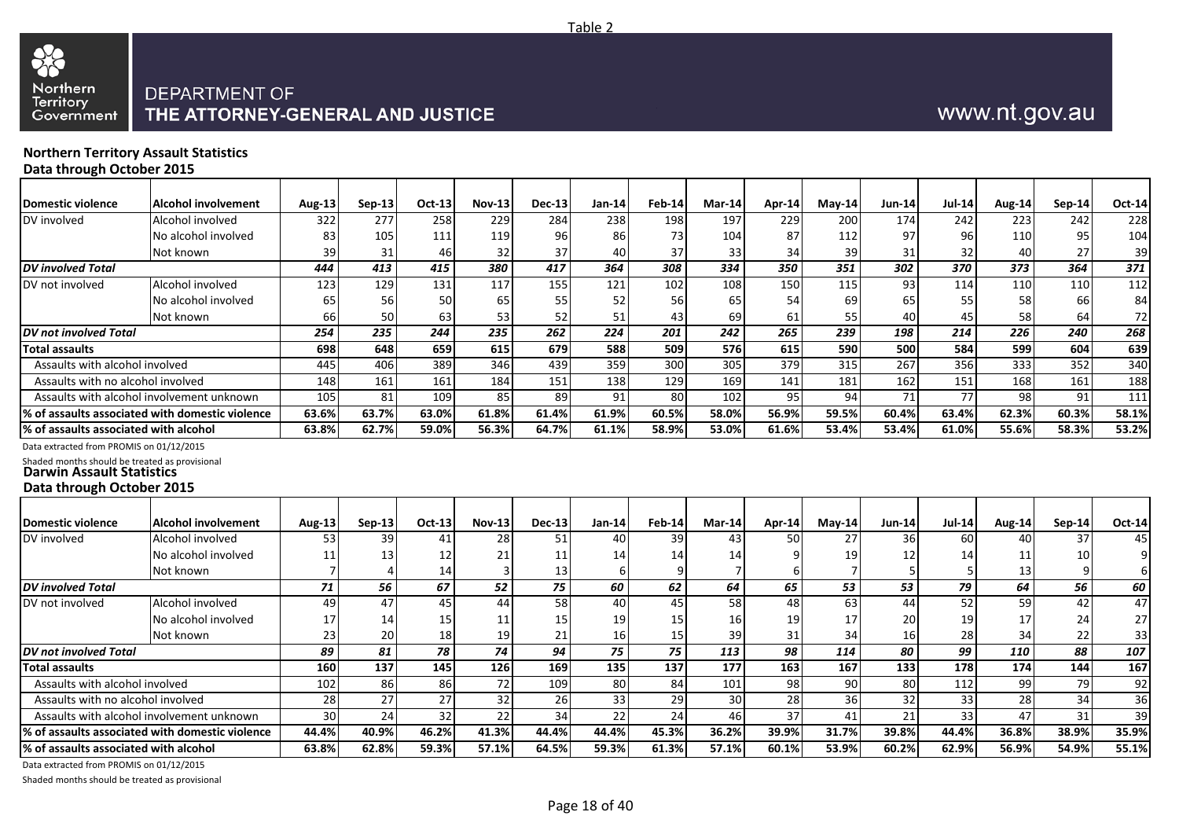Table 2

DEPARTMENT OF
**THE ATTORNEY-GENERAL AND JUSTICE**

www.nt.gov.au

**Northern Territory Assault Statistics**
**Data through October 2015**

| Domestic violence | Alcohol involvement | Aug-13 | Sep-13 | Oct-13 | Nov-13 | Dec-13 | Jan-14 | Feb-14 | Mar-14 | Apr-14 | May-14 | Jun-14 | Jul-14 | Aug-14 | Sep-14 | Oct-14 |
|---|---|---|---|---|---|---|---|---|---|---|---|---|---|---|---|---|
| DV involved | Alcohol involved | 322 | 277 | 258 | 229 | 284 | 238 | 198 | 197 | 229 | 200 | 174 | 242 | 223 | 242 | 228 |
| | No alcohol involved | 83 | 105 | 111 | 119 | 96 | 86 | 73 | 104 | 87 | 112 | 97 | 96 | 110 | 95 | 104 |
| | Not known | 39 | 31 | 46 | 32 | 37 | 40 | 37 | 33 | 34 | 39 | 31 | 32 | 40 | 27 | 39 |
| ***DV involved Total*** | | ***444*** | ***413*** | ***415*** | ***380*** | ***417*** | ***364*** | ***308*** | ***334*** | ***350*** | ***351*** | ***302*** | ***370*** | ***373*** | ***364*** | ***371*** |
| DV not involved | Alcohol involved | 123 | 129 | 131 | 117 | 155 | 121 | 102 | 108 | 150 | 115 | 93 | 114 | 110 | 110 | 112 |
| | No alcohol involved | 65 | 56 | 50 | 65 | 55 | 52 | 56 | 65 | 54 | 69 | 65 | 55 | 58 | 66 | 84 |
| | Not known | 66 | 50 | 63 | 53 | 52 | 51 | 43 | 69 | 61 | 55 | 40 | 45 | 58 | 64 | 72 |
| ***DV not involved Total*** | | ***254*** | ***235*** | ***244*** | ***235*** | ***262*** | ***224*** | ***201*** | ***242*** | ***265*** | ***239*** | ***198*** | ***214*** | ***226*** | ***240*** | ***268*** |
| **Total assaults** | | **698** | **648** | **659** | **615** | **679** | **588** | **509** | **576** | **615** | **590** | **500** | **584** | **599** | **604** | **639** |
| Assaults with alcohol involved | | 445 | 406 | 389 | 346 | 439 | 359 | 300 | 305 | 379 | 315 | 267 | 356 | 333 | 352 | 340 |
| Assaults with no alcohol involved | | 148 | 161 | 161 | 184 | 151 | 138 | 129 | 169 | 141 | 181 | 162 | 151 | 168 | 161 | 188 |
| Assaults with alcohol involvement unknown | | 105 | 81 | 109 | 85 | 89 | 91 | 80 | 102 | 95 | 94 | 71 | 77 | 98 | 91 | 111 |
| **% of assaults associated with domestic violence** | | **63.6%** | **63.7%** | **63.0%** | **61.8%** | **61.4%** | **61.9%** | **60.5%** | **58.0%** | **56.9%** | **59.5%** | **60.4%** | **63.4%** | **62.3%** | **60.3%** | **58.1%** |
| **% of assaults associated with alcohol** | | **63.8%** | **62.7%** | **59.0%** | **56.3%** | **64.7%** | **61.1%** | **58.9%** | **53.0%** | **61.6%** | **53.4%** | **53.4%** | **61.0%** | **55.6%** | **58.3%** | **53.2%** |

Data extracted from PROMIS on 01/12/2015

Shaded months should be treated as provisional

**Darwin Assault Statistics**
**Data through October 2015**

| Domestic violence | Alcohol involvement | Aug-13 | Sep-13 | Oct-13 | Nov-13 | Dec-13 | Jan-14 | Feb-14 | Mar-14 | Apr-14 | May-14 | Jun-14 | Jul-14 | Aug-14 | Sep-14 | Oct-14 |
|---|---|---|---|---|---|---|---|---|---|---|---|---|---|---|---|---|
| DV involved | Alcohol involved | 53 | 39 | 41 | 28 | 51 | 40 | 39 | 43 | 50 | 27 | 36 | 60 | 40 | 37 | 45 |
| | No alcohol involved | 11 | 13 | 12 | 21 | 11 | 14 | 14 | 14 | 9 | 19 | 12 | 14 | 11 | 10 | 9 |
| | Not known | 7 | 4 | 14 | 3 | 13 | 6 | 9 | 7 | 6 | 7 | 5 | 5 | 13 | 9 | 6 |
| ***DV involved Total*** | | ***71*** | ***56*** | ***67*** | ***52*** | ***75*** | ***60*** | ***62*** | ***64*** | ***65*** | ***53*** | ***53*** | ***79*** | ***64*** | ***56*** | ***60*** |
| DV not involved | Alcohol involved | 49 | 47 | 45 | 44 | 58 | 40 | 45 | 58 | 48 | 63 | 44 | 52 | 59 | 42 | 47 |
| | No alcohol involved | 17 | 14 | 15 | 11 | 15 | 19 | 15 | 16 | 19 | 17 | 20 | 19 | 17 | 24 | 27 |
| | Not known | 23 | 20 | 18 | 19 | 21 | 16 | 15 | 39 | 31 | 34 | 16 | 28 | 34 | 22 | 33 |
| ***DV not involved Total*** | | ***89*** | ***81*** | ***78*** | ***74*** | ***94*** | ***75*** | ***75*** | ***113*** | ***98*** | ***114*** | ***80*** | ***99*** | ***110*** | ***88*** | ***107*** |
| **Total assaults** | | **160** | **137** | **145** | **126** | **169** | **135** | **137** | **177** | **163** | **167** | **133** | **178** | **174** | **144** | **167** |
| Assaults with alcohol involved | | 102 | 86 | 86 | 72 | 109 | 80 | 84 | 101 | 98 | 90 | 80 | 112 | 99 | 79 | 92 |
| Assaults with no alcohol involved | | 28 | 27 | 27 | 32 | 26 | 33 | 29 | 30 | 28 | 36 | 32 | 33 | 28 | 34 | 36 |
| Assaults with alcohol involvement unknown | | 30 | 24 | 32 | 22 | 34 | 22 | 24 | 46 | 37 | 41 | 21 | 33 | 47 | 31 | 39 |
| **% of assaults associated with domestic violence** | | **44.4%** | **40.9%** | **46.2%** | **41.3%** | **44.4%** | **44.4%** | **45.3%** | **36.2%** | **39.9%** | **31.7%** | **39.8%** | **44.4%** | **36.8%** | **38.9%** | **35.9%** |
| **% of assaults associated with alcohol** | | **63.8%** | **62.8%** | **59.3%** | **57.1%** | **64.5%** | **59.3%** | **61.3%** | **57.1%** | **60.1%** | **53.9%** | **60.2%** | **62.9%** | **56.9%** | **54.9%** | **55.1%** |

Data extracted from PROMIS on 01/12/2015

Shaded months should be treated as provisional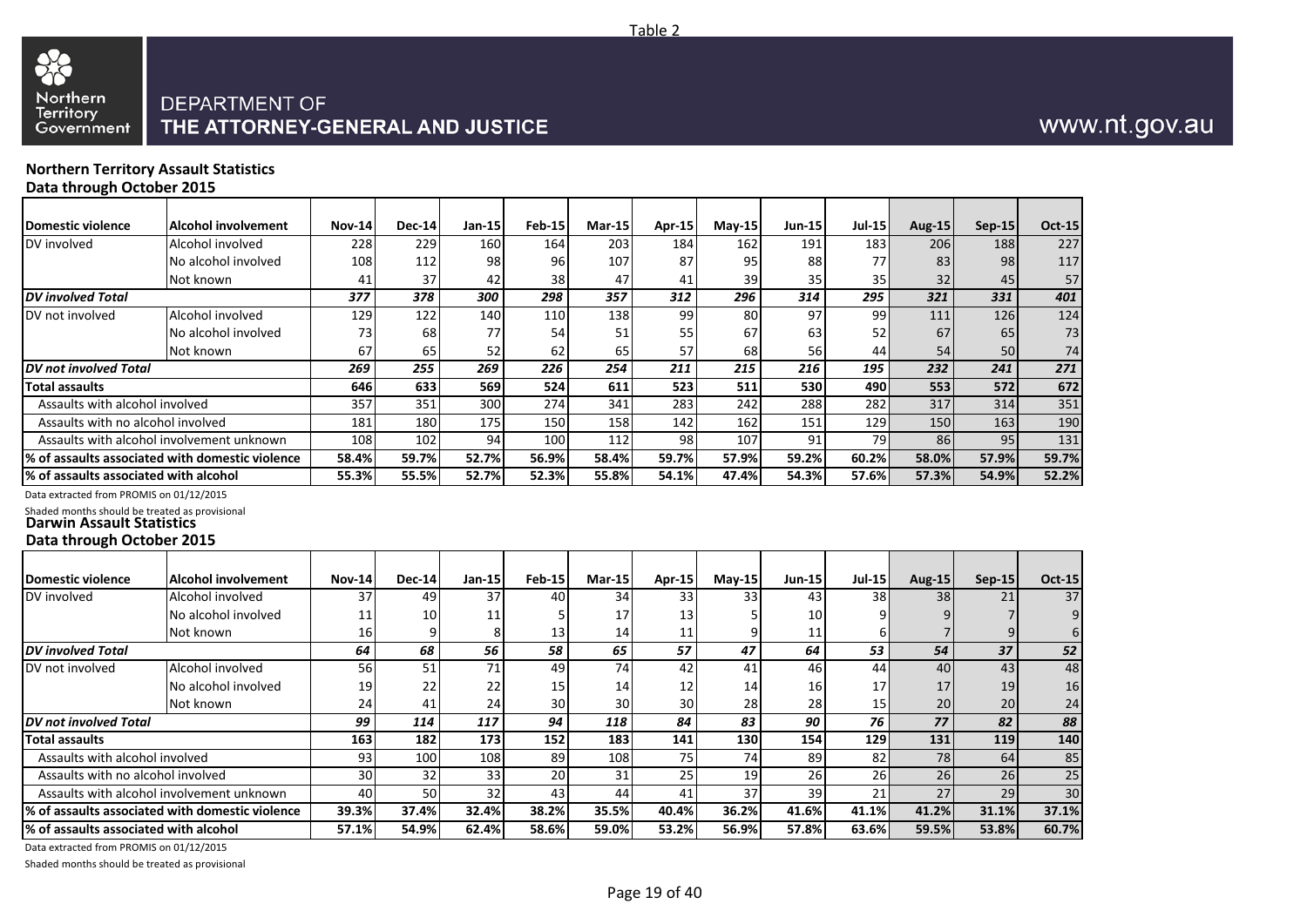Table 2

DEPARTMENT OF
THE ATTORNEY-GENERAL AND JUSTICE

www.nt.gov.au

**Northern Territory Assault Statistics**
**Data through October 2015**

| Domestic violence | Alcohol involvement | Nov-14 | Dec-14 | Jan-15 | Feb-15 | Mar-15 | Apr-15 | May-15 | Jun-15 | Jul-15 | Aug-15 | Sep-15 | Oct-15 |
|---|---|---|---|---|---|---|---|---|---|---|---|---|---|
| DV involved | Alcohol involved | 228 | 229 | 160 | 164 | 203 | 184 | 162 | 191 | 183 | 206 | 188 | 227 |
| | No alcohol involved | 108 | 112 | 98 | 96 | 107 | 87 | 95 | 88 | 77 | 83 | 98 | 117 |
| | Not known | 41 | 37 | 42 | 38 | 47 | 41 | 39 | 35 | 35 | 32 | 45 | 57 |
| ***DV involved Total*** | | ***377*** | ***378*** | ***300*** | ***298*** | ***357*** | ***312*** | ***296*** | ***314*** | ***295*** | ***321*** | ***331*** | ***401*** |
| DV not involved | Alcohol involved | 129 | 122 | 140 | 110 | 138 | 99 | 80 | 97 | 99 | 111 | 126 | 124 |
| | No alcohol involved | 73 | 68 | 77 | 54 | 51 | 55 | 67 | 63 | 52 | 67 | 65 | 73 |
| | Not known | 67 | 65 | 52 | 62 | 65 | 57 | 68 | 56 | 44 | 54 | 50 | 74 |
| ***DV not involved Total*** | | ***269*** | ***255*** | ***269*** | ***226*** | ***254*** | ***211*** | ***215*** | ***216*** | ***195*** | ***232*** | ***241*** | ***271*** |
| **Total assaults** | | **646** | **633** | **569** | **524** | **611** | **523** | **511** | **530** | **490** | **553** | **572** | **672** |
| Assaults with alcohol involved | | 357 | 351 | 300 | 274 | 341 | 283 | 242 | 288 | 282 | 317 | 314 | 351 |
| Assaults with no alcohol involved | | 181 | 180 | 175 | 150 | 158 | 142 | 162 | 151 | 129 | 150 | 163 | 190 |
| Assaults with alcohol involvement unknown | | 108 | 102 | 94 | 100 | 112 | 98 | 107 | 91 | 79 | 86 | 95 | 131 |
| **% of assaults associated with domestic violence** | | **58.4%** | **59.7%** | **52.7%** | **56.9%** | **58.4%** | **59.7%** | **57.9%** | **59.2%** | **60.2%** | **58.0%** | **57.9%** | **59.7%** |
| **% of assaults associated with alcohol** | | **55.3%** | **55.5%** | **52.7%** | **52.3%** | **55.8%** | **54.1%** | **47.4%** | **54.3%** | **57.6%** | **57.3%** | **54.9%** | **52.2%** |

Data extracted from PROMIS on 01/12/2015

Shaded months should be treated as provisional

**Darwin Assault Statistics**
**Data through October 2015**

| Domestic violence | Alcohol involvement | Nov-14 | Dec-14 | Jan-15 | Feb-15 | Mar-15 | Apr-15 | May-15 | Jun-15 | Jul-15 | Aug-15 | Sep-15 | Oct-15 |
|---|---|---|---|---|---|---|---|---|---|---|---|---|---|
| DV involved | Alcohol involved | 37 | 49 | 37 | 40 | 34 | 33 | 33 | 43 | 38 | 38 | 21 | 37 |
| | No alcohol involved | 11 | 10 | 11 | 5 | 17 | 13 | 5 | 10 | 9 | 9 | 7 | 9 |
| | Not known | 16 | 9 | 8 | 13 | 14 | 11 | 9 | 11 | 6 | 7 | 9 | 6 |
| ***DV involved Total*** | | ***64*** | ***68*** | ***56*** | ***58*** | ***65*** | ***57*** | ***47*** | ***64*** | ***53*** | ***54*** | ***37*** | ***52*** |
| DV not involved | Alcohol involved | 56 | 51 | 71 | 49 | 74 | 42 | 41 | 46 | 44 | 40 | 43 | 48 |
| | No alcohol involved | 19 | 22 | 22 | 15 | 14 | 12 | 14 | 16 | 17 | 17 | 19 | 16 |
| | Not known | 24 | 41 | 24 | 30 | 30 | 30 | 28 | 28 | 15 | 20 | 20 | 24 |
| ***DV not involved Total*** | | ***99*** | ***114*** | ***117*** | ***94*** | ***118*** | ***84*** | ***83*** | ***90*** | ***76*** | ***77*** | ***82*** | ***88*** |
| **Total assaults** | | **163** | **182** | **173** | **152** | **183** | **141** | **130** | **154** | **129** | **131** | **119** | **140** |
| Assaults with alcohol involved | | 93 | 100 | 108 | 89 | 108 | 75 | 74 | 89 | 82 | 78 | 64 | 85 |
| Assaults with no alcohol involved | | 30 | 32 | 33 | 20 | 31 | 25 | 19 | 26 | 26 | 26 | 26 | 25 |
| Assaults with alcohol involvement unknown | | 40 | 50 | 32 | 43 | 44 | 41 | 37 | 39 | 21 | 27 | 29 | 30 |
| **% of assaults associated with domestic violence** | | **39.3%** | **37.4%** | **32.4%** | **38.2%** | **35.5%** | **40.4%** | **36.2%** | **41.6%** | **41.1%** | **41.2%** | **31.1%** | **37.1%** |
| **% of assaults associated with alcohol** | | **57.1%** | **54.9%** | **62.4%** | **58.6%** | **59.0%** | **53.2%** | **56.9%** | **57.8%** | **63.6%** | **59.5%** | **53.8%** | **60.7%** |

Data extracted from PROMIS on 01/12/2015

Shaded months should be treated as provisional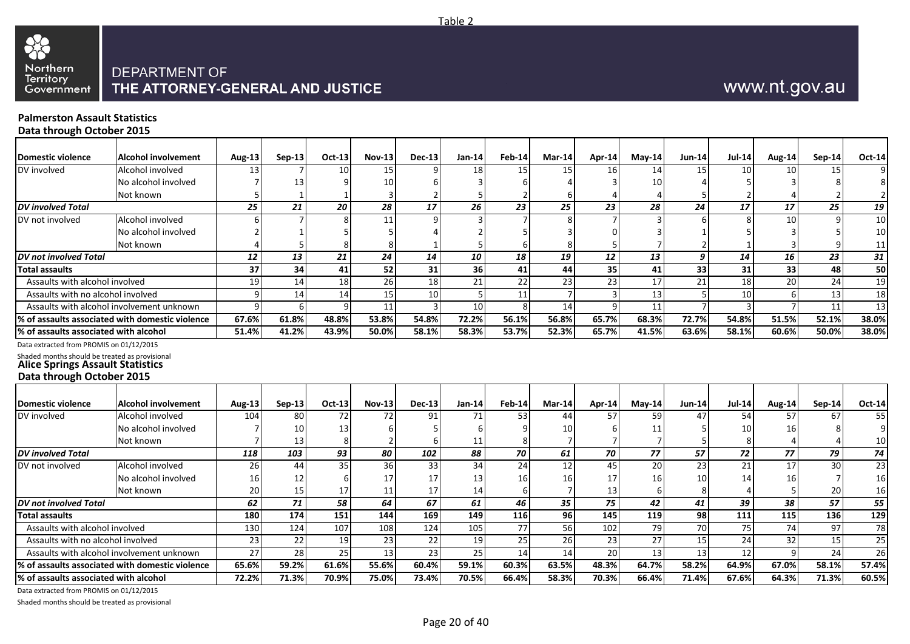Table 2

DEPARTMENT OF THE ATTORNEY-GENERAL AND JUSTICE

www.nt.gov.au

**Palmerston Assault Statistics**
**Data through October 2015**

| Domestic violence | Alcohol involvement | Aug-13 | Sep-13 | Oct-13 | Nov-13 | Dec-13 | Jan-14 | Feb-14 | Mar-14 | Apr-14 | May-14 | Jun-14 | Jul-14 | Aug-14 | Sep-14 | Oct-14 |
|---|---|---|---|---|---|---|---|---|---|---|---|---|---|---|---|---|
| DV involved | Alcohol involved | 13 | 7 | 10 | 15 | 9 | 18 | 15 | 15 | 16 | 14 | 15 | 10 | 10 | 15 | 9 |
| | No alcohol involved | 7 | 13 | 9 | 10 | 6 | 3 | 6 | 4 | 3 | 10 | 4 | 5 | 3 | 8 | 8 |
| | Not known | 5 | 1 | 1 | 3 | 2 | 5 | 2 | 6 | 4 | 4 | 5 | 2 | 4 | 2 | 2 |
| ***DV involved Total*** | | ***25*** | ***21*** | ***20*** | ***28*** | ***17*** | ***26*** | ***23*** | ***25*** | ***23*** | ***28*** | ***24*** | ***17*** | ***17*** | ***25*** | ***19*** |
| DV not involved | Alcohol involved | 6 | 7 | 8 | 11 | 9 | 3 | 7 | 8 | 7 | 3 | 6 | 8 | 10 | 9 | 10 |
| | No alcohol involved | 2 | 1 | 5 | 5 | 4 | 2 | 5 | 3 | 0 | 3 | 1 | 5 | 3 | 5 | 10 |
| | Not known | 4 | 5 | 8 | 8 | 1 | 5 | 6 | 8 | 5 | 7 | 2 | 1 | 3 | 9 | 11 |
| ***DV not involved Total*** | | ***12*** | ***13*** | ***21*** | ***24*** | ***14*** | ***10*** | ***18*** | ***19*** | ***12*** | ***13*** | ***9*** | ***14*** | ***16*** | ***23*** | ***31*** |
| **Total assaults** | | **37** | **34** | **41** | **52** | **31** | **36** | **41** | **44** | **35** | **41** | **33** | **31** | **33** | **48** | **50** |
| Assaults with alcohol involved | | 19 | 14 | 18 | 26 | 18 | 21 | 22 | 23 | 23 | 17 | 21 | 18 | 20 | 24 | 19 |
| Assaults with no alcohol involved | | 9 | 14 | 14 | 15 | 10 | 5 | 11 | 7 | 3 | 13 | 5 | 10 | 6 | 13 | 18 |
| Assaults with alcohol involvement unknown | | 9 | 6 | 9 | 11 | 3 | 10 | 8 | 14 | 9 | 11 | 7 | 3 | 7 | 11 | 13 |
| **% of assaults associated with domestic violence** | | **67.6%** | **61.8%** | **48.8%** | **53.8%** | **54.8%** | **72.2%** | **56.1%** | **56.8%** | **65.7%** | **68.3%** | **72.7%** | **54.8%** | **51.5%** | **52.1%** | **38.0%** |
| **% of assaults associated with alcohol** | | **51.4%** | **41.2%** | **43.9%** | **50.0%** | **58.1%** | **58.3%** | **53.7%** | **52.3%** | **65.7%** | **41.5%** | **63.6%** | **58.1%** | **60.6%** | **50.0%** | **38.0%** |

Data extracted from PROMIS on 01/12/2015

Shaded months should be treated as provisional

**Alice Springs Assault Statistics**
**Data through October 2015**

| Domestic violence | Alcohol involvement | Aug-13 | Sep-13 | Oct-13 | Nov-13 | Dec-13 | Jan-14 | Feb-14 | Mar-14 | Apr-14 | May-14 | Jun-14 | Jul-14 | Aug-14 | Sep-14 | Oct-14 |
|---|---|---|---|---|---|---|---|---|---|---|---|---|---|---|---|---|
| DV involved | Alcohol involved | 104 | 80 | 72 | 72 | 91 | 71 | 53 | 44 | 57 | 59 | 47 | 54 | 57 | 67 | 55 |
| | No alcohol involved | 7 | 10 | 13 | 6 | 5 | 6 | 9 | 10 | 6 | 11 | 5 | 10 | 16 | 8 | 9 |
| | Not known | 7 | 13 | 8 | 2 | 6 | 11 | 8 | 7 | 7 | 7 | 5 | 8 | 4 | 4 | 10 |
| ***DV involved Total*** | | ***118*** | ***103*** | ***93*** | ***80*** | ***102*** | ***88*** | ***70*** | ***61*** | ***70*** | ***77*** | ***57*** | ***72*** | ***77*** | ***79*** | ***74*** |
| DV not involved | Alcohol involved | 26 | 44 | 35 | 36 | 33 | 34 | 24 | 12 | 45 | 20 | 23 | 21 | 17 | 30 | 23 |
| | No alcohol involved | 16 | 12 | 6 | 17 | 17 | 13 | 16 | 16 | 17 | 16 | 10 | 14 | 16 | 7 | 16 |
| | Not known | 20 | 15 | 17 | 11 | 17 | 14 | 6 | 7 | 13 | 6 | 8 | 4 | 5 | 20 | 16 |
| ***DV not involved Total*** | | ***62*** | ***71*** | ***58*** | ***64*** | ***67*** | ***61*** | ***46*** | ***35*** | ***75*** | ***42*** | ***41*** | ***39*** | ***38*** | ***57*** | ***55*** |
| **Total assaults** | | **180** | **174** | **151** | **144** | **169** | **149** | **116** | **96** | **145** | **119** | **98** | **111** | **115** | **136** | **129** |
| Assaults with alcohol involved | | 130 | 124 | 107 | 108 | 124 | 105 | 77 | 56 | 102 | 79 | 70 | 75 | 74 | 97 | 78 |
| Assaults with no alcohol involved | | 23 | 22 | 19 | 23 | 22 | 19 | 25 | 26 | 23 | 27 | 15 | 24 | 32 | 15 | 25 |
| Assaults with alcohol involvement unknown | | 27 | 28 | 25 | 13 | 23 | 25 | 14 | 14 | 20 | 13 | 13 | 12 | 9 | 24 | 26 |
| **% of assaults associated with domestic violence** | | **65.6%** | **59.2%** | **61.6%** | **55.6%** | **60.4%** | **59.1%** | **60.3%** | **63.5%** | **48.3%** | **64.7%** | **58.2%** | **64.9%** | **67.0%** | **58.1%** | **57.4%** |
| **% of assaults associated with alcohol** | | **72.2%** | **71.3%** | **70.9%** | **75.0%** | **73.4%** | **70.5%** | **66.4%** | **58.3%** | **70.3%** | **66.4%** | **71.4%** | **67.6%** | **64.3%** | **71.3%** | **60.5%** |

Data extracted from PROMIS on 01/12/2015

Shaded months should be treated as provisional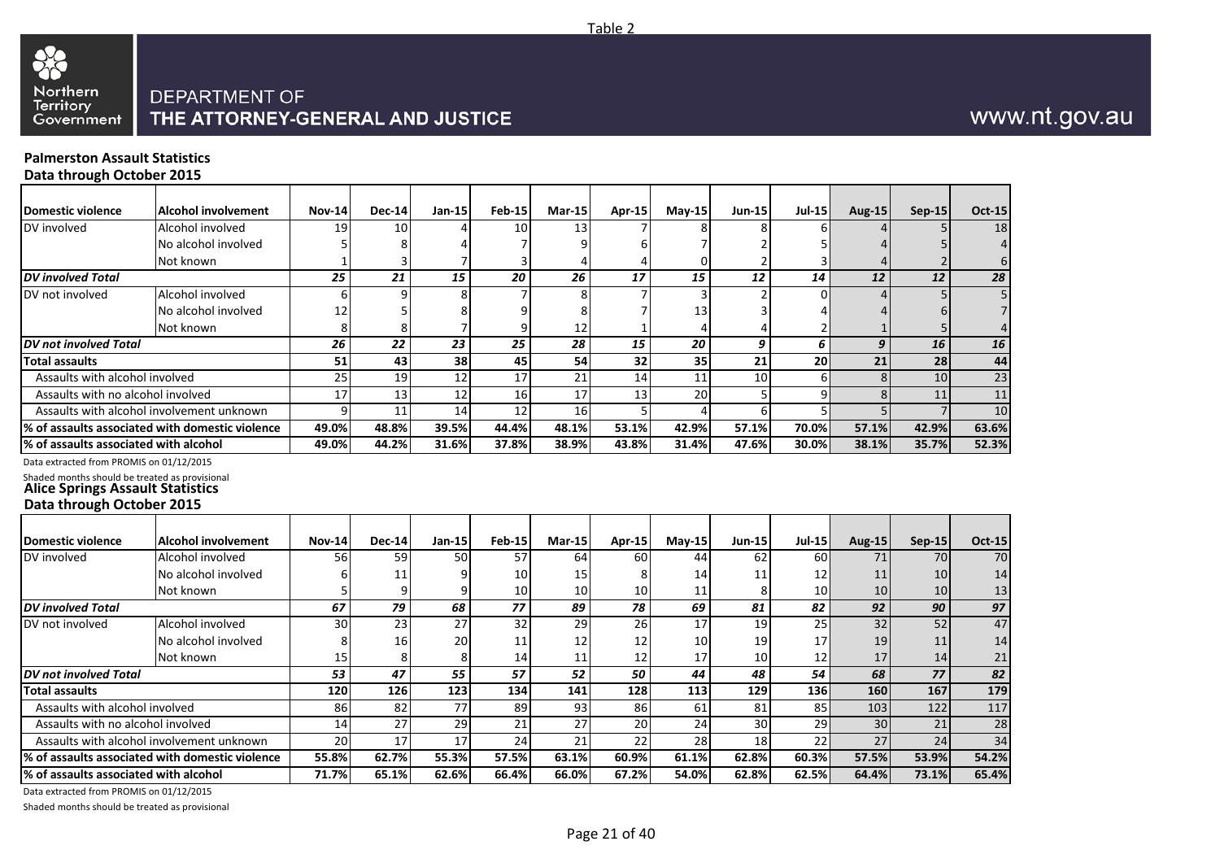Table 2

DEPARTMENT OF
THE ATTORNEY-GENERAL AND JUSTICE

www.nt.gov.au

**Palmerston Assault Statistics**
**Data through October 2015**

| Domestic violence | Alcohol involvement | Nov-14 | Dec-14 | Jan-15 | Feb-15 | Mar-15 | Apr-15 | May-15 | Jun-15 | Jul-15 | Aug-15 | Sep-15 | Oct-15 |
|---|---|---|---|---|---|---|---|---|---|---|---|---|---|
| DV involved | Alcohol involved | 19 | 10 | 4 | 10 | 13 | 7 | 8 | 8 | 6 | 4 | 5 | 18 |
| | No alcohol involved | 5 | 8 | 4 | 7 | 9 | 6 | 7 | 2 | 5 | 4 | 5 | 4 |
| | Not known | 1 | 3 | 7 | 3 | 4 | 4 | 0 | 2 | 3 | 4 | 2 | 6 |
| ***DV involved Total*** | | ***25*** | ***21*** | ***15*** | ***20*** | ***26*** | ***17*** | ***15*** | ***12*** | ***14*** | ***12*** | ***12*** | ***28*** |
| DV not involved | Alcohol involved | 6 | 9 | 8 | 7 | 8 | 7 | 3 | 2 | 0 | 4 | 5 | 5 |
| | No alcohol involved | 12 | 5 | 8 | 9 | 8 | 7 | 13 | 3 | 4 | 4 | 6 | 7 |
| | Not known | 8 | 8 | 7 | 9 | 12 | 1 | 4 | 4 | 2 | 1 | 5 | 4 |
| ***DV not involved Total*** | | ***26*** | ***22*** | ***23*** | ***25*** | ***28*** | ***15*** | ***20*** | ***9*** | ***6*** | ***9*** | ***16*** | ***16*** |
| **Total assaults** | | **51** | **43** | **38** | **45** | **54** | **32** | **35** | **21** | **20** | **21** | **28** | **44** |
| Assaults with alcohol involved | | 25 | 19 | 12 | 17 | 21 | 14 | 11 | 10 | 6 | 8 | 10 | 23 |
| Assaults with no alcohol involved | | 17 | 13 | 12 | 16 | 17 | 13 | 20 | 5 | 9 | 8 | 11 | 11 |
| Assaults with alcohol involvement unknown | | 9 | 11 | 14 | 12 | 16 | 5 | 4 | 6 | 5 | 5 | 7 | 10 |
| **% of assaults associated with domestic violence** | | **49.0%** | **48.8%** | **39.5%** | **44.4%** | **48.1%** | **53.1%** | **42.9%** | **57.1%** | **70.0%** | **57.1%** | **42.9%** | **63.6%** |
| **% of assaults associated with alcohol** | | **49.0%** | **44.2%** | **31.6%** | **37.8%** | **38.9%** | **43.8%** | **31.4%** | **47.6%** | **30.0%** | **38.1%** | **35.7%** | **52.3%** |

Data extracted from PROMIS on 01/12/2015

Shaded months should be treated as provisional

**Alice Springs Assault Statistics**
**Data through October 2015**

| Domestic violence | Alcohol involvement | Nov-14 | Dec-14 | Jan-15 | Feb-15 | Mar-15 | Apr-15 | May-15 | Jun-15 | Jul-15 | Aug-15 | Sep-15 | Oct-15 |
|---|---|---|---|---|---|---|---|---|---|---|---|---|---|
| DV involved | Alcohol involved | 56 | 59 | 50 | 57 | 64 | 60 | 44 | 62 | 60 | 71 | 70 | 70 |
| | No alcohol involved | 6 | 11 | 9 | 10 | 15 | 8 | 14 | 11 | 12 | 11 | 10 | 14 |
| | Not known | 5 | 9 | 9 | 10 | 10 | 10 | 11 | 8 | 10 | 10 | 10 | 13 |
| ***DV involved Total*** | | ***67*** | ***79*** | ***68*** | ***77*** | ***89*** | ***78*** | ***69*** | ***81*** | ***82*** | ***92*** | ***90*** | ***97*** |
| DV not involved | Alcohol involved | 30 | 23 | 27 | 32 | 29 | 26 | 17 | 19 | 25 | 32 | 52 | 47 |
| | No alcohol involved | 8 | 16 | 20 | 11 | 12 | 12 | 10 | 19 | 17 | 19 | 11 | 14 |
| | Not known | 15 | 8 | 8 | 14 | 11 | 12 | 17 | 10 | 12 | 17 | 14 | 21 |
| ***DV not involved Total*** | | ***53*** | ***47*** | ***55*** | ***57*** | ***52*** | ***50*** | ***44*** | ***48*** | ***54*** | ***68*** | ***77*** | ***82*** |
| **Total assaults** | | **120** | **126** | **123** | **134** | **141** | **128** | **113** | **129** | **136** | **160** | **167** | **179** |
| Assaults with alcohol involved | | 86 | 82 | 77 | 89 | 93 | 86 | 61 | 81 | 85 | 103 | 122 | 117 |
| Assaults with no alcohol involved | | 14 | 27 | 29 | 21 | 27 | 20 | 24 | 30 | 29 | 30 | 21 | 28 |
| Assaults with alcohol involvement unknown | | 20 | 17 | 17 | 24 | 21 | 22 | 28 | 18 | 22 | 27 | 24 | 34 |
| **% of assaults associated with domestic violence** | | **55.8%** | **62.7%** | **55.3%** | **57.5%** | **63.1%** | **60.9%** | **61.1%** | **62.8%** | **60.3%** | **57.5%** | **53.9%** | **54.2%** |
| **% of assaults associated with alcohol** | | **71.7%** | **65.1%** | **62.6%** | **66.4%** | **66.0%** | **67.2%** | **54.0%** | **62.8%** | **62.5%** | **64.4%** | **73.1%** | **65.4%** |

Data extracted from PROMIS on 01/12/2015

Shaded months should be treated as provisional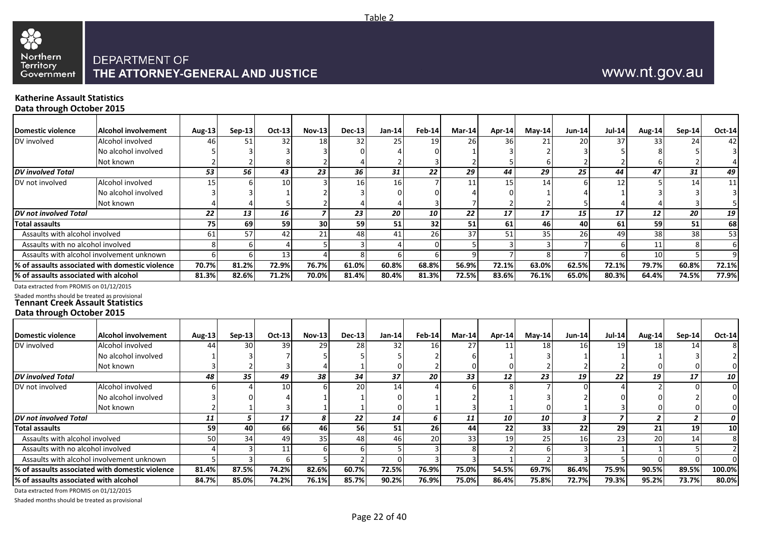Table 2

DEPARTMENT OF
THE ATTORNEY-GENERAL AND JUSTICE

www.nt.gov.au

**Katherine Assault Statistics**
**Data through October 2015**

| Domestic violence | Alcohol involvement | Aug-13 | Sep-13 | Oct-13 | Nov-13 | Dec-13 | Jan-14 | Feb-14 | Mar-14 | Apr-14 | May-14 | Jun-14 | Jul-14 | Aug-14 | Sep-14 | Oct-14 |
|---|---|---|---|---|---|---|---|---|---|---|---|---|---|---|---|---|
| DV involved | Alcohol involved | 46 | 51 | 32 | 18 | 32 | 25 | 19 | 26 | 36 | 21 | 20 | 37 | 33 | 24 | 42 |
| | No alcohol involved | 5 | 3 | 3 | 3 | 0 | 4 | 0 | 1 | 3 | 2 | 3 | 5 | 8 | 5 | 3 |
| | Not known | 2 | 2 | 8 | 2 | 4 | 2 | 3 | 2 | 5 | 6 | 2 | 2 | 6 | 2 | 4 |
| *DV involved Total* | | *53* | *56* | *43* | *23* | *36* | *31* | *22* | *29* | *44* | *29* | *25* | *44* | *47* | *31* | *49* |
| DV not involved | Alcohol involved | 15 | 6 | 10 | 3 | 16 | 16 | 7 | 11 | 15 | 14 | 6 | 12 | 5 | 14 | 11 |
| | No alcohol involved | 3 | 3 | 1 | 2 | 3 | 0 | 0 | 4 | 0 | 1 | 4 | 1 | 3 | 3 | 3 |
| | Not known | 4 | 4 | 5 | 2 | 4 | 4 | 3 | 7 | 2 | 2 | 5 | 4 | 4 | 3 | 5 |
| *DV not involved Total* | | *22* | *13* | *16* | *7* | *23* | *20* | *10* | *22* | *17* | *17* | *15* | *17* | *12* | *20* | *19* |
| **Total assaults** | | **75** | **69** | **59** | **30** | **59** | **51** | **32** | **51** | **61** | **46** | **40** | **61** | **59** | **51** | **68** |
| Assaults with alcohol involved | | 61 | 57 | 42 | 21 | 48 | 41 | 26 | 37 | 51 | 35 | 26 | 49 | 38 | 38 | 53 |
| Assaults with no alcohol involved | | 8 | 6 | 4 | 5 | 3 | 4 | 0 | 5 | 3 | 3 | 7 | 6 | 11 | 8 | 6 |
| Assaults with alcohol involvement unknown | | 6 | 6 | 13 | 4 | 8 | 6 | 6 | 9 | 7 | 8 | 7 | 6 | 10 | 5 | 9 |
| **% of assaults associated with domestic violence** | | **70.7%** | **81.2%** | **72.9%** | **76.7%** | **61.0%** | **60.8%** | **68.8%** | **56.9%** | **72.1%** | **63.0%** | **62.5%** | **72.1%** | **79.7%** | **60.8%** | **72.1%** |
| **% of assaults associated with alcohol** | | **81.3%** | **82.6%** | **71.2%** | **70.0%** | **81.4%** | **80.4%** | **81.3%** | **72.5%** | **83.6%** | **76.1%** | **65.0%** | **80.3%** | **64.4%** | **74.5%** | **77.9%** |

Data extracted from PROMIS on 01/12/2015

Shaded months should be treated as provisional

**Tennant Creek Assault Statistics**
**Data through October 2015**

| Domestic violence | Alcohol involvement | Aug-13 | Sep-13 | Oct-13 | Nov-13 | Dec-13 | Jan-14 | Feb-14 | Mar-14 | Apr-14 | May-14 | Jun-14 | Jul-14 | Aug-14 | Sep-14 | Oct-14 |
|---|---|---|---|---|---|---|---|---|---|---|---|---|---|---|---|---|
| DV involved | Alcohol involved | 44 | 30 | 39 | 29 | 28 | 32 | 16 | 27 | 11 | 18 | 16 | 19 | 18 | 14 | 8 |
| | No alcohol involved | 1 | 3 | 7 | 5 | 5 | 5 | 2 | 6 | 1 | 3 | 1 | 1 | 1 | 3 | 2 |
| | Not known | 3 | 2 | 3 | 4 | 1 | 0 | 2 | 0 | 0 | 2 | 2 | 2 | 0 | 0 | 0 |
| *DV involved Total* | | *48* | *35* | *49* | *38* | *34* | *37* | *20* | *33* | *12* | *23* | *19* | *22* | *19* | *17* | *10* |
| DV not involved | Alcohol involved | 6 | 4 | 10 | 6 | 20 | 14 | 4 | 6 | 8 | 7 | 0 | 4 | 2 | 0 | 0 |
| | No alcohol involved | 3 | 0 | 4 | 1 | 1 | 0 | 1 | 2 | 1 | 3 | 2 | 0 | 0 | 2 | 0 |
| | Not known | 2 | 1 | 3 | 1 | 1 | 0 | 1 | 3 | 1 | 0 | 1 | 3 | 0 | 0 | 0 |
| *DV not involved Total* | | *11* | *5* | *17* | *8* | *22* | *14* | *6* | *11* | *10* | *10* | *3* | *7* | *2* | *2* | *0* |
| **Total assaults** | | **59** | **40** | **66** | **46** | **56** | **51** | **26** | **44** | **22** | **33** | **22** | **29** | **21** | **19** | **10** |
| Assaults with alcohol involved | | 50 | 34 | 49 | 35 | 48 | 46 | 20 | 33 | 19 | 25 | 16 | 23 | 20 | 14 | 8 |
| Assaults with no alcohol involved | | 4 | 3 | 11 | 6 | 6 | 5 | 3 | 8 | 2 | 6 | 3 | 1 | 1 | 5 | 2 |
| Assaults with alcohol involvement unknown | | 5 | 3 | 6 | 5 | 2 | 0 | 3 | 3 | 1 | 2 | 3 | 5 | 0 | 0 | 0 |
| **% of assaults associated with domestic violence** | | **81.4%** | **87.5%** | **74.2%** | **82.6%** | **60.7%** | **72.5%** | **76.9%** | **75.0%** | **54.5%** | **69.7%** | **86.4%** | **75.9%** | **90.5%** | **89.5%** | **100.0%** |
| **% of assaults associated with alcohol** | | **84.7%** | **85.0%** | **74.2%** | **76.1%** | **85.7%** | **90.2%** | **76.9%** | **75.0%** | **86.4%** | **75.8%** | **72.7%** | **79.3%** | **95.2%** | **73.7%** | **80.0%** |

Data extracted from PROMIS on 01/12/2015

Shaded months should be treated as provisional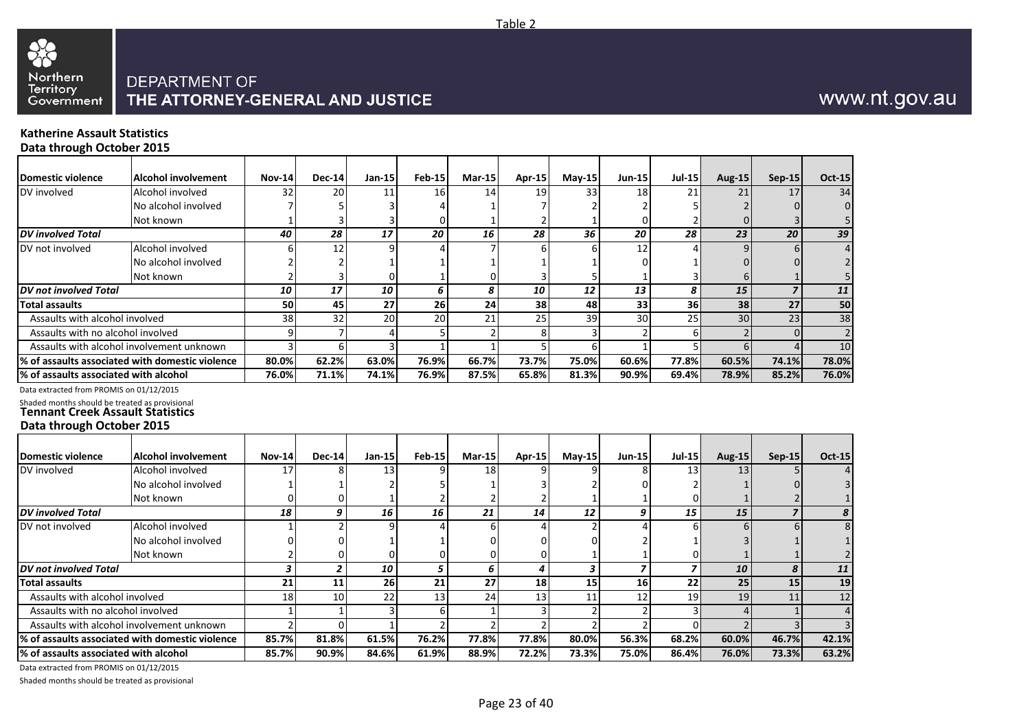Table 2

DEPARTMENT OF
THE ATTORNEY-GENERAL AND JUSTICE

www.nt.gov.au

**Katherine Assault Statistics**
**Data through October 2015**

| Domestic violence | Alcohol involvement | Nov-14 | Dec-14 | Jan-15 | Feb-15 | Mar-15 | Apr-15 | May-15 | Jun-15 | Jul-15 | Aug-15 | Sep-15 | Oct-15 |
|---|---|---|---|---|---|---|---|---|---|---|---|---|---|
| DV involved | Alcohol involved | 32 | 20 | 11 | 16 | 14 | 19 | 33 | 18 | 21 | 21 | 17 | 34 |
| | No alcohol involved | 7 | 5 | 3 | 4 | 1 | 7 | 2 | 2 | 5 | 2 | 0 | 0 |
| | Not known | 1 | 3 | 3 | 0 | 1 | 2 | 1 | 0 | 2 | 0 | 3 | 5 |
| ***DV involved Total*** | | ***40*** | ***28*** | ***17*** | ***20*** | ***16*** | ***28*** | ***36*** | ***20*** | ***28*** | ***23*** | ***20*** | ***39*** |
| DV not involved | Alcohol involved | 6 | 12 | 9 | 4 | 7 | 6 | 6 | 12 | 4 | 9 | 6 | 4 |
| | No alcohol involved | 2 | 2 | 1 | 1 | 1 | 1 | 1 | 0 | 1 | 0 | 0 | 2 |
| | Not known | 2 | 3 | 0 | 1 | 0 | 3 | 5 | 1 | 3 | 6 | 1 | 5 |
| ***DV not involved Total*** | | ***10*** | ***17*** | ***10*** | ***6*** | ***8*** | ***10*** | ***12*** | ***13*** | ***8*** | ***15*** | ***7*** | ***11*** |
| **Total assaults** | | **50** | **45** | **27** | **26** | **24** | **38** | **48** | **33** | **36** | **38** | **27** | **50** |
| Assaults with alcohol involved | | 38 | 32 | 20 | 20 | 21 | 25 | 39 | 30 | 25 | 30 | 23 | 38 |
| Assaults with no alcohol involved | | 9 | 7 | 4 | 5 | 2 | 8 | 3 | 2 | 6 | 2 | 0 | 2 |
| Assaults with alcohol involvement unknown | | 3 | 6 | 3 | 1 | 1 | 5 | 6 | 1 | 5 | 6 | 4 | 10 |
| **% of assaults associated with domestic violence** | | **80.0%** | **62.2%** | **63.0%** | **76.9%** | **66.7%** | **73.7%** | **75.0%** | **60.6%** | **77.8%** | **60.5%** | **74.1%** | **78.0%** |
| **% of assaults associated with alcohol** | | **76.0%** | **71.1%** | **74.1%** | **76.9%** | **87.5%** | **65.8%** | **81.3%** | **90.9%** | **69.4%** | **78.9%** | **85.2%** | **76.0%** |

Data extracted from PROMIS on 01/12/2015

Shaded months should be treated as provisional

**Tennant Creek Assault Statistics**
**Data through October 2015**

| Domestic violence | Alcohol involvement | Nov-14 | Dec-14 | Jan-15 | Feb-15 | Mar-15 | Apr-15 | May-15 | Jun-15 | Jul-15 | Aug-15 | Sep-15 | Oct-15 |
|---|---|---|---|---|---|---|---|---|---|---|---|---|---|
| DV involved | Alcohol involved | 17 | 8 | 13 | 9 | 18 | 9 | 9 | 8 | 13 | 13 | 5 | 4 |
| | No alcohol involved | 1 | 1 | 2 | 5 | 1 | 3 | 2 | 0 | 2 | 1 | 0 | 3 |
| | Not known | 0 | 0 | 1 | 2 | 2 | 2 | 1 | 1 | 0 | 1 | 2 | 1 |
| ***DV involved Total*** | | ***18*** | ***9*** | ***16*** | ***16*** | ***21*** | ***14*** | ***12*** | ***9*** | ***15*** | ***15*** | ***7*** | ***8*** |
| DV not involved | Alcohol involved | 1 | 2 | 9 | 4 | 6 | 4 | 2 | 4 | 6 | 6 | 6 | 8 |
| | No alcohol involved | 0 | 0 | 1 | 1 | 0 | 0 | 0 | 2 | 1 | 3 | 1 | 1 |
| | Not known | 2 | 0 | 0 | 0 | 0 | 0 | 1 | 1 | 0 | 1 | 1 | 2 |
| ***DV not involved Total*** | | ***3*** | ***2*** | ***10*** | ***5*** | ***6*** | ***4*** | ***3*** | ***7*** | ***7*** | ***10*** | ***8*** | ***11*** |
| **Total assaults** | | **21** | **11** | **26** | **21** | **27** | **18** | **15** | **16** | **22** | **25** | **15** | **19** |
| Assaults with alcohol involved | | 18 | 10 | 22 | 13 | 24 | 13 | 11 | 12 | 19 | 19 | 11 | 12 |
| Assaults with no alcohol involved | | 1 | 1 | 3 | 6 | 1 | 3 | 2 | 2 | 3 | 4 | 1 | 4 |
| Assaults with alcohol involvement unknown | | 2 | 0 | 1 | 2 | 2 | 2 | 2 | 2 | 0 | 2 | 3 | 3 |
| **% of assaults associated with domestic violence** | | **85.7%** | **81.8%** | **61.5%** | **76.2%** | **77.8%** | **77.8%** | **80.0%** | **56.3%** | **68.2%** | **60.0%** | **46.7%** | **42.1%** |
| **% of assaults associated with alcohol** | | **85.7%** | **90.9%** | **84.6%** | **61.9%** | **88.9%** | **72.2%** | **73.3%** | **75.0%** | **86.4%** | **76.0%** | **73.3%** | **63.2%** |

Data extracted from PROMIS on 01/12/2015

Shaded months should be treated as provisional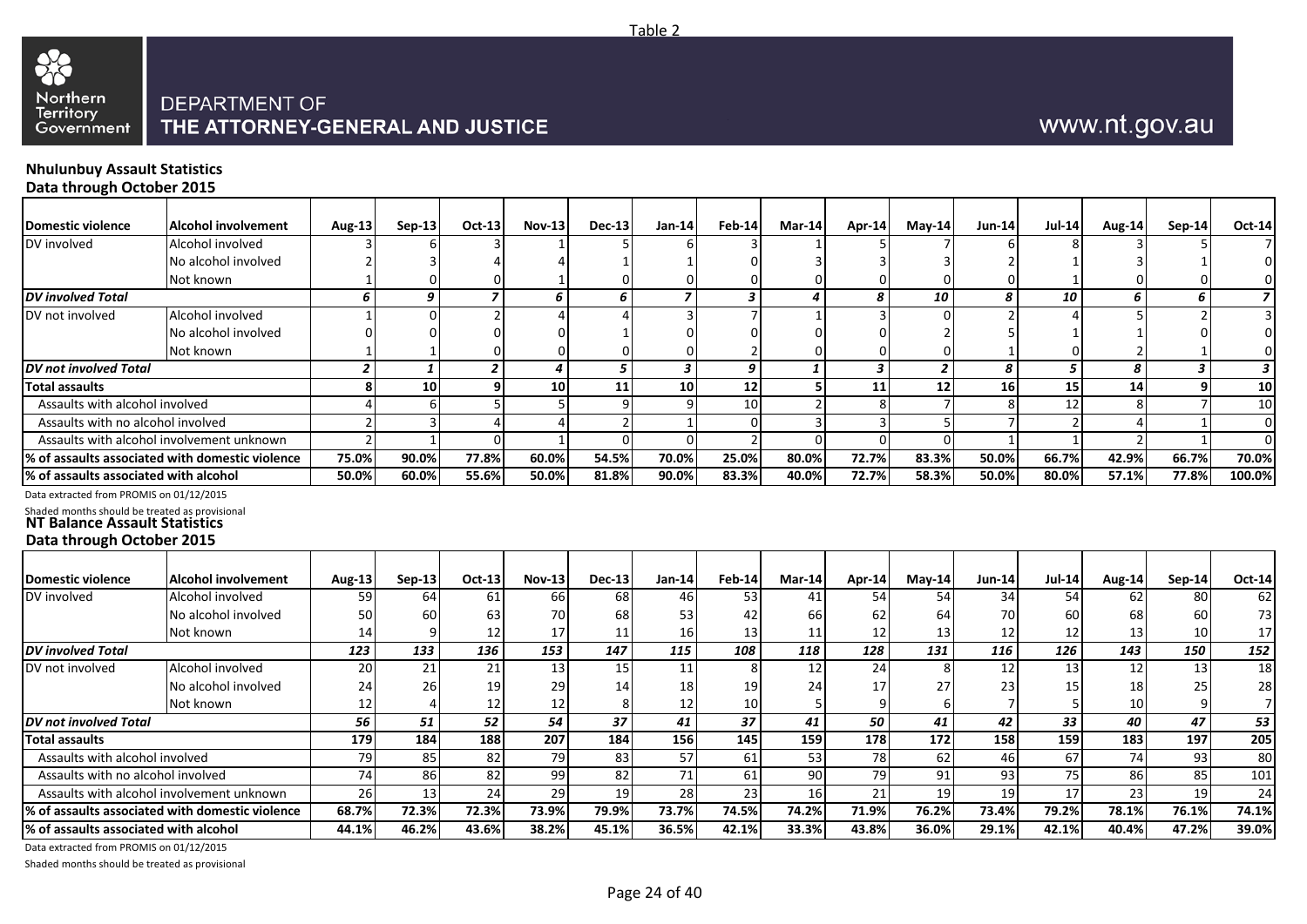Table 2

DEPARTMENT OF
THE ATTORNEY-GENERAL AND JUSTICE

www.nt.gov.au

**Nhulunbuy Assault Statistics**
**Data through October 2015**

| Domestic violence | Alcohol involvement | Aug-13 | Sep-13 | Oct-13 | Nov-13 | Dec-13 | Jan-14 | Feb-14 | Mar-14 | Apr-14 | May-14 | Jun-14 | Jul-14 | Aug-14 | Sep-14 | Oct-14 |
|---|---|---|---|---|---|---|---|---|---|---|---|---|---|---|---|---|
| DV involved | Alcohol involved | 3 | 6 | 3 | 1 | 5 | 6 | 3 | 1 | 5 | 7 | 6 | 8 | 3 | 5 | 7 |
| | No alcohol involved | 2 | 3 | 4 | 4 | 1 | 1 | 0 | 3 | 3 | 3 | 2 | 1 | 3 | 1 | 0 |
| | Not known | 1 | 0 | 0 | 1 | 0 | 0 | 0 | 0 | 0 | 0 | 0 | 1 | 0 | 0 | 0 |
| *DV involved Total* | | *6* | *9* | *7* | *6* | *6* | *7* | *3* | *4* | *8* | *10* | *8* | *10* | *6* | *6* | *7* |
| DV not involved | Alcohol involved | 1 | 0 | 2 | 4 | 4 | 3 | 7 | 1 | 3 | 0 | 2 | 4 | 5 | 2 | 3 |
| | No alcohol involved | 0 | 0 | 0 | 0 | 1 | 0 | 0 | 0 | 0 | 2 | 5 | 1 | 1 | 0 | 0 |
| | Not known | 1 | 1 | 0 | 0 | 0 | 0 | 2 | 0 | 0 | 0 | 1 | 0 | 2 | 1 | 0 |
| *DV not involved Total* | | *2* | *1* | *2* | *4* | *5* | *3* | *9* | *1* | *3* | *2* | *8* | *5* | *8* | *3* | *3* |
| **Total assaults** | | **8** | **10** | **9** | **10** | **11** | **10** | **12** | **5** | **11** | **12** | **16** | **15** | **14** | **9** | **10** |
| Assaults with alcohol involved | | 4 | 6 | 5 | 5 | 9 | 9 | 10 | 2 | 8 | 7 | 8 | 12 | 8 | 7 | 10 |
| Assaults with no alcohol involved | | 2 | 3 | 4 | 4 | 2 | 1 | 0 | 3 | 3 | 5 | 7 | 2 | 4 | 1 | 0 |
| Assaults with alcohol involvement unknown | | 2 | 1 | 0 | 1 | 0 | 0 | 2 | 0 | 0 | 0 | 1 | 1 | 2 | 1 | 0 |
| **% of assaults associated with domestic violence** | | **75.0%** | **90.0%** | **77.8%** | **60.0%** | **54.5%** | **70.0%** | **25.0%** | **80.0%** | **72.7%** | **83.3%** | **50.0%** | **66.7%** | **42.9%** | **66.7%** | **70.0%** |
| **% of assaults associated with alcohol** | | **50.0%** | **60.0%** | **55.6%** | **50.0%** | **81.8%** | **90.0%** | **83.3%** | **40.0%** | **72.7%** | **58.3%** | **50.0%** | **80.0%** | **57.1%** | **77.8%** | **100.0%** |

Data extracted from PROMIS on 01/12/2015

Shaded months should be treated as provisional

**NT Balance Assault Statistics**
**Data through October 2015**

| Domestic violence | Alcohol involvement | Aug-13 | Sep-13 | Oct-13 | Nov-13 | Dec-13 | Jan-14 | Feb-14 | Mar-14 | Apr-14 | May-14 | Jun-14 | Jul-14 | Aug-14 | Sep-14 | Oct-14 |
|---|---|---|---|---|---|---|---|---|---|---|---|---|---|---|---|---|
| DV involved | Alcohol involved | 59 | 64 | 61 | 66 | 68 | 46 | 53 | 41 | 54 | 54 | 34 | 54 | 62 | 80 | 62 |
| | No alcohol involved | 50 | 60 | 63 | 70 | 68 | 53 | 42 | 66 | 62 | 64 | 70 | 60 | 68 | 60 | 73 |
| | Not known | 14 | 9 | 12 | 17 | 11 | 16 | 13 | 11 | 12 | 13 | 12 | 12 | 13 | 10 | 17 |
| *DV involved Total* | | *123* | *133* | *136* | *153* | *147* | *115* | *108* | *118* | *128* | *131* | *116* | *126* | *143* | *150* | *152* |
| DV not involved | Alcohol involved | 20 | 21 | 21 | 13 | 15 | 11 | 8 | 12 | 24 | 8 | 12 | 13 | 12 | 13 | 18 |
| | No alcohol involved | 24 | 26 | 19 | 29 | 14 | 18 | 19 | 24 | 17 | 27 | 23 | 15 | 18 | 25 | 28 |
| | Not known | 12 | 4 | 12 | 12 | 8 | 12 | 10 | 5 | 9 | 6 | 7 | 5 | 10 | 9 | 7 |
| *DV not involved Total* | | *56* | *51* | *52* | *54* | *37* | *41* | *37* | *41* | *50* | *41* | *42* | *33* | *40* | *47* | *53* |
| **Total assaults** | | **179** | **184** | **188** | **207** | **184** | **156** | **145** | **159** | **178** | **172** | **158** | **159** | **183** | **197** | **205** |
| Assaults with alcohol involved | | 79 | 85 | 82 | 79 | 83 | 57 | 61 | 53 | 78 | 62 | 46 | 67 | 74 | 93 | 80 |
| Assaults with no alcohol involved | | 74 | 86 | 82 | 99 | 82 | 71 | 61 | 90 | 79 | 91 | 93 | 75 | 86 | 85 | 101 |
| Assaults with alcohol involvement unknown | | 26 | 13 | 24 | 29 | 19 | 28 | 23 | 16 | 21 | 19 | 19 | 17 | 23 | 19 | 24 |
| **% of assaults associated with domestic violence** | | **68.7%** | **72.3%** | **72.3%** | **73.9%** | **79.9%** | **73.7%** | **74.5%** | **74.2%** | **71.9%** | **76.2%** | **73.4%** | **79.2%** | **78.1%** | **76.1%** | **74.1%** |
| **% of assaults associated with alcohol** | | **44.1%** | **46.2%** | **43.6%** | **38.2%** | **45.1%** | **36.5%** | **42.1%** | **33.3%** | **43.8%** | **36.0%** | **29.1%** | **42.1%** | **40.4%** | **47.2%** | **39.0%** |

Data extracted from PROMIS on 01/12/2015

Shaded months should be treated as provisional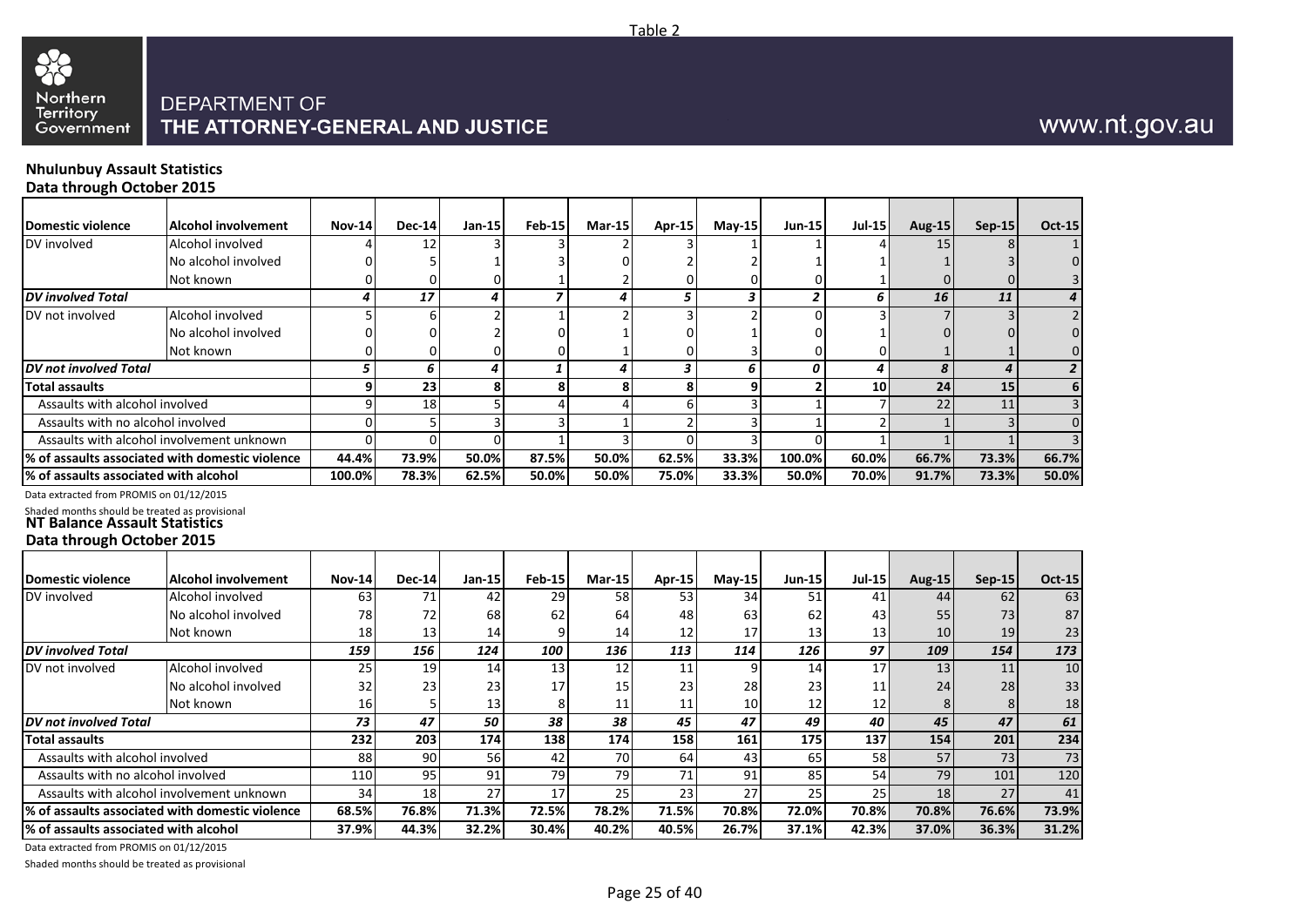Table 2

DEPARTMENT OF
THE ATTORNEY-GENERAL AND JUSTICE

www.nt.gov.au

**Nhulunbuy Assault Statistics**
**Data through October 2015**

| Domestic violence | Alcohol involvement | Nov-14 | Dec-14 | Jan-15 | Feb-15 | Mar-15 | Apr-15 | May-15 | Jun-15 | Jul-15 | Aug-15 | Sep-15 | Oct-15 |
|---|---|---|---|---|---|---|---|---|---|---|---|---|---|
| DV involved | Alcohol involved | 4 | 12 | 3 | 3 | 2 | 3 | 1 | 1 | 4 | 15 | 8 | 1 |
| | No alcohol involved | 0 | 5 | 1 | 3 | 0 | 2 | 2 | 1 | 1 | 1 | 3 | 0 |
| | Not known | 0 | 0 | 0 | 1 | 2 | 0 | 0 | 0 | 1 | 0 | 0 | 3 |
| ***DV involved Total*** | | ***4*** | ***17*** | ***4*** | ***7*** | ***4*** | ***5*** | ***3*** | ***2*** | ***6*** | ***16*** | ***11*** | ***4*** |
| DV not involved | Alcohol involved | 5 | 6 | 2 | 1 | 2 | 3 | 2 | 0 | 3 | 7 | 3 | 2 |
| | No alcohol involved | 0 | 0 | 2 | 0 | 1 | 0 | 1 | 0 | 1 | 0 | 0 | 0 |
| | Not known | 0 | 0 | 0 | 0 | 1 | 0 | 3 | 0 | 0 | 1 | 1 | 0 |
| ***DV not involved Total*** | | ***5*** | ***6*** | ***4*** | ***1*** | ***4*** | ***3*** | ***6*** | ***0*** | ***4*** | ***8*** | ***4*** | ***2*** |
| **Total assaults** | | **9** | **23** | **8** | **8** | **8** | **8** | **9** | **2** | **10** | **24** | **15** | **6** |
| Assaults with alcohol involved | | 9 | 18 | 5 | 4 | 4 | 6 | 3 | 1 | 7 | 22 | 11 | 3 |
| Assaults with no alcohol involved | | 0 | 5 | 3 | 3 | 1 | 2 | 3 | 1 | 2 | 1 | 3 | 0 |
| Assaults with alcohol involvement unknown | | 0 | 0 | 0 | 1 | 3 | 0 | 3 | 0 | 1 | 1 | 1 | 3 |
| **% of assaults associated with domestic violence** | | **44.4%** | **73.9%** | **50.0%** | **87.5%** | **50.0%** | **62.5%** | **33.3%** | **100.0%** | **60.0%** | **66.7%** | **73.3%** | **66.7%** |
| **% of assaults associated with alcohol** | | **100.0%** | **78.3%** | **62.5%** | **50.0%** | **50.0%** | **75.0%** | **33.3%** | **50.0%** | **70.0%** | **91.7%** | **73.3%** | **50.0%** |

Data extracted from PROMIS on 01/12/2015

Shaded months should be treated as provisional

**NT Balance Assault Statistics**
**Data through October 2015**

| Domestic violence | Alcohol involvement | Nov-14 | Dec-14 | Jan-15 | Feb-15 | Mar-15 | Apr-15 | May-15 | Jun-15 | Jul-15 | Aug-15 | Sep-15 | Oct-15 |
|---|---|---|---|---|---|---|---|---|---|---|---|---|---|
| DV involved | Alcohol involved | 63 | 71 | 42 | 29 | 58 | 53 | 34 | 51 | 41 | 44 | 62 | 63 |
| | No alcohol involved | 78 | 72 | 68 | 62 | 64 | 48 | 63 | 62 | 43 | 55 | 73 | 87 |
| | Not known | 18 | 13 | 14 | 9 | 14 | 12 | 17 | 13 | 13 | 10 | 19 | 23 |
| ***DV involved Total*** | | ***159*** | ***156*** | ***124*** | ***100*** | ***136*** | ***113*** | ***114*** | ***126*** | ***97*** | ***109*** | ***154*** | ***173*** |
| DV not involved | Alcohol involved | 25 | 19 | 14 | 13 | 12 | 11 | 9 | 14 | 17 | 13 | 11 | 10 |
| | No alcohol involved | 32 | 23 | 23 | 17 | 15 | 23 | 28 | 23 | 11 | 24 | 28 | 33 |
| | Not known | 16 | 5 | 13 | 8 | 11 | 11 | 10 | 12 | 12 | 8 | 8 | 18 |
| ***DV not involved Total*** | | ***73*** | ***47*** | ***50*** | ***38*** | ***38*** | ***45*** | ***47*** | ***49*** | ***40*** | ***45*** | ***47*** | ***61*** |
| **Total assaults** | | **232** | **203** | **174** | **138** | **174** | **158** | **161** | **175** | **137** | **154** | **201** | **234** |
| Assaults with alcohol involved | | 88 | 90 | 56 | 42 | 70 | 64 | 43 | 65 | 58 | 57 | 73 | 73 |
| Assaults with no alcohol involved | | 110 | 95 | 91 | 79 | 79 | 71 | 91 | 85 | 54 | 79 | 101 | 120 |
| Assaults with alcohol involvement unknown | | 34 | 18 | 27 | 17 | 25 | 23 | 27 | 25 | 25 | 18 | 27 | 41 |
| **% of assaults associated with domestic violence** | | **68.5%** | **76.8%** | **71.3%** | **72.5%** | **78.2%** | **71.5%** | **70.8%** | **72.0%** | **70.8%** | **70.8%** | **76.6%** | **73.9%** |
| **% of assaults associated with alcohol** | | **37.9%** | **44.3%** | **32.2%** | **30.4%** | **40.2%** | **40.5%** | **26.7%** | **37.1%** | **42.3%** | **37.0%** | **36.3%** | **31.2%** |

Data extracted from PROMIS on 01/12/2015

Shaded months should be treated as provisional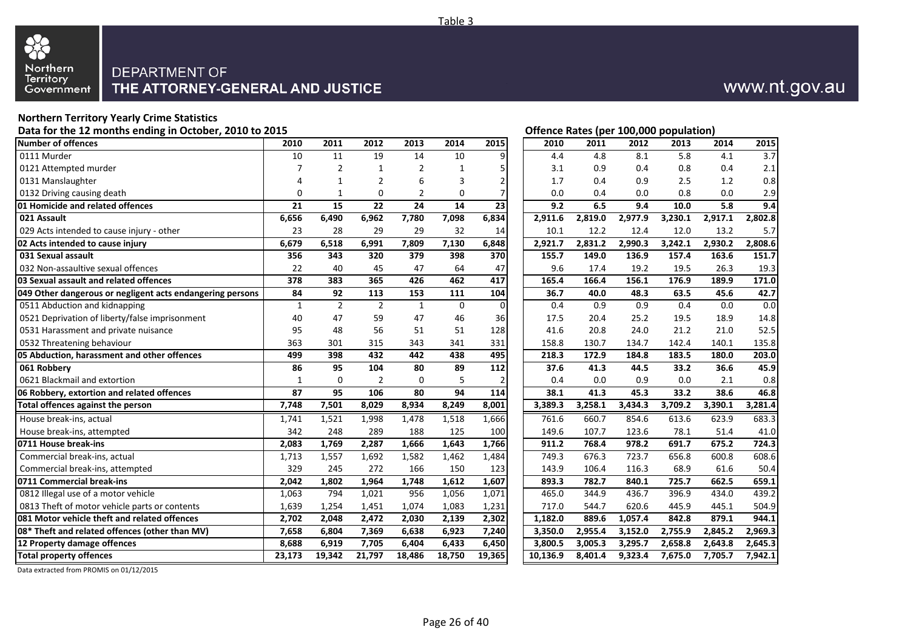Table 3

Northern Territory Government

DEPARTMENT OF
**THE ATTORNEY-GENERAL AND JUSTICE**

www.nt.gov.au

**Northern Territory Yearly Crime Statistics**

**Data for the 12 months ending in October, 2010 to 2015**

| Number of offences | 2010 | 2011 | 2012 | 2013 | 2014 | 2015 | Offence Rates (per 100,000 population) 2010 | 2011 | 2012 | 2013 | 2014 | 2015 |
|---|---|---|---|---|---|---|---|---|---|---|---|---|
| 0111 Murder | 10 | 11 | 19 | 14 | 10 | 9 | 4.4 | 4.8 | 8.1 | 5.8 | 4.1 | 3.7 |
| 0121 Attempted murder | 7 | 2 | 1 | 2 | 1 | 5 | 3.1 | 0.9 | 0.4 | 0.8 | 0.4 | 2.1 |
| 0131 Manslaughter | 4 | 1 | 2 | 6 | 3 | 2 | 1.7 | 0.4 | 0.9 | 2.5 | 1.2 | 0.8 |
| 0132 Driving causing death | 0 | 1 | 0 | 2 | 0 | 7 | 0.0 | 0.4 | 0.0 | 0.8 | 0.0 | 2.9 |
| **01 Homicide and related offences** | **21** | **15** | **22** | **24** | **14** | **23** | **9.2** | **6.5** | **9.4** | **10.0** | **5.8** | **9.4** |
| **021 Assault** | **6,656** | **6,490** | **6,962** | **7,780** | **7,098** | **6,834** | **2,911.6** | **2,819.0** | **2,977.9** | **3,230.1** | **2,917.1** | **2,802.8** |
| 029 Acts intended to cause injury - other | 23 | 28 | 29 | 29 | 32 | 14 | 10.1 | 12.2 | 12.4 | 12.0 | 13.2 | 5.7 |
| **02 Acts intended to cause injury** | **6,679** | **6,518** | **6,991** | **7,809** | **7,130** | **6,848** | **2,921.7** | **2,831.2** | **2,990.3** | **3,242.1** | **2,930.2** | **2,808.6** |
| **031 Sexual assault** | **356** | **343** | **320** | **379** | **398** | **370** | **155.7** | **149.0** | **136.9** | **157.4** | **163.6** | **151.7** |
| 032 Non-assaultive sexual offences | 22 | 40 | 45 | 47 | 64 | 47 | 9.6 | 17.4 | 19.2 | 19.5 | 26.3 | 19.3 |
| **03 Sexual assault and related offences** | **378** | **383** | **365** | **426** | **462** | **417** | **165.4** | **166.4** | **156.1** | **176.9** | **189.9** | **171.0** |
| **049 Other dangerous or negligent acts endangering persons** | **84** | **92** | **113** | **153** | **111** | **104** | **36.7** | **40.0** | **48.3** | **63.5** | **45.6** | **42.7** |
| 0511 Abduction and kidnapping | 1 | 2 | 2 | 1 | 0 | 0 | 0.4 | 0.9 | 0.9 | 0.4 | 0.0 | 0.0 |
| 0521 Deprivation of liberty/false imprisonment | 40 | 47 | 59 | 47 | 46 | 36 | 17.5 | 20.4 | 25.2 | 19.5 | 18.9 | 14.8 |
| 0531 Harassment and private nuisance | 95 | 48 | 56 | 51 | 51 | 128 | 41.6 | 20.8 | 24.0 | 21.2 | 21.0 | 52.5 |
| 0532 Threatening behaviour | 363 | 301 | 315 | 343 | 341 | 331 | 158.8 | 130.7 | 134.7 | 142.4 | 140.1 | 135.8 |
| **05 Abduction, harassment and other offences** | **499** | **398** | **432** | **442** | **438** | **495** | **218.3** | **172.9** | **184.8** | **183.5** | **180.0** | **203.0** |
| **061 Robbery** | **86** | **95** | **104** | **80** | **89** | **112** | **37.6** | **41.3** | **44.5** | **33.2** | **36.6** | **45.9** |
| 0621 Blackmail and extortion | 1 | 0 | 2 | 0 | 5 | 2 | 0.4 | 0.0 | 0.9 | 0.0 | 2.1 | 0.8 |
| **06 Robbery, extortion and related offences** | **87** | **95** | **106** | **80** | **94** | **114** | **38.1** | **41.3** | **45.3** | **33.2** | **38.6** | **46.8** |
| **Total offences against the person** | **7,748** | **7,501** | **8,029** | **8,934** | **8,249** | **8,001** | **3,389.3** | **3,258.1** | **3,434.3** | **3,709.2** | **3,390.1** | **3,281.4** |
| House break-ins, actual | 1,741 | 1,521 | 1,998 | 1,478 | 1,518 | 1,666 | 761.6 | 660.7 | 854.6 | 613.6 | 623.9 | 683.3 |
| House break-ins, attempted | 342 | 248 | 289 | 188 | 125 | 100 | 149.6 | 107.7 | 123.6 | 78.1 | 51.4 | 41.0 |
| **0711 House break-ins** | **2,083** | **1,769** | **2,287** | **1,666** | **1,643** | **1,766** | **911.2** | **768.4** | **978.2** | **691.7** | **675.2** | **724.3** |
| Commercial break-ins, actual | 1,713 | 1,557 | 1,692 | 1,582 | 1,462 | 1,484 | 749.3 | 676.3 | 723.7 | 656.8 | 600.8 | 608.6 |
| Commercial break-ins, attempted | 329 | 245 | 272 | 166 | 150 | 123 | 143.9 | 106.4 | 116.3 | 68.9 | 61.6 | 50.4 |
| **0711 Commercial break-ins** | **2,042** | **1,802** | **1,964** | **1,748** | **1,612** | **1,607** | **893.3** | **782.7** | **840.1** | **725.7** | **662.5** | **659.1** |
| 0812 Illegal use of a motor vehicle | 1,063 | 794 | 1,021 | 956 | 1,056 | 1,071 | 465.0 | 344.9 | 436.7 | 396.9 | 434.0 | 439.2 |
| 0813 Theft of motor vehicle parts or contents | 1,639 | 1,254 | 1,451 | 1,074 | 1,083 | 1,231 | 717.0 | 544.7 | 620.6 | 445.9 | 445.1 | 504.9 |
| **081 Motor vehicle theft and related offences** | **2,702** | **2,048** | **2,472** | **2,030** | **2,139** | **2,302** | **1,182.0** | **889.6** | **1,057.4** | **842.8** | **879.1** | **944.1** |
| **08* Theft and related offences (other than MV)** | **7,658** | **6,804** | **7,369** | **6,638** | **6,923** | **7,240** | **3,350.0** | **2,955.4** | **3,152.0** | **2,755.9** | **2,845.2** | **2,969.3** |
| **12 Property damage offences** | **8,688** | **6,919** | **7,705** | **6,404** | **6,433** | **6,450** | **3,800.5** | **3,005.3** | **3,295.7** | **2,658.8** | **2,643.8** | **2,645.3** |
| **Total property offences** | **23,173** | **19,342** | **21,797** | **18,486** | **18,750** | **19,365** | **10,136.9** | **8,401.4** | **9,323.4** | **7,675.0** | **7,705.7** | **7,942.1** |

Data extracted from PROMIS on 01/12/2015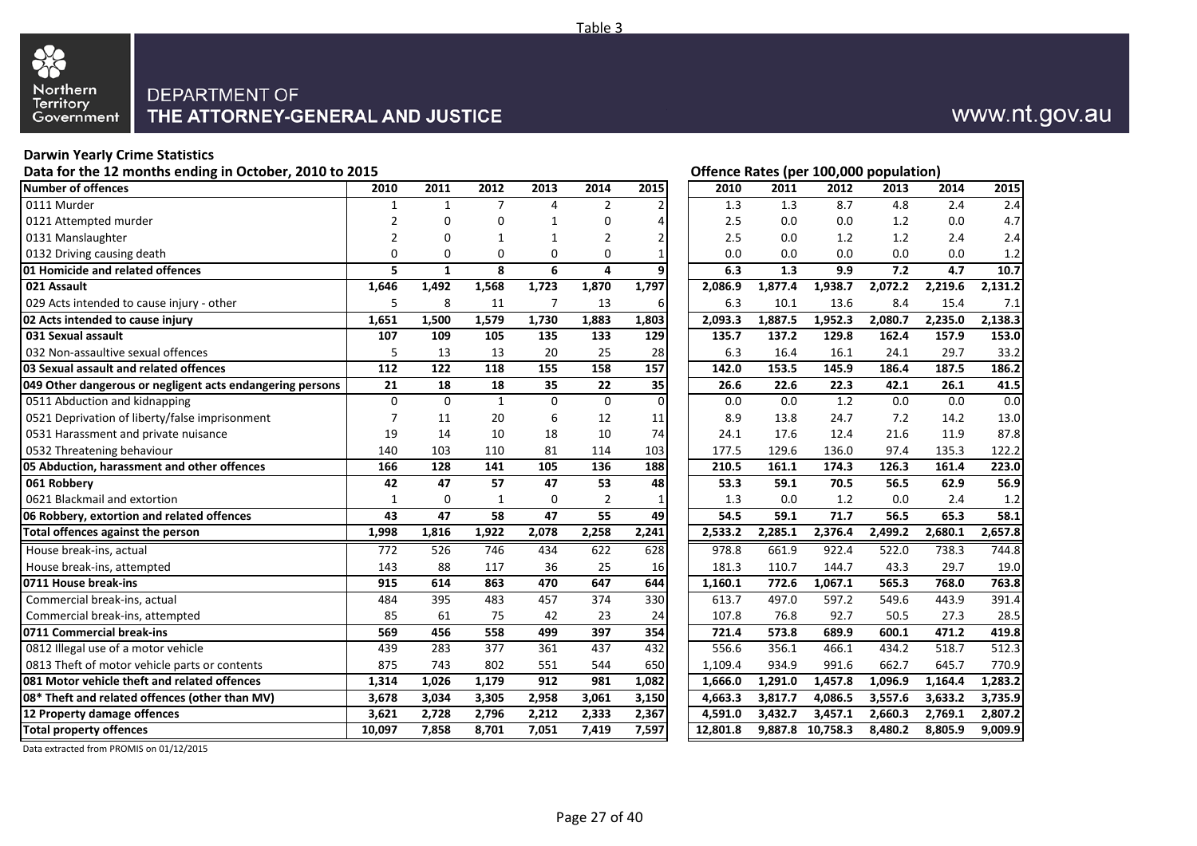Table 3

Northern Territory Government

DEPARTMENT OF
THE ATTORNEY-GENERAL AND JUSTICE

www.nt.gov.au

**Darwin Yearly Crime Statistics**

**Data for the 12 months ending in October, 2010 to 2015**

| Number of offences | 2010 | 2011 | 2012 | 2013 | 2014 | 2015 | Offence Rates (per 100,000 population) 2010 | 2011 | 2012 | 2013 | 2014 | 2015 |
|---|---|---|---|---|---|---|---|---|---|---|---|---|
| 0111 Murder | 1 | 1 | 7 | 4 | 2 | 2 | 1.3 | 1.3 | 8.7 | 4.8 | 2.4 | 2.4 |
| 0121 Attempted murder | 2 | 0 | 0 | 1 | 0 | 4 | 2.5 | 0.0 | 0.0 | 1.2 | 0.0 | 4.7 |
| 0131 Manslaughter | 2 | 0 | 1 | 1 | 2 | 2 | 2.5 | 0.0 | 1.2 | 1.2 | 2.4 | 2.4 |
| 0132 Driving causing death | 0 | 0 | 0 | 0 | 0 | 1 | 0.0 | 0.0 | 0.0 | 0.0 | 0.0 | 1.2 |
| **01 Homicide and related offences** | **5** | **1** | **8** | **6** | **4** | **9** | **6.3** | **1.3** | **9.9** | **7.2** | **4.7** | **10.7** |
| **021 Assault** | **1,646** | **1,492** | **1,568** | **1,723** | **1,870** | **1,797** | **2,086.9** | **1,877.4** | **1,938.7** | **2,072.2** | **2,219.6** | **2,131.2** |
| 029 Acts intended to cause injury - other | 5 | 8 | 11 | 7 | 13 | 6 | 6.3 | 10.1 | 13.6 | 8.4 | 15.4 | 7.1 |
| **02 Acts intended to cause injury** | **1,651** | **1,500** | **1,579** | **1,730** | **1,883** | **1,803** | **2,093.3** | **1,887.5** | **1,952.3** | **2,080.7** | **2,235.0** | **2,138.3** |
| **031 Sexual assault** | **107** | **109** | **105** | **135** | **133** | **129** | **135.7** | **137.2** | **129.8** | **162.4** | **157.9** | **153.0** |
| 032 Non-assaultive sexual offences | 5 | 13 | 13 | 20 | 25 | 28 | 6.3 | 16.4 | 16.1 | 24.1 | 29.7 | 33.2 |
| **03 Sexual assault and related offences** | **112** | **122** | **118** | **155** | **158** | **157** | **142.0** | **153.5** | **145.9** | **186.4** | **187.5** | **186.2** |
| **049 Other dangerous or negligent acts endangering persons** | **21** | **18** | **18** | **35** | **22** | **35** | **26.6** | **22.6** | **22.3** | **42.1** | **26.1** | **41.5** |
| 0511 Abduction and kidnapping | 0 | 0 | 1 | 0 | 0 | 0 | 0.0 | 0.0 | 1.2 | 0.0 | 0.0 | 0.0 |
| 0521 Deprivation of liberty/false imprisonment | 7 | 11 | 20 | 6 | 12 | 11 | 8.9 | 13.8 | 24.7 | 7.2 | 14.2 | 13.0 |
| 0531 Harassment and private nuisance | 19 | 14 | 10 | 18 | 10 | 74 | 24.1 | 17.6 | 12.4 | 21.6 | 11.9 | 87.8 |
| 0532 Threatening behaviour | 140 | 103 | 110 | 81 | 114 | 103 | 177.5 | 129.6 | 136.0 | 97.4 | 135.3 | 122.2 |
| **05 Abduction, harassment and other offences** | **166** | **128** | **141** | **105** | **136** | **188** | **210.5** | **161.1** | **174.3** | **126.3** | **161.4** | **223.0** |
| **061 Robbery** | **42** | **47** | **57** | **47** | **53** | **48** | **53.3** | **59.1** | **70.5** | **56.5** | **62.9** | **56.9** |
| 0621 Blackmail and extortion | 1 | 0 | 1 | 0 | 2 | 1 | 1.3 | 0.0 | 1.2 | 0.0 | 2.4 | 1.2 |
| **06 Robbery, extortion and related offences** | **43** | **47** | **58** | **47** | **55** | **49** | **54.5** | **59.1** | **71.7** | **56.5** | **65.3** | **58.1** |
| **Total offences against the person** | **1,998** | **1,816** | **1,922** | **2,078** | **2,258** | **2,241** | **2,533.2** | **2,285.1** | **2,376.4** | **2,499.2** | **2,680.1** | **2,657.8** |
| House break-ins, actual | 772 | 526 | 746 | 434 | 622 | 628 | 978.8 | 661.9 | 922.4 | 522.0 | 738.3 | 744.8 |
| House break-ins, attempted | 143 | 88 | 117 | 36 | 25 | 16 | 181.3 | 110.7 | 144.7 | 43.3 | 29.7 | 19.0 |
| **0711 House break-ins** | **915** | **614** | **863** | **470** | **647** | **644** | **1,160.1** | **772.6** | **1,067.1** | **565.3** | **768.0** | **763.8** |
| Commercial break-ins, actual | 484 | 395 | 483 | 457 | 374 | 330 | 613.7 | 497.0 | 597.2 | 549.6 | 443.9 | 391.4 |
| Commercial break-ins, attempted | 85 | 61 | 75 | 42 | 23 | 24 | 107.8 | 76.8 | 92.7 | 50.5 | 27.3 | 28.5 |
| **0711 Commercial break-ins** | **569** | **456** | **558** | **499** | **397** | **354** | **721.4** | **573.8** | **689.9** | **600.1** | **471.2** | **419.8** |
| 0812 Illegal use of a motor vehicle | 439 | 283 | 377 | 361 | 437 | 432 | 556.6 | 356.1 | 466.1 | 434.2 | 518.7 | 512.3 |
| 0813 Theft of motor vehicle parts or contents | 875 | 743 | 802 | 551 | 544 | 650 | 1,109.4 | 934.9 | 991.6 | 662.7 | 645.7 | 770.9 |
| **081 Motor vehicle theft and related offences** | **1,314** | **1,026** | **1,179** | **912** | **981** | **1,082** | **1,666.0** | **1,291.0** | **1,457.8** | **1,096.9** | **1,164.4** | **1,283.2** |
| **08* Theft and related offences (other than MV)** | **3,678** | **3,034** | **3,305** | **2,958** | **3,061** | **3,150** | **4,663.3** | **3,817.7** | **4,086.5** | **3,557.6** | **3,633.2** | **3,735.9** |
| **12 Property damage offences** | **3,621** | **2,728** | **2,796** | **2,212** | **2,333** | **2,367** | **4,591.0** | **3,432.7** | **3,457.1** | **2,660.3** | **2,769.1** | **2,807.2** |
| **Total property offences** | **10,097** | **7,858** | **8,701** | **7,051** | **7,419** | **7,597** | **12,801.8** | **9,887.8** | **10,758.3** | **8,480.2** | **8,805.9** | **9,009.9** |

Data extracted from PROMIS on 01/12/2015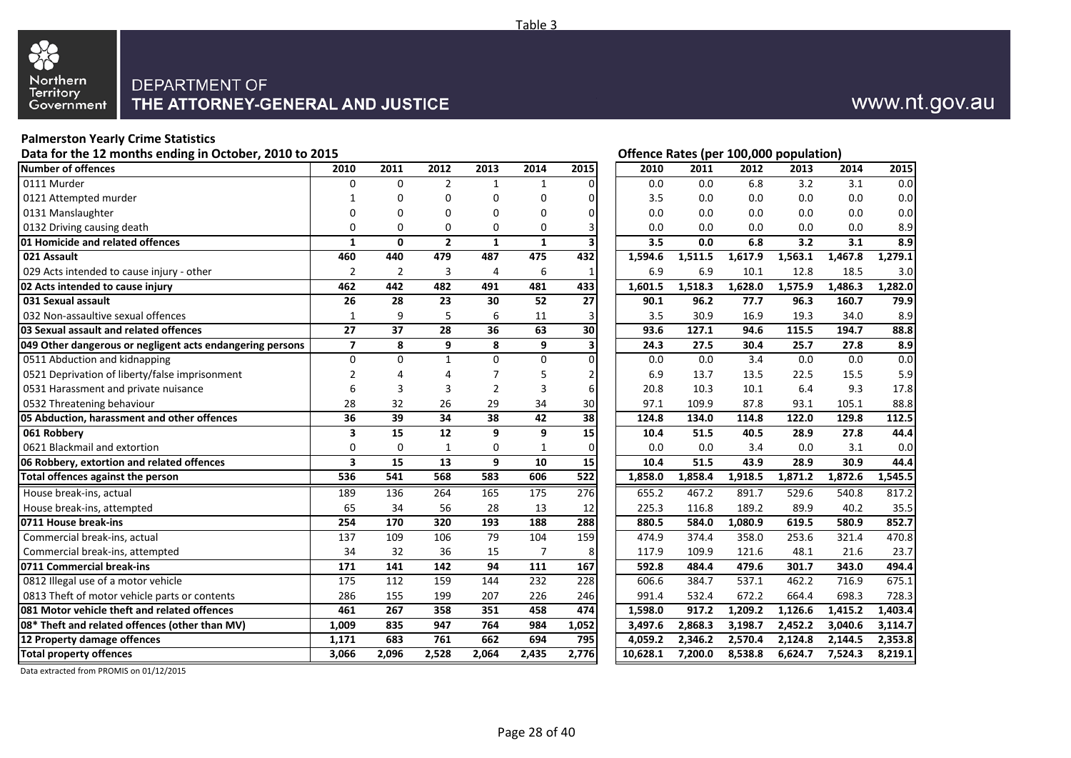Table 3

Northern Territory Government

DEPARTMENT OF
THE ATTORNEY-GENERAL AND JUSTICE

www.nt.gov.au

**Palmerston Yearly Crime Statistics**

**Data for the 12 months ending in October, 2010 to 2015**

| Number of offences | 2010 | 2011 | 2012 | 2013 | 2014 | 2015 | Offence Rates (per 100,000 population) 2010 | 2011 | 2012 | 2013 | 2014 | 2015 |
|---|---|---|---|---|---|---|---|---|---|---|---|---|
| 0111 Murder | 0 | 0 | 2 | 1 | 1 | 0 | 0.0 | 0.0 | 6.8 | 3.2 | 3.1 | 0.0 |
| 0121 Attempted murder | 1 | 0 | 0 | 0 | 0 | 0 | 3.5 | 0.0 | 0.0 | 0.0 | 0.0 | 0.0 |
| 0131 Manslaughter | 0 | 0 | 0 | 0 | 0 | 0 | 0.0 | 0.0 | 0.0 | 0.0 | 0.0 | 0.0 |
| 0132 Driving causing death | 0 | 0 | 0 | 0 | 0 | 3 | 0.0 | 0.0 | 0.0 | 0.0 | 0.0 | 8.9 |
| **01 Homicide and related offences** | **1** | **0** | **2** | **1** | **1** | **3** | **3.5** | **0.0** | **6.8** | **3.2** | **3.1** | **8.9** |
| **021 Assault** | **460** | **440** | **479** | **487** | **475** | **432** | **1,594.6** | **1,511.5** | **1,617.9** | **1,563.1** | **1,467.8** | **1,279.1** |
| 029 Acts intended to cause injury - other | 2 | 2 | 3 | 4 | 6 | 1 | 6.9 | 6.9 | 10.1 | 12.8 | 18.5 | 3.0 |
| **02 Acts intended to cause injury** | **462** | **442** | **482** | **491** | **481** | **433** | **1,601.5** | **1,518.3** | **1,628.0** | **1,575.9** | **1,486.3** | **1,282.0** |
| **031 Sexual assault** | **26** | **28** | **23** | **30** | **52** | **27** | **90.1** | **96.2** | **77.7** | **96.3** | **160.7** | **79.9** |
| 032 Non-assaultive sexual offences | 1 | 9 | 5 | 6 | 11 | 3 | 3.5 | 30.9 | 16.9 | 19.3 | 34.0 | 8.9 |
| **03 Sexual assault and related offences** | **27** | **37** | **28** | **36** | **63** | **30** | **93.6** | **127.1** | **94.6** | **115.5** | **194.7** | **88.8** |
| **049 Other dangerous or negligent acts endangering persons** | **7** | **8** | **9** | **8** | **9** | **3** | **24.3** | **27.5** | **30.4** | **25.7** | **27.8** | **8.9** |
| 0511 Abduction and kidnapping | 0 | 0 | 1 | 0 | 0 | 0 | 0.0 | 0.0 | 3.4 | 0.0 | 0.0 | 0.0 |
| 0521 Deprivation of liberty/false imprisonment | 2 | 4 | 4 | 7 | 5 | 2 | 6.9 | 13.7 | 13.5 | 22.5 | 15.5 | 5.9 |
| 0531 Harassment and private nuisance | 6 | 3 | 3 | 2 | 3 | 6 | 20.8 | 10.3 | 10.1 | 6.4 | 9.3 | 17.8 |
| 0532 Threatening behaviour | 28 | 32 | 26 | 29 | 34 | 30 | 97.1 | 109.9 | 87.8 | 93.1 | 105.1 | 88.8 |
| **05 Abduction, harassment and other offences** | **36** | **39** | **34** | **38** | **42** | **38** | **124.8** | **134.0** | **114.8** | **122.0** | **129.8** | **112.5** |
| **061 Robbery** | **3** | **15** | **12** | **9** | **9** | **15** | **10.4** | **51.5** | **40.5** | **28.9** | **27.8** | **44.4** |
| 0621 Blackmail and extortion | 0 | 0 | 1 | 0 | 1 | 0 | 0.0 | 0.0 | 3.4 | 0.0 | 3.1 | 0.0 |
| **06 Robbery, extortion and related offences** | **3** | **15** | **13** | **9** | **10** | **15** | **10.4** | **51.5** | **43.9** | **28.9** | **30.9** | **44.4** |
| **Total offences against the person** | **536** | **541** | **568** | **583** | **606** | **522** | **1,858.0** | **1,858.4** | **1,918.5** | **1,871.2** | **1,872.6** | **1,545.5** |
| House break-ins, actual | 189 | 136 | 264 | 165 | 175 | 276 | 655.2 | 467.2 | 891.7 | 529.6 | 540.8 | 817.2 |
| House break-ins, attempted | 65 | 34 | 56 | 28 | 13 | 12 | 225.3 | 116.8 | 189.2 | 89.9 | 40.2 | 35.5 |
| **0711 House break-ins** | **254** | **170** | **320** | **193** | **188** | **288** | **880.5** | **584.0** | **1,080.9** | **619.5** | **580.9** | **852.7** |
| Commercial break-ins, actual | 137 | 109 | 106 | 79 | 104 | 159 | 474.9 | 374.4 | 358.0 | 253.6 | 321.4 | 470.8 |
| Commercial break-ins, attempted | 34 | 32 | 36 | 15 | 7 | 8 | 117.9 | 109.9 | 121.6 | 48.1 | 21.6 | 23.7 |
| **0711 Commercial break-ins** | **171** | **141** | **142** | **94** | **111** | **167** | **592.8** | **484.4** | **479.6** | **301.7** | **343.0** | **494.4** |
| 0812 Illegal use of a motor vehicle | 175 | 112 | 159 | 144 | 232 | 228 | 606.6 | 384.7 | 537.1 | 462.2 | 716.9 | 675.1 |
| 0813 Theft of motor vehicle parts or contents | 286 | 155 | 199 | 207 | 226 | 246 | 991.4 | 532.4 | 672.2 | 664.4 | 698.3 | 728.3 |
| **081 Motor vehicle theft and related offences** | **461** | **267** | **358** | **351** | **458** | **474** | **1,598.0** | **917.2** | **1,209.2** | **1,126.6** | **1,415.2** | **1,403.4** |
| **08* Theft and related offences (other than MV)** | **1,009** | **835** | **947** | **764** | **984** | **1,052** | **3,497.6** | **2,868.3** | **3,198.7** | **2,452.2** | **3,040.6** | **3,114.7** |
| **12 Property damage offences** | **1,171** | **683** | **761** | **662** | **694** | **795** | **4,059.2** | **2,346.2** | **2,570.4** | **2,124.8** | **2,144.5** | **2,353.8** |
| **Total property offences** | **3,066** | **2,096** | **2,528** | **2,064** | **2,435** | **2,776** | **10,628.1** | **7,200.0** | **8,538.8** | **6,624.7** | **7,524.3** | **8,219.1** |

Data extracted from PROMIS on 01/12/2015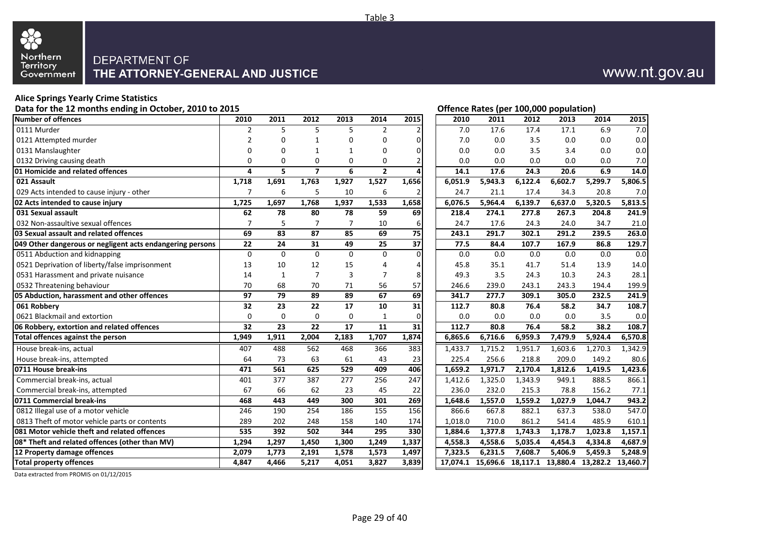Table 3

Northern Territory Government

DEPARTMENT OF
**THE ATTORNEY-GENERAL AND JUSTICE**

www.nt.gov.au

## Alice Springs Yearly Crime Statistics

**Data for the 12 months ending in October, 2010 to 2015**

| Number of offences | 2010 | 2011 | 2012 | 2013 | 2014 | 2015 | Offence Rates (per 100,000 population) 2010 | 2011 | 2012 | 2013 | 2014 | 2015 |
|---|---|---|---|---|---|---|---|---|---|---|---|---|
| 0111 Murder | 2 | 5 | 5 | 5 | 2 | 2 | 7.0 | 17.6 | 17.4 | 17.1 | 6.9 | 7.0 |
| 0121 Attempted murder | 2 | 0 | 1 | 0 | 0 | 0 | 7.0 | 0.0 | 3.5 | 0.0 | 0.0 | 0.0 |
| 0131 Manslaughter | 0 | 0 | 1 | 1 | 0 | 0 | 0.0 | 0.0 | 3.5 | 3.4 | 0.0 | 0.0 |
| 0132 Driving causing death | 0 | 0 | 0 | 0 | 0 | 2 | 0.0 | 0.0 | 0.0 | 0.0 | 0.0 | 7.0 |
| **01 Homicide and related offences** | **4** | **5** | **7** | **6** | **2** | **4** | **14.1** | **17.6** | **24.3** | **20.6** | **6.9** | **14.0** |
| **021 Assault** | **1,718** | **1,691** | **1,763** | **1,927** | **1,527** | **1,656** | **6,051.9** | **5,943.3** | **6,122.4** | **6,602.7** | **5,299.7** | **5,806.5** |
| 029 Acts intended to cause injury - other | 7 | 6 | 5 | 10 | 6 | 2 | 24.7 | 21.1 | 17.4 | 34.3 | 20.8 | 7.0 |
| **02 Acts intended to cause injury** | **1,725** | **1,697** | **1,768** | **1,937** | **1,533** | **1,658** | **6,076.5** | **5,964.4** | **6,139.7** | **6,637.0** | **5,320.5** | **5,813.5** |
| **031 Sexual assault** | **62** | **78** | **80** | **78** | **59** | **69** | **218.4** | **274.1** | **277.8** | **267.3** | **204.8** | **241.9** |
| 032 Non-assaultive sexual offences | 7 | 5 | 7 | 7 | 10 | 6 | 24.7 | 17.6 | 24.3 | 24.0 | 34.7 | 21.0 |
| **03 Sexual assault and related offences** | **69** | **83** | **87** | **85** | **69** | **75** | **243.1** | **291.7** | **302.1** | **291.2** | **239.5** | **263.0** |
| **049 Other dangerous or negligent acts endangering persons** | **22** | **24** | **31** | **49** | **25** | **37** | **77.5** | **84.4** | **107.7** | **167.9** | **86.8** | **129.7** |
| 0511 Abduction and kidnapping | 0 | 0 | 0 | 0 | 0 | 0 | 0.0 | 0.0 | 0.0 | 0.0 | 0.0 | 0.0 |
| 0521 Deprivation of liberty/false imprisonment | 13 | 10 | 12 | 15 | 4 | 4 | 45.8 | 35.1 | 41.7 | 51.4 | 13.9 | 14.0 |
| 0531 Harassment and private nuisance | 14 | 1 | 7 | 3 | 7 | 8 | 49.3 | 3.5 | 24.3 | 10.3 | 24.3 | 28.1 |
| 0532 Threatening behaviour | 70 | 68 | 70 | 71 | 56 | 57 | 246.6 | 239.0 | 243.1 | 243.3 | 194.4 | 199.9 |
| **05 Abduction, harassment and other offences** | **97** | **79** | **89** | **89** | **67** | **69** | **341.7** | **277.7** | **309.1** | **305.0** | **232.5** | **241.9** |
| **061 Robbery** | **32** | **23** | **22** | **17** | **10** | **31** | **112.7** | **80.8** | **76.4** | **58.2** | **34.7** | **108.7** |
| 0621 Blackmail and extortion | 0 | 0 | 0 | 0 | 1 | 0 | 0.0 | 0.0 | 0.0 | 0.0 | 3.5 | 0.0 |
| **06 Robbery, extortion and related offences** | **32** | **23** | **22** | **17** | **11** | **31** | **112.7** | **80.8** | **76.4** | **58.2** | **38.2** | **108.7** |
| **Total offences against the person** | **1,949** | **1,911** | **2,004** | **2,183** | **1,707** | **1,874** | **6,865.6** | **6,716.6** | **6,959.3** | **7,479.9** | **5,924.4** | **6,570.8** |
| House break-ins, actual | 407 | 488 | 562 | 468 | 366 | 383 | 1,433.7 | 1,715.2 | 1,951.7 | 1,603.6 | 1,270.3 | 1,342.9 |
| House break-ins, attempted | 64 | 73 | 63 | 61 | 43 | 23 | 225.4 | 256.6 | 218.8 | 209.0 | 149.2 | 80.6 |
| **0711 House break-ins** | **471** | **561** | **625** | **529** | **409** | **406** | **1,659.2** | **1,971.7** | **2,170.4** | **1,812.6** | **1,419.5** | **1,423.6** |
| Commercial break-ins, actual | 401 | 377 | 387 | 277 | 256 | 247 | 1,412.6 | 1,325.0 | 1,343.9 | 949.1 | 888.5 | 866.1 |
| Commercial break-ins, attempted | 67 | 66 | 62 | 23 | 45 | 22 | 236.0 | 232.0 | 215.3 | 78.8 | 156.2 | 77.1 |
| **0711 Commercial break-ins** | **468** | **443** | **449** | **300** | **301** | **269** | **1,648.6** | **1,557.0** | **1,559.2** | **1,027.9** | **1,044.7** | **943.2** |
| 0812 Illegal use of a motor vehicle | 246 | 190 | 254 | 186 | 155 | 156 | 866.6 | 667.8 | 882.1 | 637.3 | 538.0 | 547.0 |
| 0813 Theft of motor vehicle parts or contents | 289 | 202 | 248 | 158 | 140 | 174 | 1,018.0 | 710.0 | 861.2 | 541.4 | 485.9 | 610.1 |
| **081 Motor vehicle theft and related offences** | **535** | **392** | **502** | **344** | **295** | **330** | **1,884.6** | **1,377.8** | **1,743.3** | **1,178.7** | **1,023.8** | **1,157.1** |
| **08* Theft and related offences (other than MV)** | **1,294** | **1,297** | **1,450** | **1,300** | **1,249** | **1,337** | **4,558.3** | **4,558.6** | **5,035.4** | **4,454.3** | **4,334.8** | **4,687.9** |
| **12 Property damage offences** | **2,079** | **1,773** | **2,191** | **1,578** | **1,573** | **1,497** | **7,323.5** | **6,231.5** | **7,608.7** | **5,406.9** | **5,459.3** | **5,248.9** |
| **Total property offences** | **4,847** | **4,466** | **5,217** | **4,051** | **3,827** | **3,839** | **17,074.1** | **15,696.6** | **18,117.1** | **13,880.4** | **13,282.2** | **13,460.7** |

Data extracted from PROMIS on 01/12/2015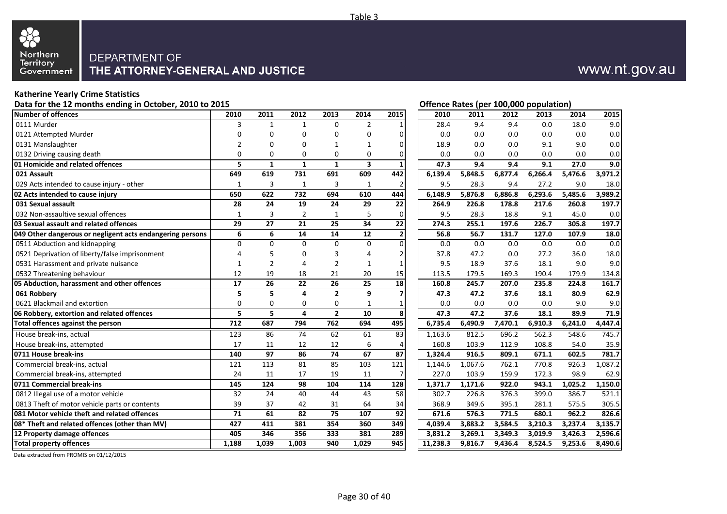Table 3

DEPARTMENT OF
THE ATTORNEY-GENERAL AND JUSTICE

www.nt.gov.au

**Katherine Yearly Crime Statistics**

**Data for the 12 months ending in October, 2010 to 2015**

| Number of offences | 2010 | 2011 | 2012 | 2013 | 2014 | 2015 | Offence Rates (per 100,000 population) 2010 | 2011 | 2012 | 2013 | 2014 | 2015 |
|---|---|---|---|---|---|---|---|---|---|---|---|---|
| 0111 Murder | 3 | 1 | 1 | 0 | 2 | 1 | 28.4 | 9.4 | 9.4 | 0.0 | 18.0 | 9.0 |
| 0121 Attempted Murder | 0 | 0 | 0 | 0 | 0 | 0 | 0.0 | 0.0 | 0.0 | 0.0 | 0.0 | 0.0 |
| 0131 Manslaughter | 2 | 0 | 0 | 1 | 1 | 0 | 18.9 | 0.0 | 0.0 | 9.1 | 9.0 | 0.0 |
| 0132 Driving causing death | 0 | 0 | 0 | 0 | 0 | 0 | 0.0 | 0.0 | 0.0 | 0.0 | 0.0 | 0.0 |
| **01 Homicide and related offences** | **5** | **1** | **1** | **1** | **3** | **1** | **47.3** | **9.4** | **9.4** | **9.1** | **27.0** | **9.0** |
| **021 Assault** | **649** | **619** | **731** | **691** | **609** | **442** | **6,139.4** | **5,848.5** | **6,877.4** | **6,266.4** | **5,476.6** | **3,971.2** |
| 029 Acts intended to cause injury - other | 1 | 3 | 1 | 3 | 1 | 2 | 9.5 | 28.3 | 9.4 | 27.2 | 9.0 | 18.0 |
| **02 Acts intended to cause injury** | **650** | **622** | **732** | **694** | **610** | **444** | **6,148.9** | **5,876.8** | **6,886.8** | **6,293.6** | **5,485.6** | **3,989.2** |
| **031 Sexual assault** | **28** | **24** | **19** | **24** | **29** | **22** | **264.9** | **226.8** | **178.8** | **217.6** | **260.8** | **197.7** |
| 032 Non-assaultive sexual offences | 1 | 3 | 2 | 1 | 5 | 0 | 9.5 | 28.3 | 18.8 | 9.1 | 45.0 | 0.0 |
| **03 Sexual assault and related offences** | **29** | **27** | **21** | **25** | **34** | **22** | **274.3** | **255.1** | **197.6** | **226.7** | **305.8** | **197.7** |
| **049 Other dangerous or negligent acts endangering persons** | **6** | **6** | **14** | **14** | **12** | **2** | **56.8** | **56.7** | **131.7** | **127.0** | **107.9** | **18.0** |
| 0511 Abduction and kidnapping | 0 | 0 | 0 | 0 | 0 | 0 | 0.0 | 0.0 | 0.0 | 0.0 | 0.0 | 0.0 |
| 0521 Deprivation of liberty/false imprisonment | 4 | 5 | 0 | 3 | 4 | 2 | 37.8 | 47.2 | 0.0 | 27.2 | 36.0 | 18.0 |
| 0531 Harassment and private nuisance | 1 | 2 | 4 | 2 | 1 | 1 | 9.5 | 18.9 | 37.6 | 18.1 | 9.0 | 9.0 |
| 0532 Threatening behaviour | 12 | 19 | 18 | 21 | 20 | 15 | 113.5 | 179.5 | 169.3 | 190.4 | 179.9 | 134.8 |
| **05 Abduction, harassment and other offences** | **17** | **26** | **22** | **26** | **25** | **18** | **160.8** | **245.7** | **207.0** | **235.8** | **224.8** | **161.7** |
| **061 Robbery** | **5** | **5** | **4** | **2** | **9** | **7** | **47.3** | **47.2** | **37.6** | **18.1** | **80.9** | **62.9** |
| 0621 Blackmail and extortion | 0 | 0 | 0 | 0 | 1 | 1 | 0.0 | 0.0 | 0.0 | 0.0 | 9.0 | 9.0 |
| **06 Robbery, extortion and related offences** | **5** | **5** | **4** | **2** | **10** | **8** | **47.3** | **47.2** | **37.6** | **18.1** | **89.9** | **71.9** |
| **Total offences against the person** | **712** | **687** | **794** | **762** | **694** | **495** | **6,735.4** | **6,490.9** | **7,470.1** | **6,910.3** | **6,241.0** | **4,447.4** |
| House break-ins, actual | 123 | 86 | 74 | 62 | 61 | 83 | 1,163.6 | 812.5 | 696.2 | 562.3 | 548.6 | 745.7 |
| House break-ins, attempted | 17 | 11 | 12 | 12 | 6 | 4 | 160.8 | 103.9 | 112.9 | 108.8 | 54.0 | 35.9 |
| **0711 House break-ins** | **140** | **97** | **86** | **74** | **67** | **87** | **1,324.4** | **916.5** | **809.1** | **671.1** | **602.5** | **781.7** |
| Commercial break-ins, actual | 121 | 113 | 81 | 85 | 103 | 121 | 1,144.6 | 1,067.6 | 762.1 | 770.8 | 926.3 | 1,087.2 |
| Commercial break-ins, attempted | 24 | 11 | 17 | 19 | 11 | 7 | 227.0 | 103.9 | 159.9 | 172.3 | 98.9 | 62.9 |
| **0711 Commercial break-ins** | **145** | **124** | **98** | **104** | **114** | **128** | **1,371.7** | **1,171.6** | **922.0** | **943.1** | **1,025.2** | **1,150.0** |
| 0812 Illegal use of a motor vehicle | 32 | 24 | 40 | 44 | 43 | 58 | 302.7 | 226.8 | 376.3 | 399.0 | 386.7 | 521.1 |
| 0813 Theft of motor vehicle parts or contents | 39 | 37 | 42 | 31 | 64 | 34 | 368.9 | 349.6 | 395.1 | 281.1 | 575.5 | 305.5 |
| **081 Motor vehicle theft and related offences** | **71** | **61** | **82** | **75** | **107** | **92** | **671.6** | **576.3** | **771.5** | **680.1** | **962.2** | **826.6** |
| **08* Theft and related offences (other than MV)** | **427** | **411** | **381** | **354** | **360** | **349** | **4,039.4** | **3,883.2** | **3,584.5** | **3,210.3** | **3,237.4** | **3,135.7** |
| **12 Property damage offences** | **405** | **346** | **356** | **333** | **381** | **289** | **3,831.2** | **3,269.1** | **3,349.3** | **3,019.9** | **3,426.3** | **2,596.6** |
| **Total property offences** | **1,188** | **1,039** | **1,003** | **940** | **1,029** | **945** | **11,238.3** | **9,816.7** | **9,436.4** | **8,524.5** | **9,253.6** | **8,490.6** |

Data extracted from PROMIS on 01/12/2015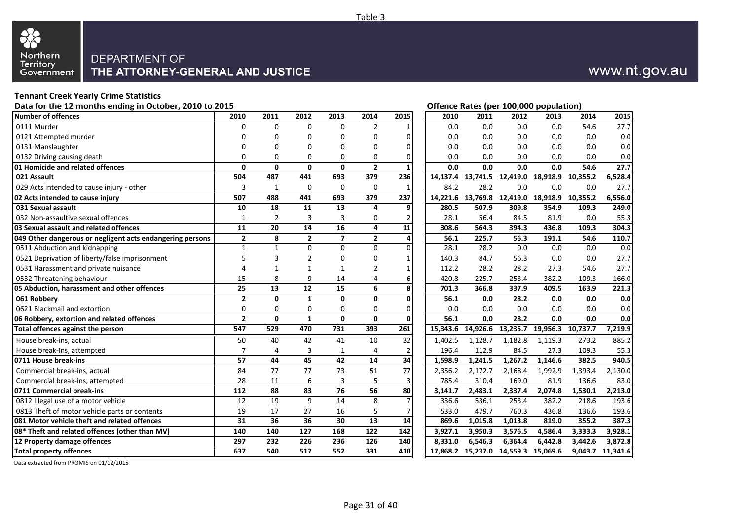Table 3

Northern Territory Government

DEPARTMENT OF
THE ATTORNEY-GENERAL AND JUSTICE

www.nt.gov.au

**Tennant Creek Yearly Crime Statistics**

**Data for the 12 months ending in October, 2010 to 2015**

| Number of offences | 2010 | 2011 | 2012 | 2013 | 2014 | 2015 | Offence Rates (per 100,000 population) 2010 | 2011 | 2012 | 2013 | 2014 | 2015 |
|---|---|---|---|---|---|---|---|---|---|---|---|---|
| 0111 Murder | 0 | 0 | 0 | 0 | 2 | 1 | 0.0 | 0.0 | 0.0 | 0.0 | 54.6 | 27.7 |
| 0121 Attempted murder | 0 | 0 | 0 | 0 | 0 | 0 | 0.0 | 0.0 | 0.0 | 0.0 | 0.0 | 0.0 |
| 0131 Manslaughter | 0 | 0 | 0 | 0 | 0 | 0 | 0.0 | 0.0 | 0.0 | 0.0 | 0.0 | 0.0 |
| 0132 Driving causing death | 0 | 0 | 0 | 0 | 0 | 0 | 0.0 | 0.0 | 0.0 | 0.0 | 0.0 | 0.0 |
| **01 Homicide and related offences** | **0** | **0** | **0** | **0** | **2** | **1** | **0.0** | **0.0** | **0.0** | **0.0** | **54.6** | **27.7** |
| **021 Assault** | **504** | **487** | **441** | **693** | **379** | **236** | **14,137.4** | **13,741.5** | **12,419.0** | **18,918.9** | **10,355.2** | **6,528.4** |
| 029 Acts intended to cause injury - other | 3 | 1 | 0 | 0 | 0 | 1 | 84.2 | 28.2 | 0.0 | 0.0 | 0.0 | 27.7 |
| **02 Acts intended to cause injury** | **507** | **488** | **441** | **693** | **379** | **237** | **14,221.6** | **13,769.8** | **12,419.0** | **18,918.9** | **10,355.2** | **6,556.0** |
| **031 Sexual assault** | **10** | **18** | **11** | **13** | **4** | **9** | **280.5** | **507.9** | **309.8** | **354.9** | **109.3** | **249.0** |
| 032 Non-assaultive sexual offences | 1 | 2 | 3 | 3 | 0 | 2 | 28.1 | 56.4 | 84.5 | 81.9 | 0.0 | 55.3 |
| **03 Sexual assault and related offences** | **11** | **20** | **14** | **16** | **4** | **11** | **308.6** | **564.3** | **394.3** | **436.8** | **109.3** | **304.3** |
| **049 Other dangerous or negligent acts endangering persons** | **2** | **8** | **2** | **7** | **2** | **4** | **56.1** | **225.7** | **56.3** | **191.1** | **54.6** | **110.7** |
| 0511 Abduction and kidnapping | 1 | 1 | 0 | 0 | 0 | 0 | 28.1 | 28.2 | 0.0 | 0.0 | 0.0 | 0.0 |
| 0521 Deprivation of liberty/false imprisonment | 5 | 3 | 2 | 0 | 0 | 1 | 140.3 | 84.7 | 56.3 | 0.0 | 0.0 | 27.7 |
| 0531 Harassment and private nuisance | 4 | 1 | 1 | 1 | 2 | 1 | 112.2 | 28.2 | 28.2 | 27.3 | 54.6 | 27.7 |
| 0532 Threatening behaviour | 15 | 8 | 9 | 14 | 4 | 6 | 420.8 | 225.7 | 253.4 | 382.2 | 109.3 | 166.0 |
| **05 Abduction, harassment and other offences** | **25** | **13** | **12** | **15** | **6** | **8** | **701.3** | **366.8** | **337.9** | **409.5** | **163.9** | **221.3** |
| **061 Robbery** | **2** | **0** | **1** | **0** | **0** | **0** | **56.1** | **0.0** | **28.2** | **0.0** | **0.0** | **0.0** |
| 0621 Blackmail and extortion | 0 | 0 | 0 | 0 | 0 | 0 | 0.0 | 0.0 | 0.0 | 0.0 | 0.0 | 0.0 |
| **06 Robbery, extortion and related offences** | **2** | **0** | **1** | **0** | **0** | **0** | **56.1** | **0.0** | **28.2** | **0.0** | **0.0** | **0.0** |
| **Total offences against the person** | **547** | **529** | **470** | **731** | **393** | **261** | **15,343.6** | **14,926.6** | **13,235.7** | **19,956.3** | **10,737.7** | **7,219.9** |
| House break-ins, actual | 50 | 40 | 42 | 41 | 10 | 32 | 1,402.5 | 1,128.7 | 1,182.8 | 1,119.3 | 273.2 | 885.2 |
| House break-ins, attempted | 7 | 4 | 3 | 1 | 4 | 2 | 196.4 | 112.9 | 84.5 | 27.3 | 109.3 | 55.3 |
| **0711 House break-ins** | **57** | **44** | **45** | **42** | **14** | **34** | **1,598.9** | **1,241.5** | **1,267.2** | **1,146.6** | **382.5** | **940.5** |
| Commercial break-ins, actual | 84 | 77 | 77 | 73 | 51 | 77 | 2,356.2 | 2,172.7 | 2,168.4 | 1,992.9 | 1,393.4 | 2,130.0 |
| Commercial break-ins, attempted | 28 | 11 | 6 | 3 | 5 | 3 | 785.4 | 310.4 | 169.0 | 81.9 | 136.6 | 83.0 |
| **0711 Commercial break-ins** | **112** | **88** | **83** | **76** | **56** | **80** | **3,141.7** | **2,483.1** | **2,337.4** | **2,074.8** | **1,530.1** | **2,213.0** |
| 0812 Illegal use of a motor vehicle | 12 | 19 | 9 | 14 | 8 | 7 | 336.6 | 536.1 | 253.4 | 382.2 | 218.6 | 193.6 |
| 0813 Theft of motor vehicle parts or contents | 19 | 17 | 27 | 16 | 5 | 7 | 533.0 | 479.7 | 760.3 | 436.8 | 136.6 | 193.6 |
| **081 Motor vehicle theft and related offences** | **31** | **36** | **36** | **30** | **13** | **14** | **869.6** | **1,015.8** | **1,013.8** | **819.0** | **355.2** | **387.3** |
| **08* Theft and related offences (other than MV)** | **140** | **140** | **127** | **168** | **122** | **142** | **3,927.1** | **3,950.3** | **3,576.5** | **4,586.4** | **3,333.3** | **3,928.1** |
| **12 Property damage offences** | **297** | **232** | **226** | **236** | **126** | **140** | **8,331.0** | **6,546.3** | **6,364.4** | **6,442.8** | **3,442.6** | **3,872.8** |
| **Total property offences** | **637** | **540** | **517** | **552** | **331** | **410** | **17,868.2** | **15,237.0** | **14,559.3** | **15,069.6** | **9,043.7** | **11,341.6** |

Data extracted from PROMIS on 01/12/2015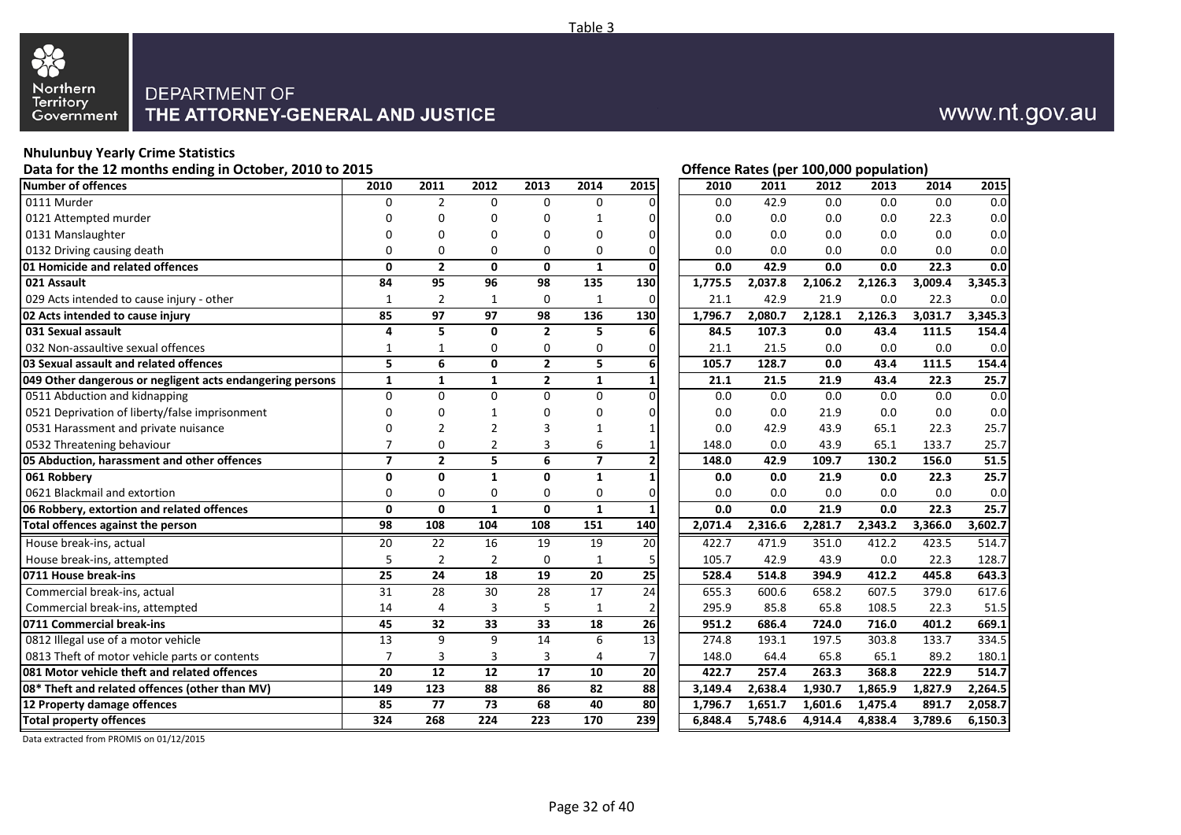Table 3

Northern Territory Government

DEPARTMENT OF
THE ATTORNEY-GENERAL AND JUSTICE

www.nt.gov.au

**Nhulunbuy Yearly Crime Statistics**

**Data for the 12 months ending in October, 2010 to 2015**

| Number of offences | 2010 | 2011 | 2012 | 2013 | 2014 | 2015 | Offence Rates (per 100,000 population) 2010 | 2011 | 2012 | 2013 | 2014 | 2015 |
|---|---|---|---|---|---|---|---|---|---|---|---|---|
| 0111 Murder | 0 | 2 | 0 | 0 | 0 | 0 | 0.0 | 42.9 | 0.0 | 0.0 | 0.0 | 0.0 |
| 0121 Attempted murder | 0 | 0 | 0 | 0 | 1 | 0 | 0.0 | 0.0 | 0.0 | 0.0 | 22.3 | 0.0 |
| 0131 Manslaughter | 0 | 0 | 0 | 0 | 0 | 0 | 0.0 | 0.0 | 0.0 | 0.0 | 0.0 | 0.0 |
| 0132 Driving causing death | 0 | 0 | 0 | 0 | 0 | 0 | 0.0 | 0.0 | 0.0 | 0.0 | 0.0 | 0.0 |
| **01 Homicide and related offences** | **0** | **2** | **0** | **0** | **1** | **0** | **0.0** | **42.9** | **0.0** | **0.0** | **22.3** | **0.0** |
| **021 Assault** | **84** | **95** | **96** | **98** | **135** | **130** | **1,775.5** | **2,037.8** | **2,106.2** | **2,126.3** | **3,009.4** | **3,345.3** |
| 029 Acts intended to cause injury - other | 1 | 2 | 1 | 0 | 1 | 0 | 21.1 | 42.9 | 21.9 | 0.0 | 22.3 | 0.0 |
| **02 Acts intended to cause injury** | **85** | **97** | **97** | **98** | **136** | **130** | **1,796.7** | **2,080.7** | **2,128.1** | **2,126.3** | **3,031.7** | **3,345.3** |
| **031 Sexual assault** | **4** | **5** | **0** | **2** | **5** | **6** | **84.5** | **107.3** | **0.0** | **43.4** | **111.5** | **154.4** |
| 032 Non-assaultive sexual offences | 1 | 1 | 0 | 0 | 0 | 0 | 21.1 | 21.5 | 0.0 | 0.0 | 0.0 | 0.0 |
| **03 Sexual assault and related offences** | **5** | **6** | **0** | **2** | **5** | **6** | **105.7** | **128.7** | **0.0** | **43.4** | **111.5** | **154.4** |
| **049 Other dangerous or negligent acts endangering persons** | **1** | **1** | **1** | **2** | **1** | **1** | **21.1** | **21.5** | **21.9** | **43.4** | **22.3** | **25.7** |
| 0511 Abduction and kidnapping | 0 | 0 | 0 | 0 | 0 | 0 | 0.0 | 0.0 | 0.0 | 0.0 | 0.0 | 0.0 |
| 0521 Deprivation of liberty/false imprisonment | 0 | 0 | 1 | 0 | 0 | 0 | 0.0 | 0.0 | 21.9 | 0.0 | 0.0 | 0.0 |
| 0531 Harassment and private nuisance | 0 | 2 | 2 | 3 | 1 | 1 | 0.0 | 42.9 | 43.9 | 65.1 | 22.3 | 25.7 |
| 0532 Threatening behaviour | 7 | 0 | 2 | 3 | 6 | 1 | 148.0 | 0.0 | 43.9 | 65.1 | 133.7 | 25.7 |
| **05 Abduction, harassment and other offences** | **7** | **2** | **5** | **6** | **7** | **2** | **148.0** | **42.9** | **109.7** | **130.2** | **156.0** | **51.5** |
| **061 Robbery** | **0** | **0** | **1** | **0** | **1** | **1** | **0.0** | **0.0** | **21.9** | **0.0** | **22.3** | **25.7** |
| 0621 Blackmail and extortion | 0 | 0 | 0 | 0 | 0 | 0 | 0.0 | 0.0 | 0.0 | 0.0 | 0.0 | 0.0 |
| **06 Robbery, extortion and related offences** | **0** | **0** | **1** | **0** | **1** | **1** | **0.0** | **0.0** | **21.9** | **0.0** | **22.3** | **25.7** |
| **Total offences against the person** | **98** | **108** | **104** | **108** | **151** | **140** | **2,071.4** | **2,316.6** | **2,281.7** | **2,343.2** | **3,366.0** | **3,602.7** |
| House break-ins, actual | 20 | 22 | 16 | 19 | 19 | 20 | 422.7 | 471.9 | 351.0 | 412.2 | 423.5 | 514.7 |
| House break-ins, attempted | 5 | 2 | 2 | 0 | 1 | 5 | 105.7 | 42.9 | 43.9 | 0.0 | 22.3 | 128.7 |
| **0711 House break-ins** | **25** | **24** | **18** | **19** | **20** | **25** | **528.4** | **514.8** | **394.9** | **412.2** | **445.8** | **643.3** |
| Commercial break-ins, actual | 31 | 28 | 30 | 28 | 17 | 24 | 655.3 | 600.6 | 658.2 | 607.5 | 379.0 | 617.6 |
| Commercial break-ins, attempted | 14 | 4 | 3 | 5 | 1 | 2 | 295.9 | 85.8 | 65.8 | 108.5 | 22.3 | 51.5 |
| **0711 Commercial break-ins** | **45** | **32** | **33** | **33** | **18** | **26** | **951.2** | **686.4** | **724.0** | **716.0** | **401.2** | **669.1** |
| 0812 Illegal use of a motor vehicle | 13 | 9 | 9 | 14 | 6 | 13 | 274.8 | 193.1 | 197.5 | 303.8 | 133.7 | 334.5 |
| 0813 Theft of motor vehicle parts or contents | 7 | 3 | 3 | 3 | 4 | 7 | 148.0 | 64.4 | 65.8 | 65.1 | 89.2 | 180.1 |
| **081 Motor vehicle theft and related offences** | **20** | **12** | **12** | **17** | **10** | **20** | **422.7** | **257.4** | **263.3** | **368.8** | **222.9** | **514.7** |
| **08* Theft and related offences (other than MV)** | **149** | **123** | **88** | **86** | **82** | **88** | **3,149.4** | **2,638.4** | **1,930.7** | **1,865.9** | **1,827.9** | **2,264.5** |
| **12 Property damage offences** | **85** | **77** | **73** | **68** | **40** | **80** | **1,796.7** | **1,651.7** | **1,601.6** | **1,475.4** | **891.7** | **2,058.7** |
| **Total property offences** | **324** | **268** | **224** | **223** | **170** | **239** | **6,848.4** | **5,748.6** | **4,914.4** | **4,838.4** | **3,789.6** | **6,150.3** |

Data extracted from PROMIS on 01/12/2015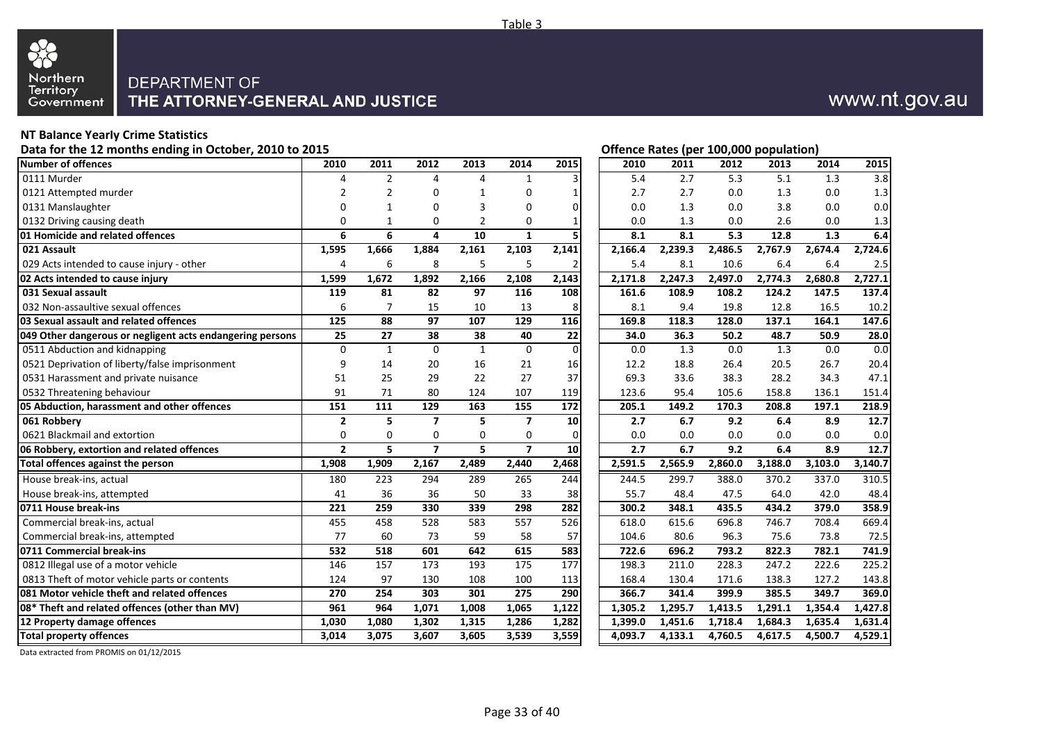Table 3

DEPARTMENT OF
THE ATTORNEY-GENERAL AND JUSTICE

www.nt.gov.au

**NT Balance Yearly Crime Statistics**

**Data for the 12 months ending in October, 2010 to 2015**

| Number of offences | 2010 | 2011 | 2012 | 2013 | 2014 | 2015 | Offence Rates (per 100,000 population) 2010 | 2011 | 2012 | 2013 | 2014 | 2015 |
|---|---|---|---|---|---|---|---|---|---|---|---|---|
| 0111 Murder | 4 | 2 | 4 | 4 | 1 | 3 | 5.4 | 2.7 | 5.3 | 5.1 | 1.3 | 3.8 |
| 0121 Attempted murder | 2 | 2 | 0 | 1 | 0 | 1 | 2.7 | 2.7 | 0.0 | 1.3 | 0.0 | 1.3 |
| 0131 Manslaughter | 0 | 1 | 0 | 3 | 0 | 0 | 0.0 | 1.3 | 0.0 | 3.8 | 0.0 | 0.0 |
| 0132 Driving causing death | 0 | 1 | 0 | 2 | 0 | 1 | 0.0 | 1.3 | 0.0 | 2.6 | 0.0 | 1.3 |
| **01 Homicide and related offences** | **6** | **6** | **4** | **10** | **1** | **5** | **8.1** | **8.1** | **5.3** | **12.8** | **1.3** | **6.4** |
| **021 Assault** | **1,595** | **1,666** | **1,884** | **2,161** | **2,103** | **2,141** | **2,166.4** | **2,239.3** | **2,486.5** | **2,767.9** | **2,674.4** | **2,724.6** |
| 029 Acts intended to cause injury - other | 4 | 6 | 8 | 5 | 5 | 2 | 5.4 | 8.1 | 10.6 | 6.4 | 6.4 | 2.5 |
| **02 Acts intended to cause injury** | **1,599** | **1,672** | **1,892** | **2,166** | **2,108** | **2,143** | **2,171.8** | **2,247.3** | **2,497.0** | **2,774.3** | **2,680.8** | **2,727.1** |
| **031 Sexual assault** | **119** | **81** | **82** | **97** | **116** | **108** | **161.6** | **108.9** | **108.2** | **124.2** | **147.5** | **137.4** |
| 032 Non-assaultive sexual offences | 6 | 7 | 15 | 10 | 13 | 8 | 8.1 | 9.4 | 19.8 | 12.8 | 16.5 | 10.2 |
| **03 Sexual assault and related offences** | **125** | **88** | **97** | **107** | **129** | **116** | **169.8** | **118.3** | **128.0** | **137.1** | **164.1** | **147.6** |
| **049 Other dangerous or negligent acts endangering persons** | **25** | **27** | **38** | **38** | **40** | **22** | **34.0** | **36.3** | **50.2** | **48.7** | **50.9** | **28.0** |
| 0511 Abduction and kidnapping | 0 | 1 | 0 | 1 | 0 | 0 | 0.0 | 1.3 | 0.0 | 1.3 | 0.0 | 0.0 |
| 0521 Deprivation of liberty/false imprisonment | 9 | 14 | 20 | 16 | 21 | 16 | 12.2 | 18.8 | 26.4 | 20.5 | 26.7 | 20.4 |
| 0531 Harassment and private nuisance | 51 | 25 | 29 | 22 | 27 | 37 | 69.3 | 33.6 | 38.3 | 28.2 | 34.3 | 47.1 |
| 0532 Threatening behaviour | 91 | 71 | 80 | 124 | 107 | 119 | 123.6 | 95.4 | 105.6 | 158.8 | 136.1 | 151.4 |
| **05 Abduction, harassment and other offences** | **151** | **111** | **129** | **163** | **155** | **172** | **205.1** | **149.2** | **170.3** | **208.8** | **197.1** | **218.9** |
| **061 Robbery** | **2** | **5** | **7** | **5** | **7** | **10** | **2.7** | **6.7** | **9.2** | **6.4** | **8.9** | **12.7** |
| 0621 Blackmail and extortion | 0 | 0 | 0 | 0 | 0 | 0 | 0.0 | 0.0 | 0.0 | 0.0 | 0.0 | 0.0 |
| **06 Robbery, extortion and related offences** | **2** | **5** | **7** | **5** | **7** | **10** | **2.7** | **6.7** | **9.2** | **6.4** | **8.9** | **12.7** |
| **Total offences against the person** | **1,908** | **1,909** | **2,167** | **2,489** | **2,440** | **2,468** | **2,591.5** | **2,565.9** | **2,860.0** | **3,188.0** | **3,103.0** | **3,140.7** |
| House break-ins, actual | 180 | 223 | 294 | 289 | 265 | 244 | 244.5 | 299.7 | 388.0 | 370.2 | 337.0 | 310.5 |
| House break-ins, attempted | 41 | 36 | 36 | 50 | 33 | 38 | 55.7 | 48.4 | 47.5 | 64.0 | 42.0 | 48.4 |
| **0711 House break-ins** | **221** | **259** | **330** | **339** | **298** | **282** | **300.2** | **348.1** | **435.5** | **434.2** | **379.0** | **358.9** |
| Commercial break-ins, actual | 455 | 458 | 528 | 583 | 557 | 526 | 618.0 | 615.6 | 696.8 | 746.7 | 708.4 | 669.4 |
| Commercial break-ins, attempted | 77 | 60 | 73 | 59 | 58 | 57 | 104.6 | 80.6 | 96.3 | 75.6 | 73.8 | 72.5 |
| **0711 Commercial break-ins** | **532** | **518** | **601** | **642** | **615** | **583** | **722.6** | **696.2** | **793.2** | **822.3** | **782.1** | **741.9** |
| 0812 Illegal use of a motor vehicle | 146 | 157 | 173 | 193 | 175 | 177 | 198.3 | 211.0 | 228.3 | 247.2 | 222.6 | 225.2 |
| 0813 Theft of motor vehicle parts or contents | 124 | 97 | 130 | 108 | 100 | 113 | 168.4 | 130.4 | 171.6 | 138.3 | 127.2 | 143.8 |
| **081 Motor vehicle theft and related offences** | **270** | **254** | **303** | **301** | **275** | **290** | **366.7** | **341.4** | **399.9** | **385.5** | **349.7** | **369.0** |
| **08* Theft and related offences (other than MV)** | **961** | **964** | **1,071** | **1,008** | **1,065** | **1,122** | **1,305.2** | **1,295.7** | **1,413.5** | **1,291.1** | **1,354.4** | **1,427.8** |
| **12 Property damage offences** | **1,030** | **1,080** | **1,302** | **1,315** | **1,286** | **1,282** | **1,399.0** | **1,451.6** | **1,718.4** | **1,684.3** | **1,635.4** | **1,631.4** |
| **Total property offences** | **3,014** | **3,075** | **3,607** | **3,605** | **3,539** | **3,559** | **4,093.7** | **4,133.1** | **4,760.5** | **4,617.5** | **4,500.7** | **4,529.1** |

Data extracted from PROMIS on 01/12/2015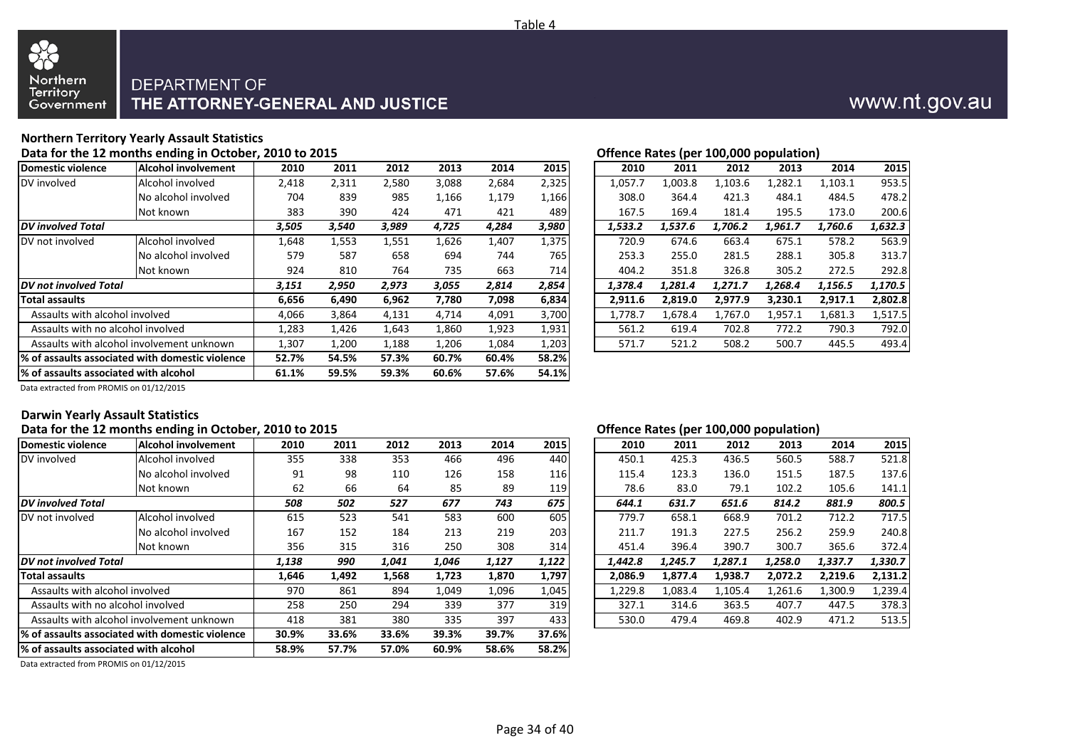Table 4

Northern Territory Government

DEPARTMENT OF
THE ATTORNEY-GENERAL AND JUSTICE

www.nt.gov.au

### Northern Territory Yearly Assault Statistics

**Data for the 12 months ending in October, 2010 to 2015**

| Domestic violence | Alcohol involvement | 2010 | 2011 | 2012 | 2013 | 2014 | 2015 | Offence Rates (per 100,000 population) 2010 | 2011 | 2012 | 2013 | 2014 | 2015 |
|---|---|---|---|---|---|---|---|---|---|---|---|---|---|
| DV involved | Alcohol involved | 2,418 | 2,311 | 2,580 | 3,088 | 2,684 | 2,325 | 1,057.7 | 1,003.8 | 1,103.6 | 1,282.1 | 1,103.1 | 953.5 |
| | No alcohol involved | 704 | 839 | 985 | 1,166 | 1,179 | 1,166 | 308.0 | 364.4 | 421.3 | 484.1 | 484.5 | 478.2 |
| | Not known | 383 | 390 | 424 | 471 | 421 | 489 | 167.5 | 169.4 | 181.4 | 195.5 | 173.0 | 200.6 |
| ***DV involved Total*** | | ***3,505*** | ***3,540*** | ***3,989*** | ***4,725*** | ***4,284*** | ***3,980*** | ***1,533.2*** | ***1,537.6*** | ***1,706.2*** | ***1,961.7*** | ***1,760.6*** | ***1,632.3*** |
| DV not involved | Alcohol involved | 1,648 | 1,553 | 1,551 | 1,626 | 1,407 | 1,375 | 720.9 | 674.6 | 663.4 | 675.1 | 578.2 | 563.9 |
| | No alcohol involved | 579 | 587 | 658 | 694 | 744 | 765 | 253.3 | 255.0 | 281.5 | 288.1 | 305.8 | 313.7 |
| | Not known | 924 | 810 | 764 | 735 | 663 | 714 | 404.2 | 351.8 | 326.8 | 305.2 | 272.5 | 292.8 |
| ***DV not involved Total*** | | ***3,151*** | ***2,950*** | ***2,973*** | ***3,055*** | ***2,814*** | ***2,854*** | ***1,378.4*** | ***1,281.4*** | ***1,271.7*** | ***1,268.4*** | ***1,156.5*** | ***1,170.5*** |
| **Total assaults** | | **6,656** | **6,490** | **6,962** | **7,780** | **7,098** | **6,834** | **2,911.6** | **2,819.0** | **2,977.9** | **3,230.1** | **2,917.1** | **2,802.8** |
| Assaults with alcohol involved | | 4,066 | 3,864 | 4,131 | 4,714 | 4,091 | 3,700 | 1,778.7 | 1,678.4 | 1,767.0 | 1,957.1 | 1,681.3 | 1,517.5 |
| Assaults with no alcohol involved | | 1,283 | 1,426 | 1,643 | 1,860 | 1,923 | 1,931 | 561.2 | 619.4 | 702.8 | 772.2 | 790.3 | 792.0 |
| Assaults with alcohol involvement unknown | | 1,307 | 1,200 | 1,188 | 1,206 | 1,084 | 1,203 | 571.7 | 521.2 | 508.2 | 500.7 | 445.5 | 493.4 |
| **% of assaults associated with domestic violence** | | **52.7%** | **54.5%** | **57.3%** | **60.7%** | **60.4%** | **58.2%** | | | | | | |
| **% of assaults associated with alcohol** | | **61.1%** | **59.5%** | **59.3%** | **60.6%** | **57.6%** | **54.1%** | | | | | | |

Data extracted from PROMIS on 01/12/2015

### Darwin Yearly Assault Statistics

**Data for the 12 months ending in October, 2010 to 2015**

| Domestic violence | Alcohol involvement | 2010 | 2011 | 2012 | 2013 | 2014 | 2015 | Offence Rates (per 100,000 population) 2010 | 2011 | 2012 | 2013 | 2014 | 2015 |
|---|---|---|---|---|---|---|---|---|---|---|---|---|---|
| DV involved | Alcohol involved | 355 | 338 | 353 | 466 | 496 | 440 | 450.1 | 425.3 | 436.5 | 560.5 | 588.7 | 521.8 |
| | No alcohol involved | 91 | 98 | 110 | 126 | 158 | 116 | 115.4 | 123.3 | 136.0 | 151.5 | 187.5 | 137.6 |
| | Not known | 62 | 66 | 64 | 85 | 89 | 119 | 78.6 | 83.0 | 79.1 | 102.2 | 105.6 | 141.1 |
| ***DV involved Total*** | | ***508*** | ***502*** | ***527*** | ***677*** | ***743*** | ***675*** | ***644.1*** | ***631.7*** | ***651.6*** | ***814.2*** | ***881.9*** | ***800.5*** |
| DV not involved | Alcohol involved | 615 | 523 | 541 | 583 | 600 | 605 | 779.7 | 658.1 | 668.9 | 701.2 | 712.2 | 717.5 |
| | No alcohol involved | 167 | 152 | 184 | 213 | 219 | 203 | 211.7 | 191.3 | 227.5 | 256.2 | 259.9 | 240.8 |
| | Not known | 356 | 315 | 316 | 250 | 308 | 314 | 451.4 | 396.4 | 390.7 | 300.7 | 365.6 | 372.4 |
| ***DV not involved Total*** | | ***1,138*** | ***990*** | ***1,041*** | ***1,046*** | ***1,127*** | ***1,122*** | ***1,442.8*** | ***1,245.7*** | ***1,287.1*** | ***1,258.0*** | ***1,337.7*** | ***1,330.7*** |
| **Total assaults** | | **1,646** | **1,492** | **1,568** | **1,723** | **1,870** | **1,797** | **2,086.9** | **1,877.4** | **1,938.7** | **2,072.2** | **2,219.6** | **2,131.2** |
| Assaults with alcohol involved | | 970 | 861 | 894 | 1,049 | 1,096 | 1,045 | 1,229.8 | 1,083.4 | 1,105.4 | 1,261.6 | 1,300.9 | 1,239.4 |
| Assaults with no alcohol involved | | 258 | 250 | 294 | 339 | 377 | 319 | 327.1 | 314.6 | 363.5 | 407.7 | 447.5 | 378.3 |
| Assaults with alcohol involvement unknown | | 418 | 381 | 380 | 335 | 397 | 433 | 530.0 | 479.4 | 469.8 | 402.9 | 471.2 | 513.5 |
| **% of assaults associated with domestic violence** | | **30.9%** | **33.6%** | **33.6%** | **39.3%** | **39.7%** | **37.6%** | | | | | | |
| **% of assaults associated with alcohol** | | **58.9%** | **57.7%** | **57.0%** | **60.9%** | **58.6%** | **58.2%** | | | | | | |

Data extracted from PROMIS on 01/12/2015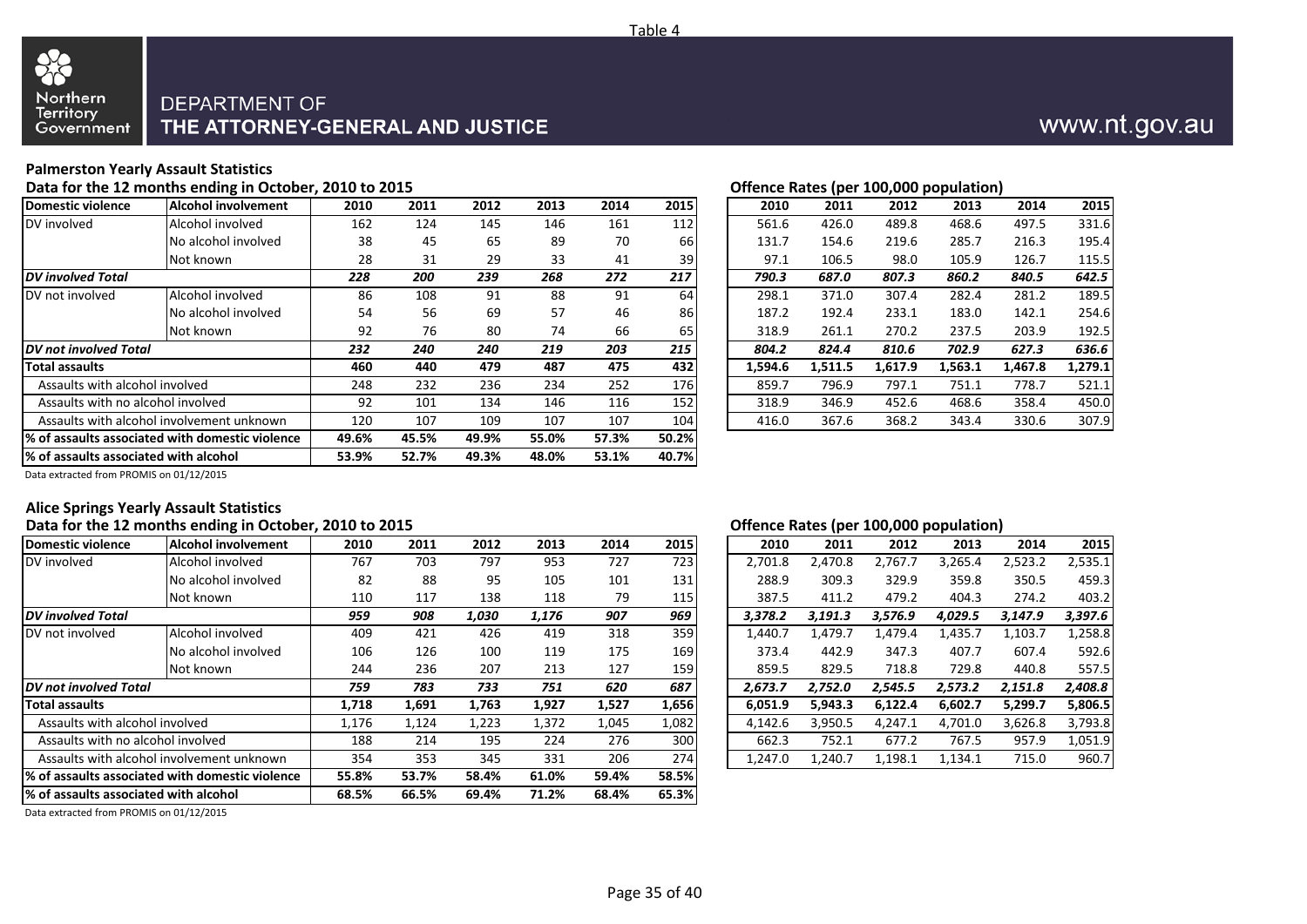Table 4

Northern Territory Government

DEPARTMENT OF
THE ATTORNEY-GENERAL AND JUSTICE

www.nt.gov.au

## Palmerston Yearly Assault Statistics

### Data for the 12 months ending in October, 2010 to 2015

| Domestic violence | Alcohol involvement | 2010 | 2011 | 2012 | 2013 | 2014 | 2015 |
|---|---|---|---|---|---|---|---|
| DV involved | Alcohol involved | 162 | 124 | 145 | 146 | 161 | 112 |
| | No alcohol involved | 38 | 45 | 65 | 89 | 70 | 66 |
| | Not known | 28 | 31 | 29 | 33 | 41 | 39 |
| ***DV involved Total*** | | ***228*** | ***200*** | ***239*** | ***268*** | ***272*** | ***217*** |
| DV not involved | Alcohol involved | 86 | 108 | 91 | 88 | 91 | 64 |
| | No alcohol involved | 54 | 56 | 69 | 57 | 46 | 86 |
| | Not known | 92 | 76 | 80 | 74 | 66 | 65 |
| ***DV not involved Total*** | | ***232*** | ***240*** | ***240*** | ***219*** | ***203*** | ***215*** |
| **Total assaults** | | **460** | **440** | **479** | **487** | **475** | **432** |
| Assaults with alcohol involved | | 248 | 232 | 236 | 234 | 252 | 176 |
| Assaults with no alcohol involved | | 92 | 101 | 134 | 146 | 116 | 152 |
| Assaults with alcohol involvement unknown | | 120 | 107 | 109 | 107 | 107 | 104 |
| **% of assaults associated with domestic violence** | | **49.6%** | **45.5%** | **49.9%** | **55.0%** | **57.3%** | **50.2%** |
| **% of assaults associated with alcohol** | | **53.9%** | **52.7%** | **49.3%** | **48.0%** | **53.1%** | **40.7%** |

Data extracted from PROMIS on 01/12/2015

### Offence Rates (per 100,000 population)

| Domestic violence | Alcohol involvement | 2010 | 2011 | 2012 | 2013 | 2014 | 2015 |
|---|---|---|---|---|---|---|---|
| DV involved | Alcohol involved | 561.6 | 426.0 | 489.8 | 468.6 | 497.5 | 331.6 |
| | No alcohol involved | 131.7 | 154.6 | 219.6 | 285.7 | 216.3 | 195.4 |
| | Not known | 97.1 | 106.5 | 98.0 | 105.9 | 126.7 | 115.5 |
| ***DV involved Total*** | | ***790.3*** | ***687.0*** | ***807.3*** | ***860.2*** | ***840.5*** | ***642.5*** |
| DV not involved | Alcohol involved | 298.1 | 371.0 | 307.4 | 282.4 | 281.2 | 189.5 |
| | No alcohol involved | 187.2 | 192.4 | 233.1 | 183.0 | 142.1 | 254.6 |
| | Not known | 318.9 | 261.1 | 270.2 | 237.5 | 203.9 | 192.5 |
| ***DV not involved Total*** | | ***804.2*** | ***824.4*** | ***810.6*** | ***702.9*** | ***627.3*** | ***636.6*** |
| **Total assaults** | | **1,594.6** | **1,511.5** | **1,617.9** | **1,563.1** | **1,467.8** | **1,279.1** |
| Assaults with alcohol involved | | 859.7 | 796.9 | 797.1 | 751.1 | 778.7 | 521.1 |
| Assaults with no alcohol involved | | 318.9 | 346.9 | 452.6 | 468.6 | 358.4 | 450.0 |
| Assaults with alcohol involvement unknown | | 416.0 | 367.6 | 368.2 | 343.4 | 330.6 | 307.9 |

## Alice Springs Yearly Assault Statistics

### Data for the 12 months ending in October, 2010 to 2015

| Domestic violence | Alcohol involvement | 2010 | 2011 | 2012 | 2013 | 2014 | 2015 |
|---|---|---|---|---|---|---|---|
| DV involved | Alcohol involved | 767 | 703 | 797 | 953 | 727 | 723 |
| | No alcohol involved | 82 | 88 | 95 | 105 | 101 | 131 |
| | Not known | 110 | 117 | 138 | 118 | 79 | 115 |
| ***DV involved Total*** | | ***959*** | ***908*** | ***1,030*** | ***1,176*** | ***907*** | ***969*** |
| DV not involved | Alcohol involved | 409 | 421 | 426 | 419 | 318 | 359 |
| | No alcohol involved | 106 | 126 | 100 | 119 | 175 | 169 |
| | Not known | 244 | 236 | 207 | 213 | 127 | 159 |
| ***DV not involved Total*** | | ***759*** | ***783*** | ***733*** | ***751*** | ***620*** | ***687*** |
| **Total assaults** | | **1,718** | **1,691** | **1,763** | **1,927** | **1,527** | **1,656** |
| Assaults with alcohol involved | | 1,176 | 1,124 | 1,223 | 1,372 | 1,045 | 1,082 |
| Assaults with no alcohol involved | | 188 | 214 | 195 | 224 | 276 | 300 |
| Assaults with alcohol involvement unknown | | 354 | 353 | 345 | 331 | 206 | 274 |
| **% of assaults associated with domestic violence** | | **55.8%** | **53.7%** | **58.4%** | **61.0%** | **59.4%** | **58.5%** |
| **% of assaults associated with alcohol** | | **68.5%** | **66.5%** | **69.4%** | **71.2%** | **68.4%** | **65.3%** |

Data extracted from PROMIS on 01/12/2015

### Offence Rates (per 100,000 population)

| Domestic violence | Alcohol involvement | 2010 | 2011 | 2012 | 2013 | 2014 | 2015 |
|---|---|---|---|---|---|---|---|
| DV involved | Alcohol involved | 2,701.8 | 2,470.8 | 2,767.7 | 3,265.4 | 2,523.2 | 2,535.1 |
| | No alcohol involved | 288.9 | 309.3 | 329.9 | 359.8 | 350.5 | 459.3 |
| | Not known | 387.5 | 411.2 | 479.2 | 404.3 | 274.2 | 403.2 |
| ***DV involved Total*** | | ***3,378.2*** | ***3,191.3*** | ***3,576.9*** | ***4,029.5*** | ***3,147.9*** | ***3,397.6*** |
| DV not involved | Alcohol involved | 1,440.7 | 1,479.7 | 1,479.4 | 1,435.7 | 1,103.7 | 1,258.8 |
| | No alcohol involved | 373.4 | 442.9 | 347.3 | 407.7 | 607.4 | 592.6 |
| | Not known | 859.5 | 829.5 | 718.8 | 729.8 | 440.8 | 557.5 |
| ***DV not involved Total*** | | ***2,673.7*** | ***2,752.0*** | ***2,545.5*** | ***2,573.2*** | ***2,151.8*** | ***2,408.8*** |
| **Total assaults** | | **6,051.9** | **5,943.3** | **6,122.4** | **6,602.7** | **5,299.7** | **5,806.5** |
| Assaults with alcohol involved | | 4,142.6 | 3,950.5 | 4,247.1 | 4,701.0 | 3,626.8 | 3,793.8 |
| Assaults with no alcohol involved | | 662.3 | 752.1 | 677.2 | 767.5 | 957.9 | 1,051.9 |
| Assaults with alcohol involvement unknown | | 1,247.0 | 1,240.7 | 1,198.1 | 1,134.1 | 715.0 | 960.7 |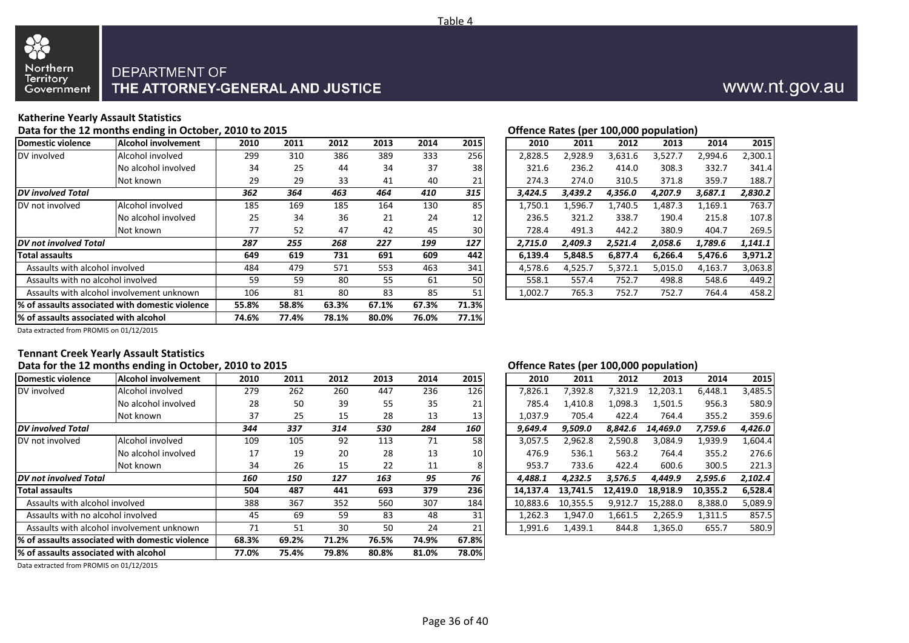Table 4

Northern Territory Government

DEPARTMENT OF
THE ATTORNEY-GENERAL AND JUSTICE

www.nt.gov.au

### Katherine Yearly Assault Statistics

Data for the 12 months ending in October, 2010 to 2015

| Domestic violence | Alcohol involvement | 2010 | 2011 | 2012 | 2013 | 2014 | 2015 |
|---|---|---|---|---|---|---|---|
| DV involved | Alcohol involved | 299 | 310 | 386 | 389 | 333 | 256 |
| | No alcohol involved | 34 | 25 | 44 | 34 | 37 | 38 |
| | Not known | 29 | 29 | 33 | 41 | 40 | 21 |
| ***DV involved Total*** | | ***362*** | ***364*** | ***463*** | ***464*** | ***410*** | ***315*** |
| DV not involved | Alcohol involved | 185 | 169 | 185 | 164 | 130 | 85 |
| | No alcohol involved | 25 | 34 | 36 | 21 | 24 | 12 |
| | Not known | 77 | 52 | 47 | 42 | 45 | 30 |
| ***DV not involved Total*** | | ***287*** | ***255*** | ***268*** | ***227*** | ***199*** | ***127*** |
| **Total assaults** | | **649** | **619** | **731** | **691** | **609** | **442** |
| Assaults with alcohol involved | | 484 | 479 | 571 | 553 | 463 | 341 |
| Assaults with no alcohol involved | | 59 | 59 | 80 | 55 | 61 | 50 |
| Assaults with alcohol involvement unknown | | 106 | 81 | 80 | 83 | 85 | 51 |
| **% of assaults associated with domestic violence** | | **55.8%** | **58.8%** | **63.3%** | **67.1%** | **67.3%** | **71.3%** |
| **% of assaults associated with alcohol** | | **74.6%** | **77.4%** | **78.1%** | **80.0%** | **76.0%** | **77.1%** |

Offence Rates (per 100,000 population)

| Domestic violence | Alcohol involvement | 2010 | 2011 | 2012 | 2013 | 2014 | 2015 |
|---|---|---|---|---|---|---|---|
| DV involved | Alcohol involved | 2,828.5 | 2,928.9 | 3,631.6 | 3,527.7 | 2,994.6 | 2,300.1 |
| | No alcohol involved | 321.6 | 236.2 | 414.0 | 308.3 | 332.7 | 341.4 |
| | Not known | 274.3 | 274.0 | 310.5 | 371.8 | 359.7 | 188.7 |
| ***DV involved Total*** | | ***3,424.5*** | ***3,439.2*** | ***4,356.0*** | ***4,207.9*** | ***3,687.1*** | ***2,830.2*** |
| DV not involved | Alcohol involved | 1,750.1 | 1,596.7 | 1,740.5 | 1,487.3 | 1,169.1 | 763.7 |
| | No alcohol involved | 236.5 | 321.2 | 338.7 | 190.4 | 215.8 | 107.8 |
| | Not known | 728.4 | 491.3 | 442.2 | 380.9 | 404.7 | 269.5 |
| ***DV not involved Total*** | | ***2,715.0*** | ***2,409.3*** | ***2,521.4*** | ***2,058.6*** | ***1,789.6*** | ***1,141.1*** |
| **Total assaults** | | **6,139.4** | **5,848.5** | **6,877.4** | **6,266.4** | **5,476.6** | **3,971.2** |
| Assaults with alcohol involved | | 4,578.6 | 4,525.7 | 5,372.1 | 5,015.0 | 4,163.7 | 3,063.8 |
| Assaults with no alcohol involved | | 558.1 | 557.4 | 752.7 | 498.8 | 548.6 | 449.2 |
| Assaults with alcohol involvement unknown | | 1,002.7 | 765.3 | 752.7 | 752.7 | 764.4 | 458.2 |

Data extracted from PROMIS on 01/12/2015

### Tennant Creek Yearly Assault Statistics

Data for the 12 months ending in October, 2010 to 2015

| Domestic violence | Alcohol involvement | 2010 | 2011 | 2012 | 2013 | 2014 | 2015 |
|---|---|---|---|---|---|---|---|
| DV involved | Alcohol involved | 279 | 262 | 260 | 447 | 236 | 126 |
| | No alcohol involved | 28 | 50 | 39 | 55 | 35 | 21 |
| | Not known | 37 | 25 | 15 | 28 | 13 | 13 |
| ***DV involved Total*** | | ***344*** | ***337*** | ***314*** | ***530*** | ***284*** | ***160*** |
| DV not involved | Alcohol involved | 109 | 105 | 92 | 113 | 71 | 58 |
| | No alcohol involved | 17 | 19 | 20 | 28 | 13 | 10 |
| | Not known | 34 | 26 | 15 | 22 | 11 | 8 |
| ***DV not involved Total*** | | ***160*** | ***150*** | ***127*** | ***163*** | ***95*** | ***76*** |
| **Total assaults** | | **504** | **487** | **441** | **693** | **379** | **236** |
| Assaults with alcohol involved | | 388 | 367 | 352 | 560 | 307 | 184 |
| Assaults with no alcohol involved | | 45 | 69 | 59 | 83 | 48 | 31 |
| Assaults with alcohol involvement unknown | | 71 | 51 | 30 | 50 | 24 | 21 |
| **% of assaults associated with domestic violence** | | **68.3%** | **69.2%** | **71.2%** | **76.5%** | **74.9%** | **67.8%** |
| **% of assaults associated with alcohol** | | **77.0%** | **75.4%** | **79.8%** | **80.8%** | **81.0%** | **78.0%** |

Offence Rates (per 100,000 population)

| Domestic violence | Alcohol involvement | 2010 | 2011 | 2012 | 2013 | 2014 | 2015 |
|---|---|---|---|---|---|---|---|
| DV involved | Alcohol involved | 7,826.1 | 7,392.8 | 7,321.9 | 12,203.1 | 6,448.1 | 3,485.5 |
| | No alcohol involved | 785.4 | 1,410.8 | 1,098.3 | 1,501.5 | 956.3 | 580.9 |
| | Not known | 1,037.9 | 705.4 | 422.4 | 764.4 | 355.2 | 359.6 |
| ***DV involved Total*** | | ***9,649.4*** | ***9,509.0*** | ***8,842.6*** | ***14,469.0*** | ***7,759.6*** | ***4,426.0*** |
| DV not involved | Alcohol involved | 3,057.5 | 2,962.8 | 2,590.8 | 3,084.9 | 1,939.9 | 1,604.4 |
| | No alcohol involved | 476.9 | 536.1 | 563.2 | 764.4 | 355.2 | 276.6 |
| | Not known | 953.7 | 733.6 | 422.4 | 600.6 | 300.5 | 221.3 |
| ***DV not involved Total*** | | ***4,488.1*** | ***4,232.5*** | ***3,576.5*** | ***4,449.9*** | ***2,595.6*** | ***2,102.4*** |
| **Total assaults** | | **14,137.4** | **13,741.5** | **12,419.0** | **18,918.9** | **10,355.2** | **6,528.4** |
| Assaults with alcohol involved | | 10,883.6 | 10,355.5 | 9,912.7 | 15,288.0 | 8,388.0 | 5,089.9 |
| Assaults with no alcohol involved | | 1,262.3 | 1,947.0 | 1,661.5 | 2,265.9 | 1,311.5 | 857.5 |
| Assaults with alcohol involvement unknown | | 1,991.6 | 1,439.1 | 844.8 | 1,365.0 | 655.7 | 580.9 |

Data extracted from PROMIS on 01/12/2015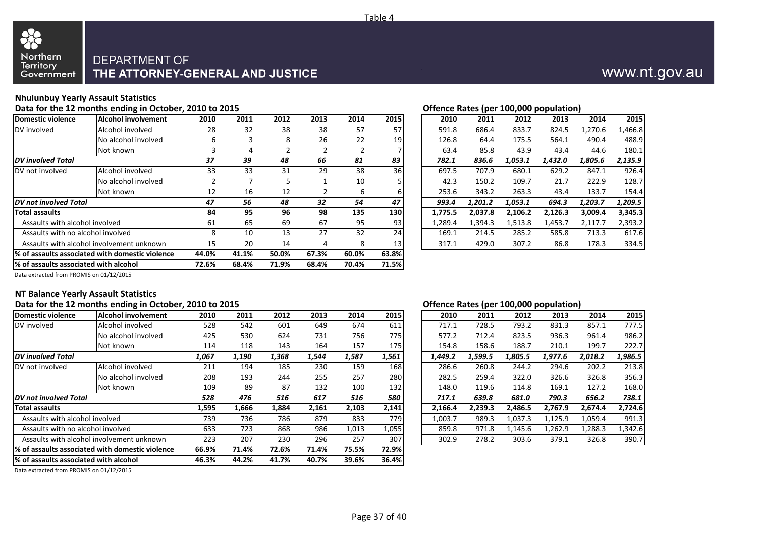Table 4

Northern Territory Government

DEPARTMENT OF
THE ATTORNEY-GENERAL AND JUSTICE

www.nt.gov.au

## Nhulunbuy Yearly Assault Statistics

Data for the 12 months ending in October, 2010 to 2015

| Domestic violence | Alcohol involvement | 2010 | 2011 | 2012 | 2013 | 2014 | 2015 |
|---|---|---|---|---|---|---|---|
| DV involved | Alcohol involved | 28 | 32 | 38 | 38 | 57 | 57 |
| | No alcohol involved | 6 | 3 | 8 | 26 | 22 | 19 |
| | Not known | 3 | 4 | 2 | 2 | 2 | 7 |
| ***DV involved Total*** | | ***37*** | ***39*** | ***48*** | ***66*** | ***81*** | ***83*** |
| DV not involved | Alcohol involved | 33 | 33 | 31 | 29 | 38 | 36 |
| | No alcohol involved | 2 | 7 | 5 | 1 | 10 | 5 |
| | Not known | 12 | 16 | 12 | 2 | 6 | 6 |
| ***DV not involved Total*** | | ***47*** | ***56*** | ***48*** | ***32*** | ***54*** | ***47*** |
| **Total assaults** | | **84** | **95** | **96** | **98** | **135** | **130** |
| Assaults with alcohol involved | | 61 | 65 | 69 | 67 | 95 | 93 |
| Assaults with no alcohol involved | | 8 | 10 | 13 | 27 | 32 | 24 |
| Assaults with alcohol involvement unknown | | 15 | 20 | 14 | 4 | 8 | 13 |
| **% of assaults associated with domestic violence** | | **44.0%** | **41.1%** | **50.0%** | **67.3%** | **60.0%** | **63.8%** |
| **% of assaults associated with alcohol** | | **72.6%** | **68.4%** | **71.9%** | **68.4%** | **70.4%** | **71.5%** |

Data extracted from PROMIS on 01/12/2015

**Offence Rates (per 100,000 population)**

| 2010 | 2011 | 2012 | 2013 | 2014 | 2015 |
|---|---|---|---|---|---|
| 591.8 | 686.4 | 833.7 | 824.5 | 1,270.6 | 1,466.8 |
| 126.8 | 64.4 | 175.5 | 564.1 | 490.4 | 488.9 |
| 63.4 | 85.8 | 43.9 | 43.4 | 44.6 | 180.1 |
| ***782.1*** | ***836.6*** | ***1,053.1*** | ***1,432.0*** | ***1,805.6*** | ***2,135.9*** |
| 697.5 | 707.9 | 680.1 | 629.2 | 847.1 | 926.4 |
| 42.3 | 150.2 | 109.7 | 21.7 | 222.9 | 128.7 |
| 253.6 | 343.2 | 263.3 | 43.4 | 133.7 | 154.4 |
| ***993.4*** | ***1,201.2*** | ***1,053.1*** | ***694.3*** | ***1,203.7*** | ***1,209.5*** |
| **1,775.5** | **2,037.8** | **2,106.2** | **2,126.3** | **3,009.4** | **3,345.3** |
| 1,289.4 | 1,394.3 | 1,513.8 | 1,453.7 | 2,117.7 | 2,393.2 |
| 169.1 | 214.5 | 285.2 | 585.8 | 713.3 | 617.6 |
| 317.1 | 429.0 | 307.2 | 86.8 | 178.3 | 334.5 |

## NT Balance Yearly Assault Statistics

Data for the 12 months ending in October, 2010 to 2015

| Domestic violence | Alcohol involvement | 2010 | 2011 | 2012 | 2013 | 2014 | 2015 |
|---|---|---|---|---|---|---|---|
| DV involved | Alcohol involved | 528 | 542 | 601 | 649 | 674 | 611 |
| | No alcohol involved | 425 | 530 | 624 | 731 | 756 | 775 |
| | Not known | 114 | 118 | 143 | 164 | 157 | 175 |
| ***DV involved Total*** | | ***1,067*** | ***1,190*** | ***1,368*** | ***1,544*** | ***1,587*** | ***1,561*** |
| DV not involved | Alcohol involved | 211 | 194 | 185 | 230 | 159 | 168 |
| | No alcohol involved | 208 | 193 | 244 | 255 | 257 | 280 |
| | Not known | 109 | 89 | 87 | 132 | 100 | 132 |
| ***DV not involved Total*** | | ***528*** | ***476*** | ***516*** | ***617*** | ***516*** | ***580*** |
| **Total assaults** | | **1,595** | **1,666** | **1,884** | **2,161** | **2,103** | **2,141** |
| Assaults with alcohol involved | | 739 | 736 | 786 | 879 | 833 | 779 |
| Assaults with no alcohol involved | | 633 | 723 | 868 | 986 | 1,013 | 1,055 |
| Assaults with alcohol involvement unknown | | 223 | 207 | 230 | 296 | 257 | 307 |
| **% of assaults associated with domestic violence** | | **66.9%** | **71.4%** | **72.6%** | **71.4%** | **75.5%** | **72.9%** |
| **% of assaults associated with alcohol** | | **46.3%** | **44.2%** | **41.7%** | **40.7%** | **39.6%** | **36.4%** |

Data extracted from PROMIS on 01/12/2015

**Offence Rates (per 100,000 population)**

| 2010 | 2011 | 2012 | 2013 | 2014 | 2015 |
|---|---|---|---|---|---|
| 717.1 | 728.5 | 793.2 | 831.3 | 857.1 | 777.5 |
| 577.2 | 712.4 | 823.5 | 936.3 | 961.4 | 986.2 |
| 154.8 | 158.6 | 188.7 | 210.1 | 199.7 | 222.7 |
| ***1,449.2*** | ***1,599.5*** | ***1,805.5*** | ***1,977.6*** | ***2,018.2*** | ***1,986.5*** |
| 286.6 | 260.8 | 244.2 | 294.6 | 202.2 | 213.8 |
| 282.5 | 259.4 | 322.0 | 326.6 | 326.8 | 356.3 |
| 148.0 | 119.6 | 114.8 | 169.1 | 127.2 | 168.0 |
| ***717.1*** | ***639.8*** | ***681.0*** | ***790.3*** | ***656.2*** | ***738.1*** |
| **2,166.4** | **2,239.3** | **2,486.5** | **2,767.9** | **2,674.4** | **2,724.6** |
| 1,003.7 | 989.3 | 1,037.3 | 1,125.9 | 1,059.4 | 991.3 |
| 859.8 | 971.8 | 1,145.6 | 1,262.9 | 1,288.3 | 1,342.6 |
| 302.9 | 278.2 | 303.6 | 379.1 | 326.8 | 390.7 |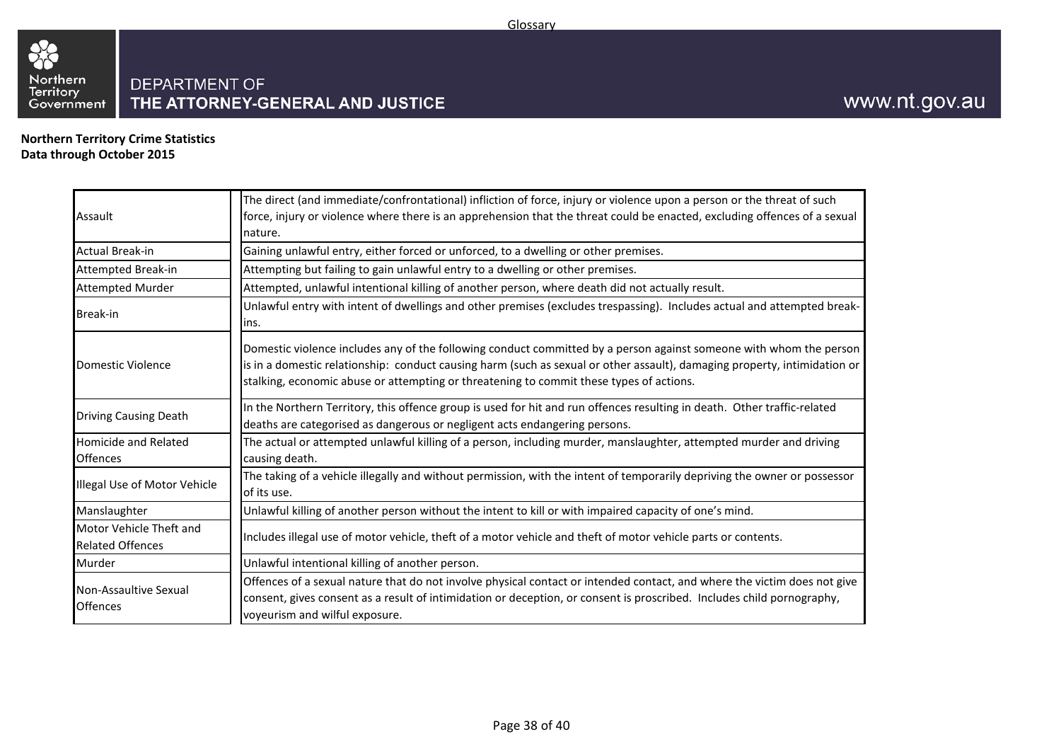Glossary

DEPARTMENT OF
THE ATTORNEY-GENERAL AND JUSTICE

www.nt.gov.au

**Northern Territory Crime Statistics**
**Data through October 2015**

| Term | Definition |
|---|---|
| Assault | The direct (and immediate/confrontational) infliction of force, injury or violence upon a person or the threat of such force, injury or violence where there is an apprehension that the threat could be enacted, excluding offences of a sexual nature. |
| Actual Break-in | Gaining unlawful entry, either forced or unforced, to a dwelling or other premises. |
| Attempted Break-in | Attempting but failing to gain unlawful entry to a dwelling or other premises. |
| Attempted Murder | Attempted, unlawful intentional killing of another person, where death did not actually result. |
| Break-in | Unlawful entry with intent of dwellings and other premises (excludes trespassing). Includes actual and attempted break-ins. |
| Domestic Violence | Domestic violence includes any of the following conduct committed by a person against someone with whom the person is in a domestic relationship: conduct causing harm (such as sexual or other assault), damaging property, intimidation or stalking, economic abuse or attempting or threatening to commit these types of actions. |
| Driving Causing Death | In the Northern Territory, this offence group is used for hit and run offences resulting in death. Other traffic-related deaths are categorised as dangerous or negligent acts endangering persons. |
| Homicide and Related Offences | The actual or attempted unlawful killing of a person, including murder, manslaughter, attempted murder and driving causing death. |
| Illegal Use of Motor Vehicle | The taking of a vehicle illegally and without permission, with the intent of temporarily depriving the owner or possessor of its use. |
| Manslaughter | Unlawful killing of another person without the intent to kill or with impaired capacity of one's mind. |
| Motor Vehicle Theft and Related Offences | Includes illegal use of motor vehicle, theft of a motor vehicle and theft of motor vehicle parts or contents. |
| Murder | Unlawful intentional killing of another person. |
| Non-Assaultive Sexual Offences | Offences of a sexual nature that do not involve physical contact or intended contact, and where the victim does not give consent, gives consent as a result of intimidation or deception, or consent is proscribed. Includes child pornography, voyeurism and wilful exposure. |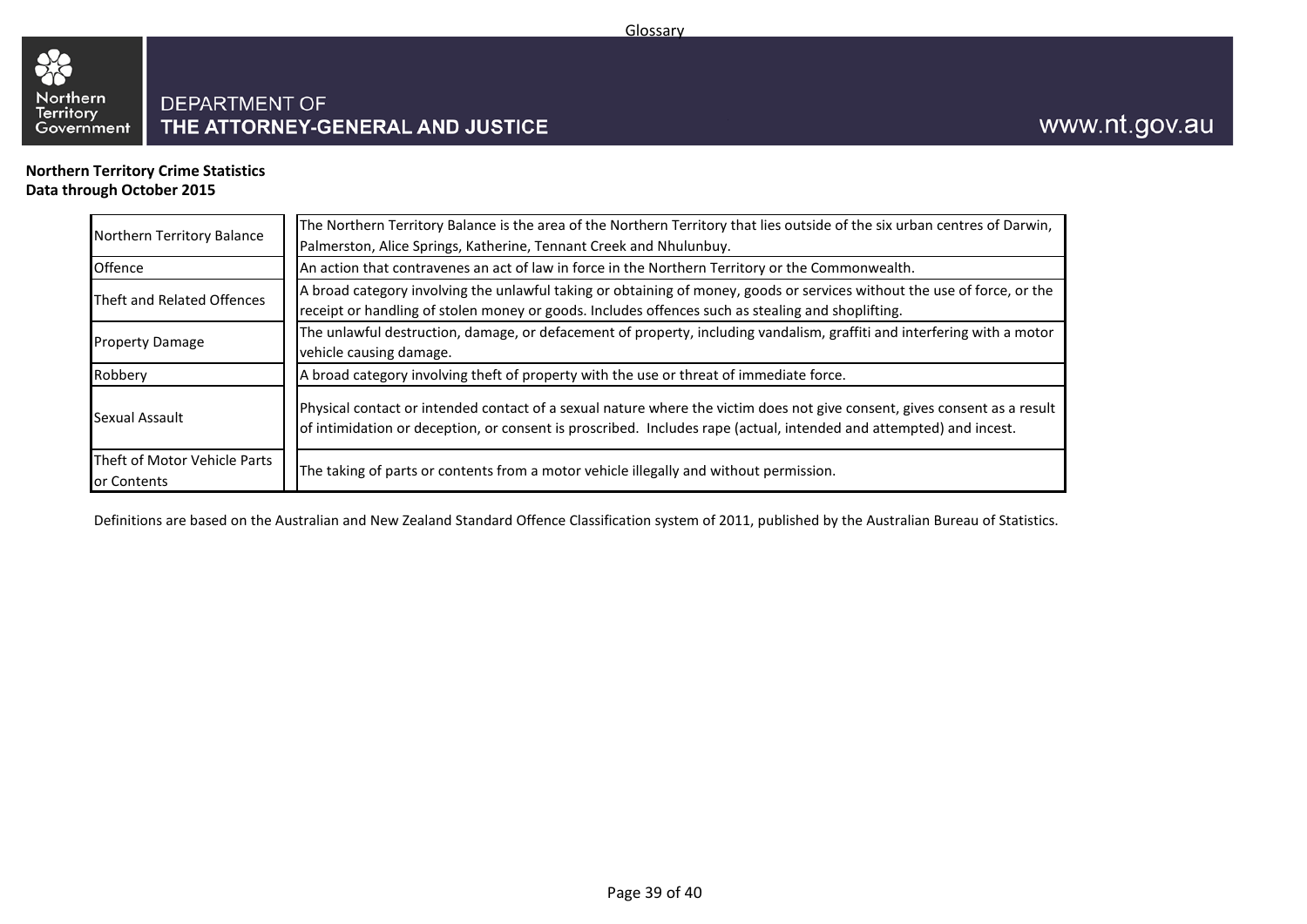# Glossary

DEPARTMENT OF
**THE ATTORNEY-GENERAL AND JUSTICE**

www.nt.gov.au

**Northern Territory Crime Statistics**
**Data through October 2015**

| Term | Definition |
|---|---|
| Northern Territory Balance | The Northern Territory Balance is the area of the Northern Territory that lies outside of the six urban centres of Darwin, Palmerston, Alice Springs, Katherine, Tennant Creek and Nhulunbuy. |
| Offence | An action that contravenes an act of law in force in the Northern Territory or the Commonwealth. |
| Theft and Related Offences | A broad category involving the unlawful taking or obtaining of money, goods or services without the use of force, or the receipt or handling of stolen money or goods. Includes offences such as stealing and shoplifting. |
| Property Damage | The unlawful destruction, damage, or defacement of property, including vandalism, graffiti and interfering with a motor vehicle causing damage. |
| Robbery | A broad category involving theft of property with the use or threat of immediate force. |
| Sexual Assault | Physical contact or intended contact of a sexual nature where the victim does not give consent, gives consent as a result of intimidation or deception, or consent is proscribed. Includes rape (actual, intended and attempted) and incest. |
| Theft of Motor Vehicle Parts or Contents | The taking of parts or contents from a motor vehicle illegally and without permission. |

Definitions are based on the Australian and New Zealand Standard Offence Classification system of 2011, published by the Australian Bureau of Statistics.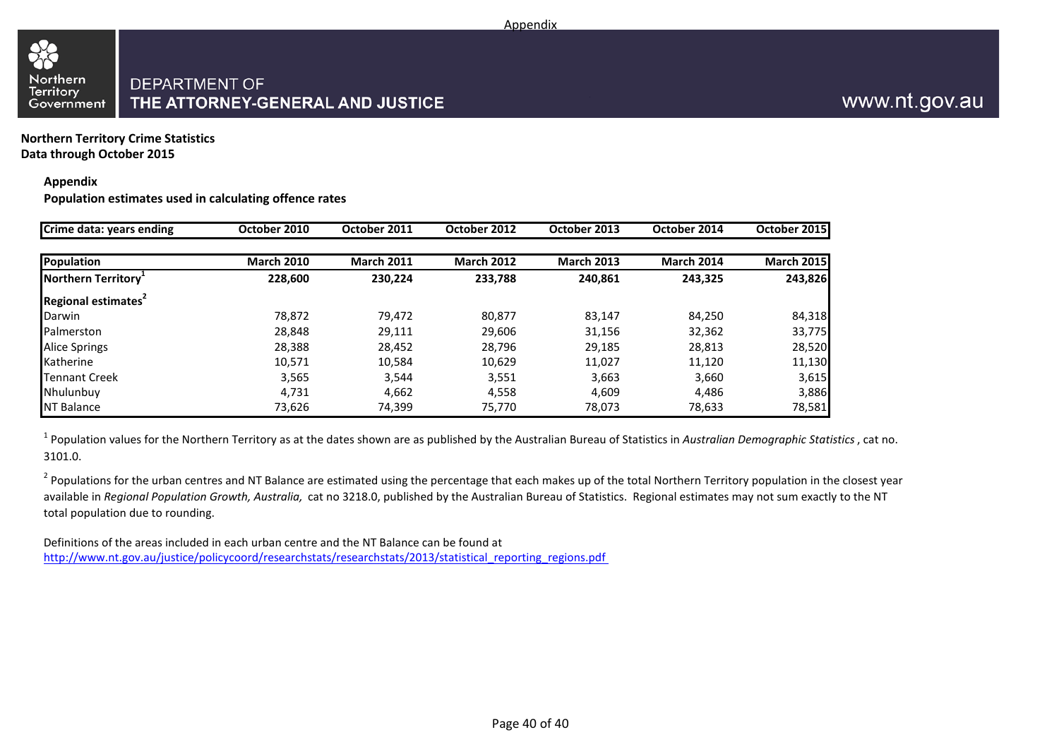DEPARTMENT OF
THE ATTORNEY-GENERAL AND JUSTICE

www.nt.gov.au

**Northern Territory Crime Statistics**
**Data through October 2015**

### Appendix

**Population estimates used in calculating offence rates**

| Crime data: years ending | October 2010 | October 2011 | October 2012 | October 2013 | October 2014 | October 2015 |
|---|---|---|---|---|---|---|
| **Population** | **March 2010** | **March 2011** | **March 2012** | **March 2013** | **March 2014** | **March 2015** |
| **Northern Territory[1]** | **228,600** | **230,224** | **233,788** | **240,861** | **243,325** | **243,826** |
| **Regional estimates[2]** | | | | | | |
| Darwin | 78,872 | 79,472 | 80,877 | 83,147 | 84,250 | 84,318 |
| Palmerston | 28,848 | 29,111 | 29,606 | 31,156 | 32,362 | 33,775 |
| Alice Springs | 28,388 | 28,452 | 28,796 | 29,185 | 28,813 | 28,520 |
| Katherine | 10,571 | 10,584 | 10,629 | 11,027 | 11,120 | 11,130 |
| Tennant Creek | 3,565 | 3,544 | 3,551 | 3,663 | 3,660 | 3,615 |
| Nhulunbuy | 4,731 | 4,662 | 4,558 | 4,609 | 4,486 | 3,886 |
| NT Balance | 73,626 | 74,399 | 75,770 | 78,073 | 78,633 | 78,581 |

[1] Population values for the Northern Territory as at the dates shown are as published by the Australian Bureau of Statistics in *Australian Demographic Statistics* , cat no. 3101.0.

[2] Populations for the urban centres and NT Balance are estimated using the percentage that each makes up of the total Northern Territory population in the closest year available in *Regional Population Growth, Australia,* cat no 3218.0, published by the Australian Bureau of Statistics. Regional estimates may not sum exactly to the NT total population due to rounding.

Definitions of the areas included in each urban centre and the NT Balance can be found at
http://www.nt.gov.au/justice/policycoord/researchstats/researchstats/2013/statistical_reporting_regions.pdf